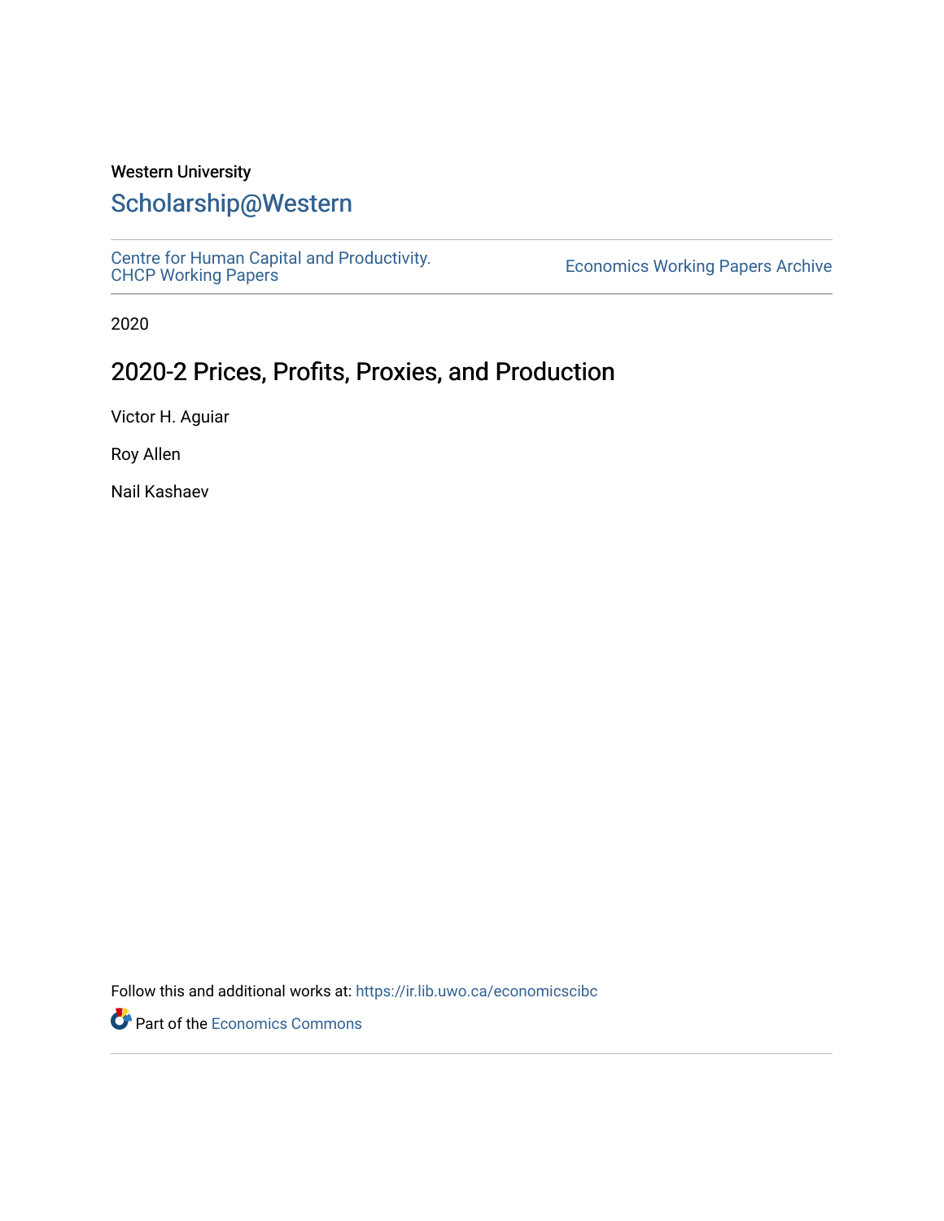Western University

# Scholarship@Western

Centre for Human Capital and Productivity. CHCP Working Papers

Economics Working Papers Archive

2020

## 2020-2 Prices, Profits, Proxies, and Production

Victor H. Aguiar

Roy Allen

Nail Kashaev

Follow this and additional works at: https://ir.lib.uwo.ca/economicscibc

Part of the Economics Commons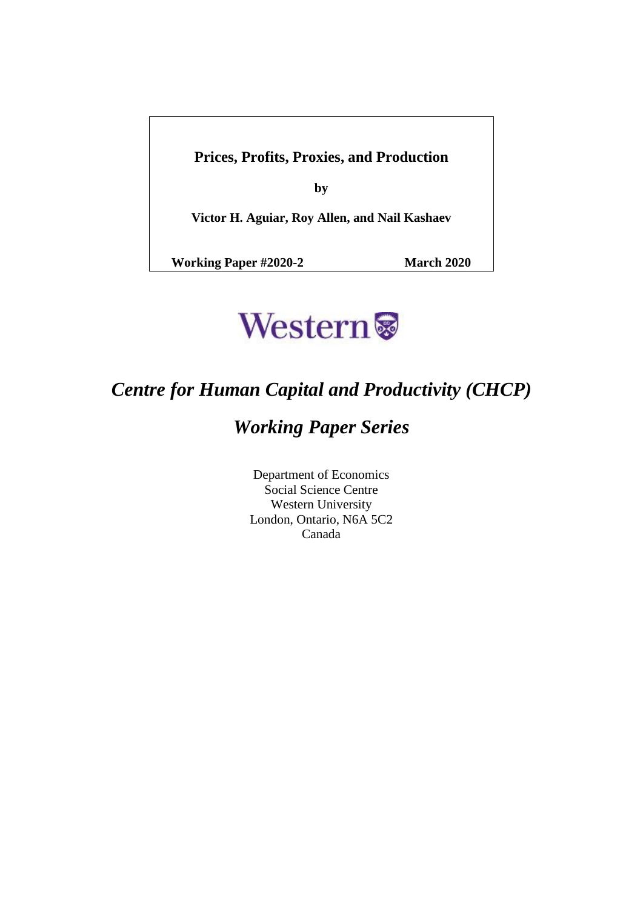**Prices, Profits, Proxies, and Production**

**by**

**Victor H. Aguiar, Roy Allen, and Nail Kashaev**

**Working Paper #2020-2** **March 2020**

Western

# *Centre for Human Capital and Productivity (CHCP)*

## *Working Paper Series*

Department of Economics
Social Science Centre
Western University
London, Ontario, N6A 5C2
Canada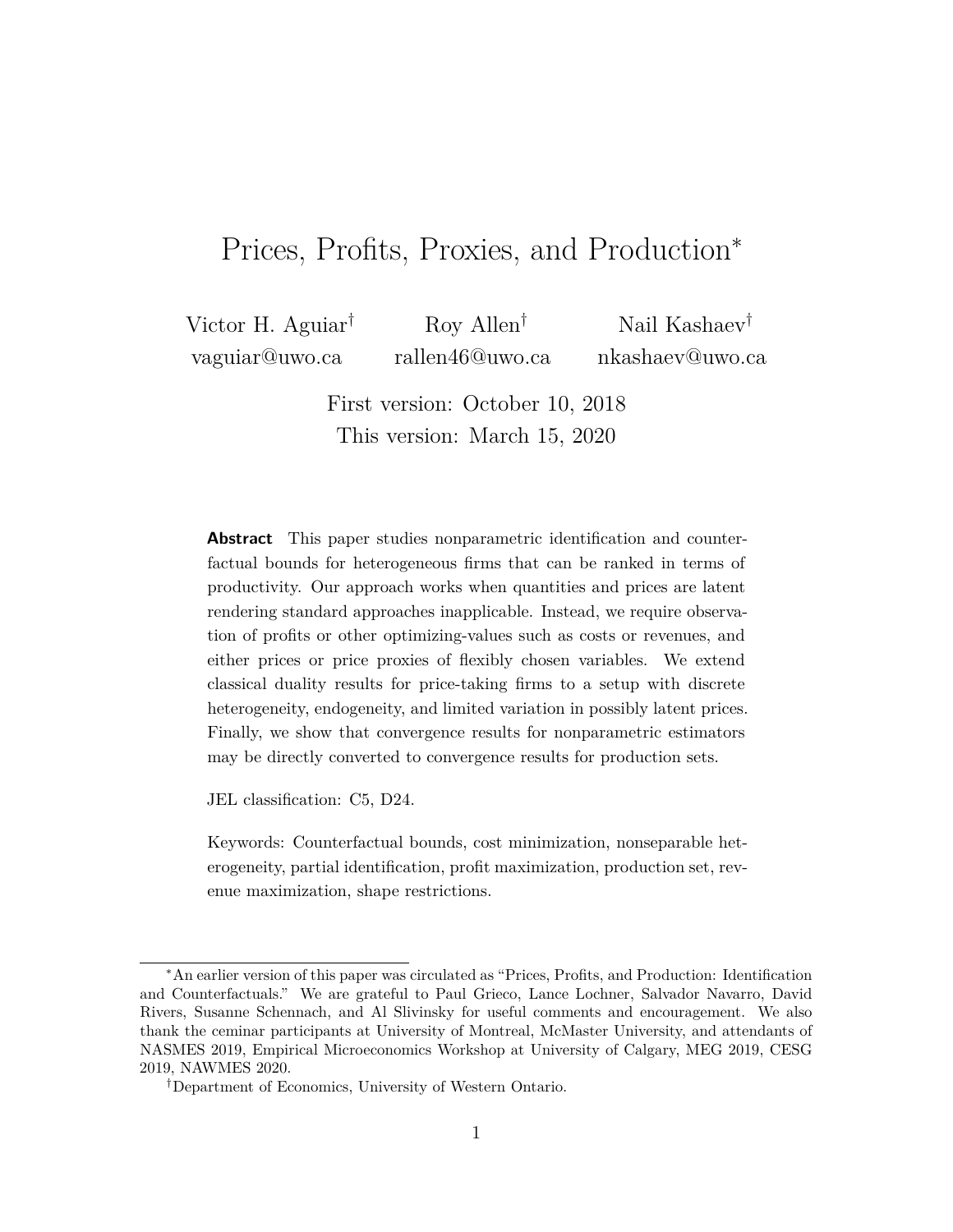# Prices, Profits, Proxies, and Production*

Victor H. Aguiar† Roy Allen† Nail Kashaev†

vaguiar@uwo.ca rallen46@uwo.ca nkashaev@uwo.ca

First version: October 10, 2018

This version: March 15, 2020

**Abstract** This paper studies nonparametric identification and counterfactual bounds for heterogeneous firms that can be ranked in terms of productivity. Our approach works when quantities and prices are latent rendering standard approaches inapplicable. Instead, we require observation of profits or other optimizing-values such as costs or revenues, and either prices or price proxies of flexibly chosen variables. We extend classical duality results for price-taking firms to a setup with discrete heterogeneity, endogeneity, and limited variation in possibly latent prices. Finally, we show that convergence results for nonparametric estimators may be directly converted to convergence results for production sets.

JEL classification: C5, D24.

Keywords: Counterfactual bounds, cost minimization, nonseparable heterogeneity, partial identification, profit maximization, production set, revenue maximization, shape restrictions.

---

*An earlier version of this paper was circulated as "Prices, Profits, and Production: Identification and Counterfactuals." We are grateful to Paul Grieco, Lance Lochner, Salvador Navarro, David Rivers, Susanne Schennach, and Al Slivinsky for useful comments and encouragement. We also thank the ceminar participants at University of Montreal, McMaster University, and attendants of NASMES 2019, Empirical Microeconomics Workshop at University of Calgary, MEG 2019, CESG 2019, NAWMES 2020.

†Department of Economics, University of Western Ontario.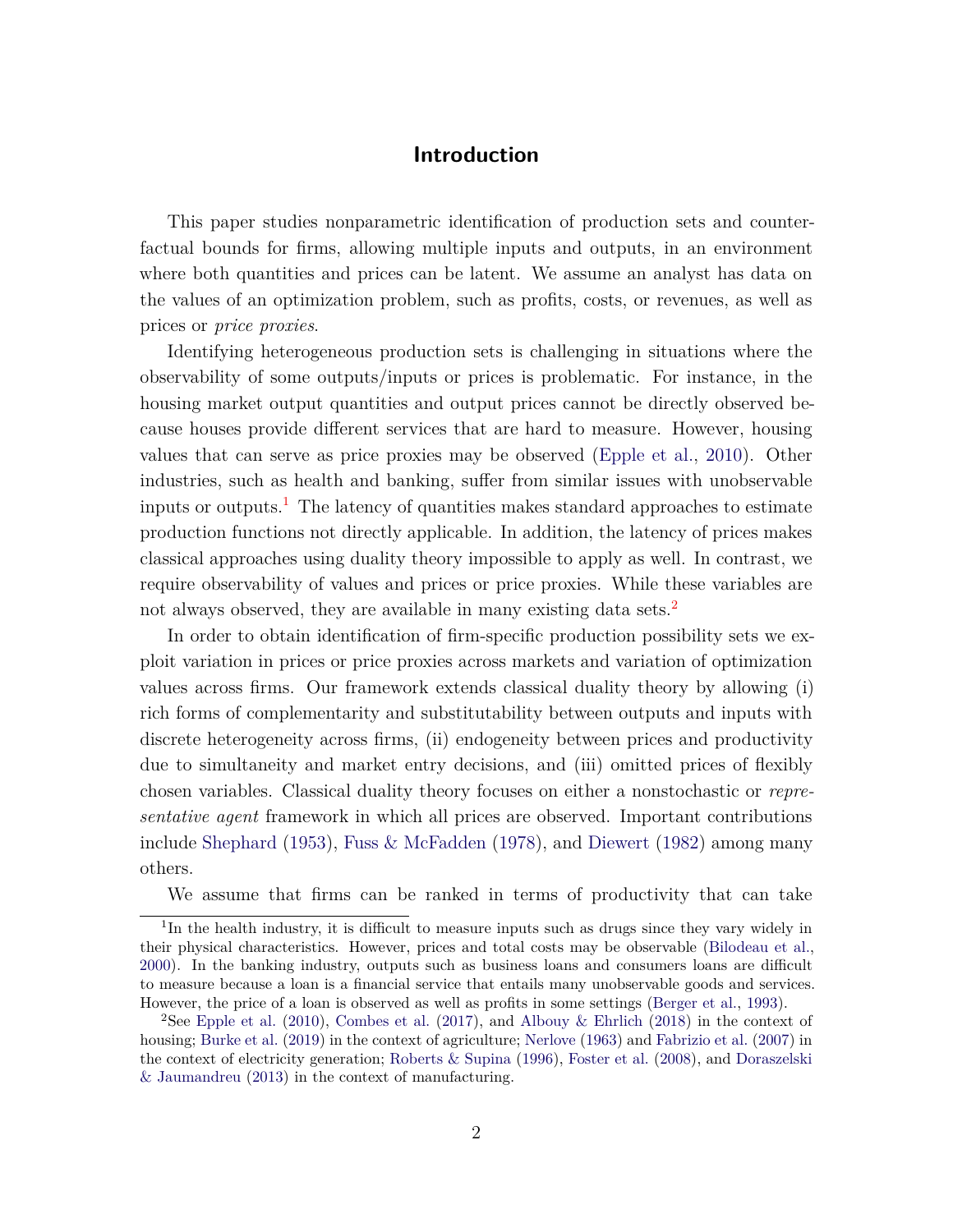## Introduction

This paper studies nonparametric identification of production sets and counterfactual bounds for firms, allowing multiple inputs and outputs, in an environment where both quantities and prices can be latent. We assume an analyst has data on the values of an optimization problem, such as profits, costs, or revenues, as well as prices or *price proxies*.

Identifying heterogeneous production sets is challenging in situations where the observability of some outputs/inputs or prices is problematic. For instance, in the housing market output quantities and output prices cannot be directly observed because houses provide different services that are hard to measure. However, housing values that can serve as price proxies may be observed (Epple et al., 2010). Other industries, such as health and banking, suffer from similar issues with unobservable inputs or outputs.[1] The latency of quantities makes standard approaches to estimate production functions not directly applicable. In addition, the latency of prices makes classical approaches using duality theory impossible to apply as well. In contrast, we require observability of values and prices or price proxies. While these variables are not always observed, they are available in many existing data sets.[2]

In order to obtain identification of firm-specific production possibility sets we exploit variation in prices or price proxies across markets and variation of optimization values across firms. Our framework extends classical duality theory by allowing (i) rich forms of complementarity and substitutability between outputs and inputs with discrete heterogeneity across firms, (ii) endogeneity between prices and productivity due to simultaneity and market entry decisions, and (iii) omitted prices of flexibly chosen variables. Classical duality theory focuses on either a nonstochastic or *representative agent* framework in which all prices are observed. Important contributions include Shephard (1953), Fuss & McFadden (1978), and Diewert (1982) among many others.

We assume that firms can be ranked in terms of productivity that can take

---

[1] In the health industry, it is difficult to measure inputs such as drugs since they vary widely in their physical characteristics. However, prices and total costs may be observable (Bilodeau et al., 2000). In the banking industry, outputs such as business loans and consumers loans are difficult to measure because a loan is a financial service that entails many unobservable goods and services. However, the price of a loan is observed as well as profits in some settings (Berger et al., 1993).

[2] See Epple et al. (2010), Combes et al. (2017), and Albouy & Ehrlich (2018) in the context of housing; Burke et al. (2019) in the context of agriculture; Nerlove (1963) and Fabrizio et al. (2007) in the context of electricity generation; Roberts & Supina (1996), Foster et al. (2008), and Doraszelski & Jaumandreu (2013) in the context of manufacturing.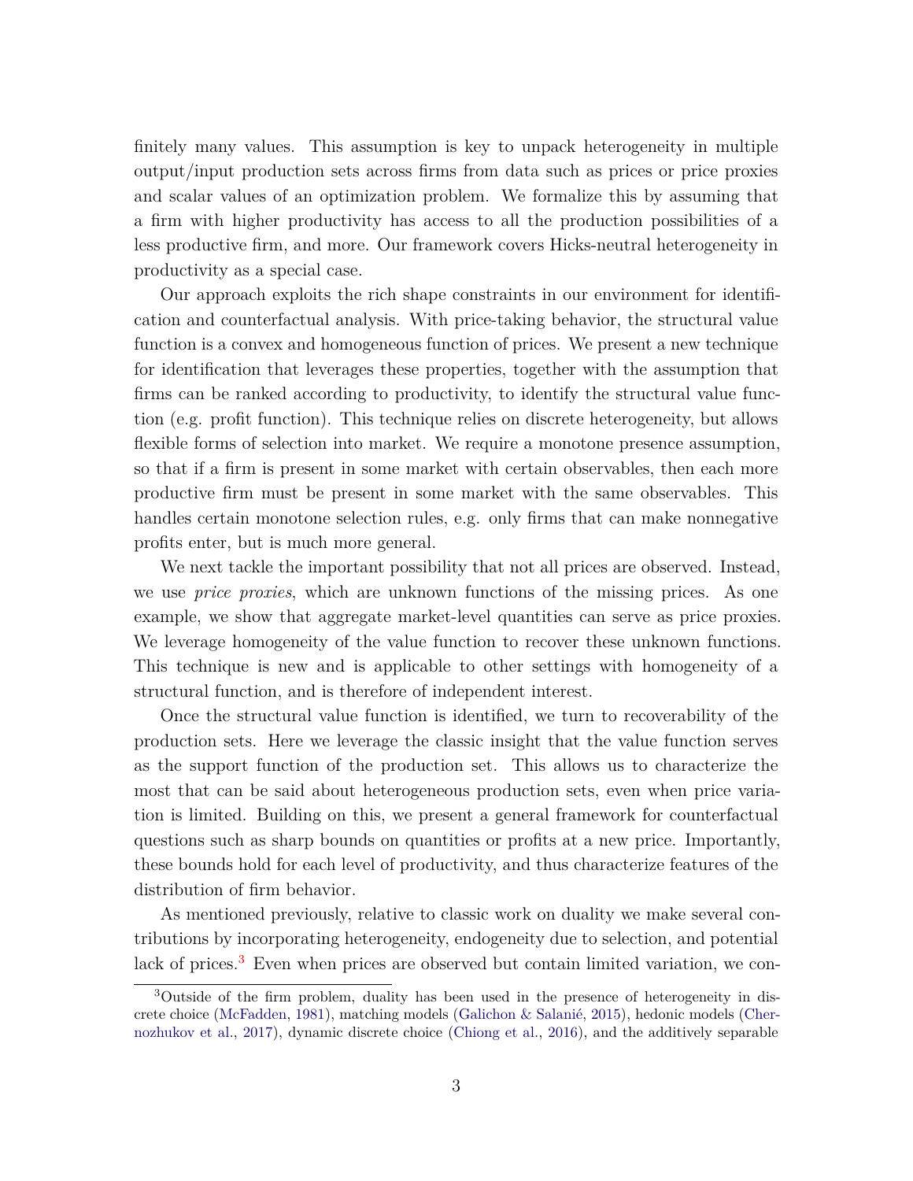finitely many values. This assumption is key to unpack heterogeneity in multiple output/input production sets across firms from data such as prices or price proxies and scalar values of an optimization problem. We formalize this by assuming that a firm with higher productivity has access to all the production possibilities of a less productive firm, and more. Our framework covers Hicks-neutral heterogeneity in productivity as a special case.

Our approach exploits the rich shape constraints in our environment for identification and counterfactual analysis. With price-taking behavior, the structural value function is a convex and homogeneous function of prices. We present a new technique for identification that leverages these properties, together with the assumption that firms can be ranked according to productivity, to identify the structural value function (e.g. profit function). This technique relies on discrete heterogeneity, but allows flexible forms of selection into market. We require a monotone presence assumption, so that if a firm is present in some market with certain observables, then each more productive firm must be present in some market with the same observables. This handles certain monotone selection rules, e.g. only firms that can make nonnegative profits enter, but is much more general.

We next tackle the important possibility that not all prices are observed. Instead, we use *price proxies*, which are unknown functions of the missing prices. As one example, we show that aggregate market-level quantities can serve as price proxies. We leverage homogeneity of the value function to recover these unknown functions. This technique is new and is applicable to other settings with homogeneity of a structural function, and is therefore of independent interest.

Once the structural value function is identified, we turn to recoverability of the production sets. Here we leverage the classic insight that the value function serves as the support function of the production set. This allows us to characterize the most that can be said about heterogeneous production sets, even when price variation is limited. Building on this, we present a general framework for counterfactual questions such as sharp bounds on quantities or profits at a new price. Importantly, these bounds hold for each level of productivity, and thus characterize features of the distribution of firm behavior.

As mentioned previously, relative to classic work on duality we make several contributions by incorporating heterogeneity, endogeneity due to selection, and potential lack of prices.[3] Even when prices are observed but contain limited variation, we con-

[3]Outside of the firm problem, duality has been used in the presence of heterogeneity in discrete choice (McFadden, 1981), matching models (Galichon & Salanié, 2015), hedonic models (Chernozhukov et al., 2017), dynamic discrete choice (Chiong et al., 2016), and the additively separable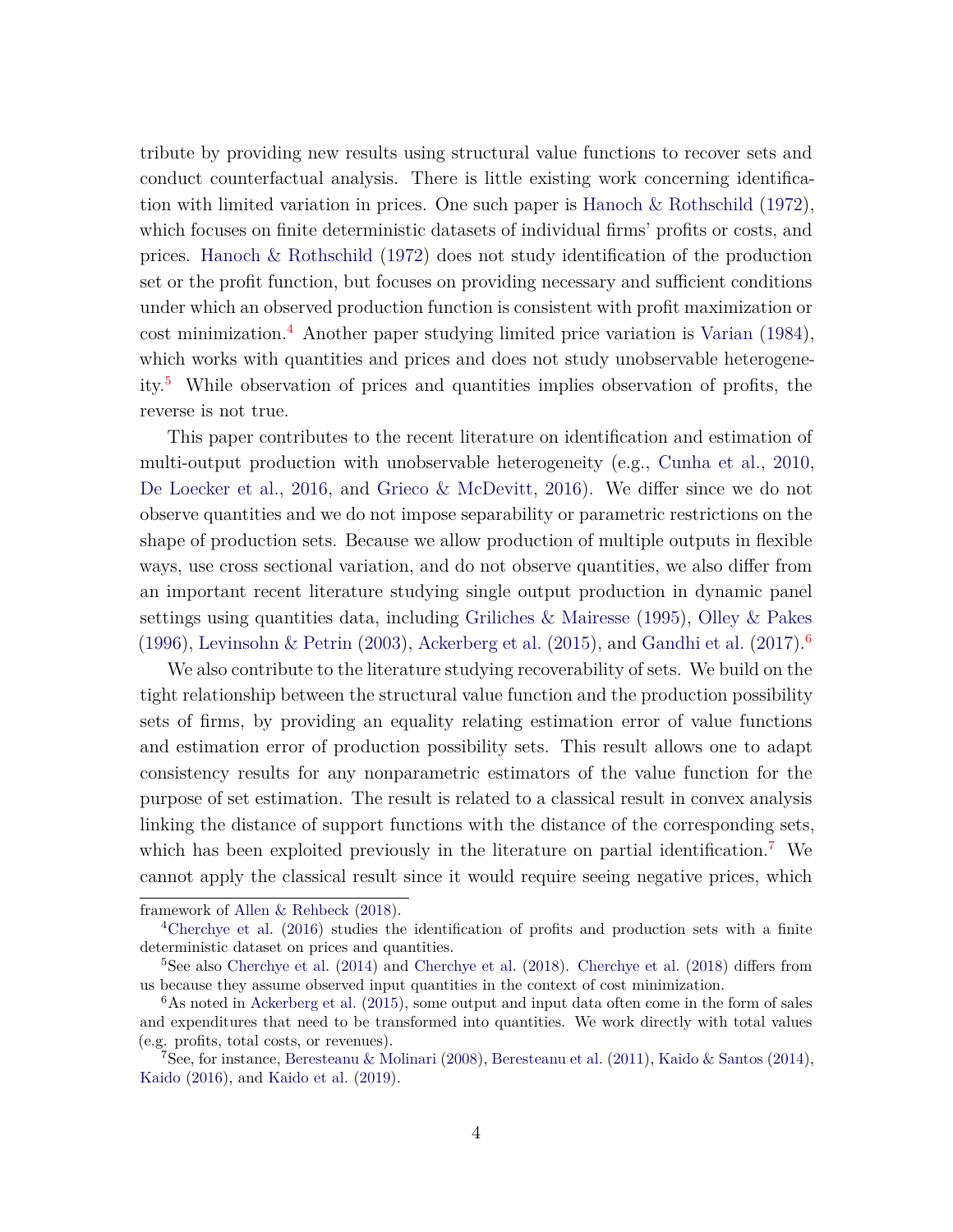tribute by providing new results using structural value functions to recover sets and conduct counterfactual analysis. There is little existing work concerning identification with limited variation in prices. One such paper is Hanoch & Rothschild (1972), which focuses on finite deterministic datasets of individual firms' profits or costs, and prices. Hanoch & Rothschild (1972) does not study identification of the production set or the profit function, but focuses on providing necessary and sufficient conditions under which an observed production function is consistent with profit maximization or cost minimization.[4] Another paper studying limited price variation is Varian (1984), which works with quantities and prices and does not study unobservable heterogeneity.[5] While observation of prices and quantities implies observation of profits, the reverse is not true.

This paper contributes to the recent literature on identification and estimation of multi-output production with unobservable heterogeneity (e.g., Cunha et al., 2010, De Loecker et al., 2016, and Grieco & McDevitt, 2016). We differ since we do not observe quantities and we do not impose separability or parametric restrictions on the shape of production sets. Because we allow production of multiple outputs in flexible ways, use cross sectional variation, and do not observe quantities, we also differ from an important recent literature studying single output production in dynamic panel settings using quantities data, including Griliches & Mairesse (1995), Olley & Pakes (1996), Levinsohn & Petrin (2003), Ackerberg et al. (2015), and Gandhi et al. (2017).[6]

We also contribute to the literature studying recoverability of sets. We build on the tight relationship between the structural value function and the production possibility sets of firms, by providing an equality relating estimation error of value functions and estimation error of production possibility sets. This result allows one to adapt consistency results for any nonparametric estimators of the value function for the purpose of set estimation. The result is related to a classical result in convex analysis linking the distance of support functions with the distance of the corresponding sets, which has been exploited previously in the literature on partial identification.[7] We cannot apply the classical result since it would require seeing negative prices, which

---

framework of Allen & Rehbeck (2018).

[4] Cherchye et al. (2016) studies the identification of profits and production sets with a finite deterministic dataset on prices and quantities.

[5] See also Cherchye et al. (2014) and Cherchye et al. (2018). Cherchye et al. (2018) differs from us because they assume observed input quantities in the context of cost minimization.

[6] As noted in Ackerberg et al. (2015), some output and input data often come in the form of sales and expenditures that need to be transformed into quantities. We work directly with total values (e.g. profits, total costs, or revenues).

[7] See, for instance, Beresteanu & Molinari (2008), Beresteanu et al. (2011), Kaido & Santos (2014), Kaido (2016), and Kaido et al. (2019).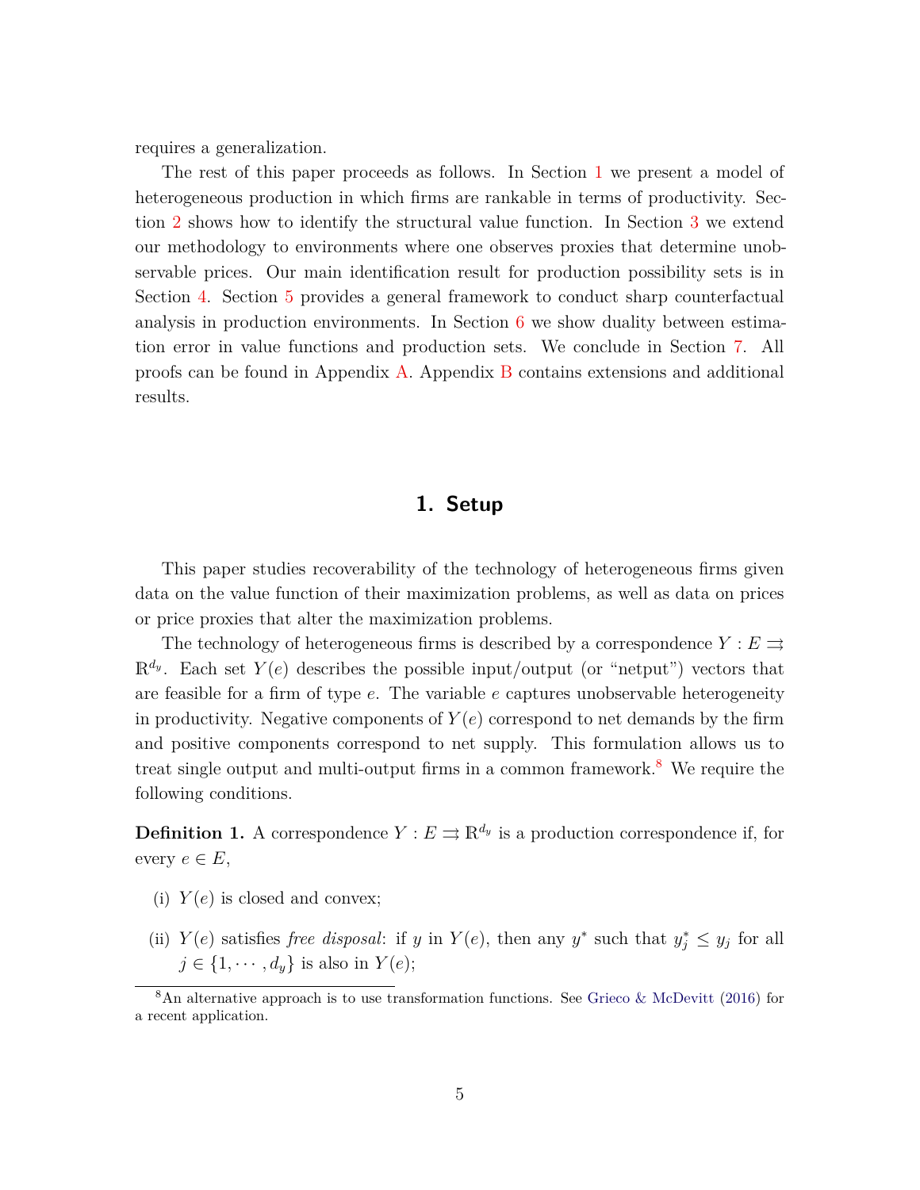requires a generalization.

The rest of this paper proceeds as follows. In Section 1 we present a model of heterogeneous production in which firms are rankable in terms of productivity. Section 2 shows how to identify the structural value function. In Section 3 we extend our methodology to environments where one observes proxies that determine unobservable prices. Our main identification result for production possibility sets is in Section 4. Section 5 provides a general framework to conduct sharp counterfactual analysis in production environments. In Section 6 we show duality between estimation error in value functions and production sets. We conclude in Section 7. All proofs can be found in Appendix A. Appendix B contains extensions and additional results.

## 1. Setup

This paper studies recoverability of the technology of heterogeneous firms given data on the value function of their maximization problems, as well as data on prices or price proxies that alter the maximization problems.

The technology of heterogeneous firms is described by a correspondence $Y : E \rightrightarrows \mathbb{R}^{d_y}$. Each set $Y(e)$ describes the possible input/output (or "netput") vectors that are feasible for a firm of type $e$. The variable $e$ captures unobservable heterogeneity in productivity. Negative components of $Y(e)$ correspond to net demands by the firm and positive components correspond to net supply. This formulation allows us to treat single output and multi-output firms in a common framework.[8] We require the following conditions.

**Definition 1.** A correspondence $Y : E \rightrightarrows \mathbb{R}^{d_y}$ is a production correspondence if, for every $e \in E$,

(i) $Y(e)$ is closed and convex;

(ii) $Y(e)$ satisfies *free disposal*: if $y$ in $Y(e)$, then any $y^*$ such that $y^*_j \leq y_j$ for all $j \in \{1, \cdots, d_y\}$ is also in $Y(e)$;

[8] An alternative approach is to use transformation functions. See Grieco & McDevitt (2016) for a recent application.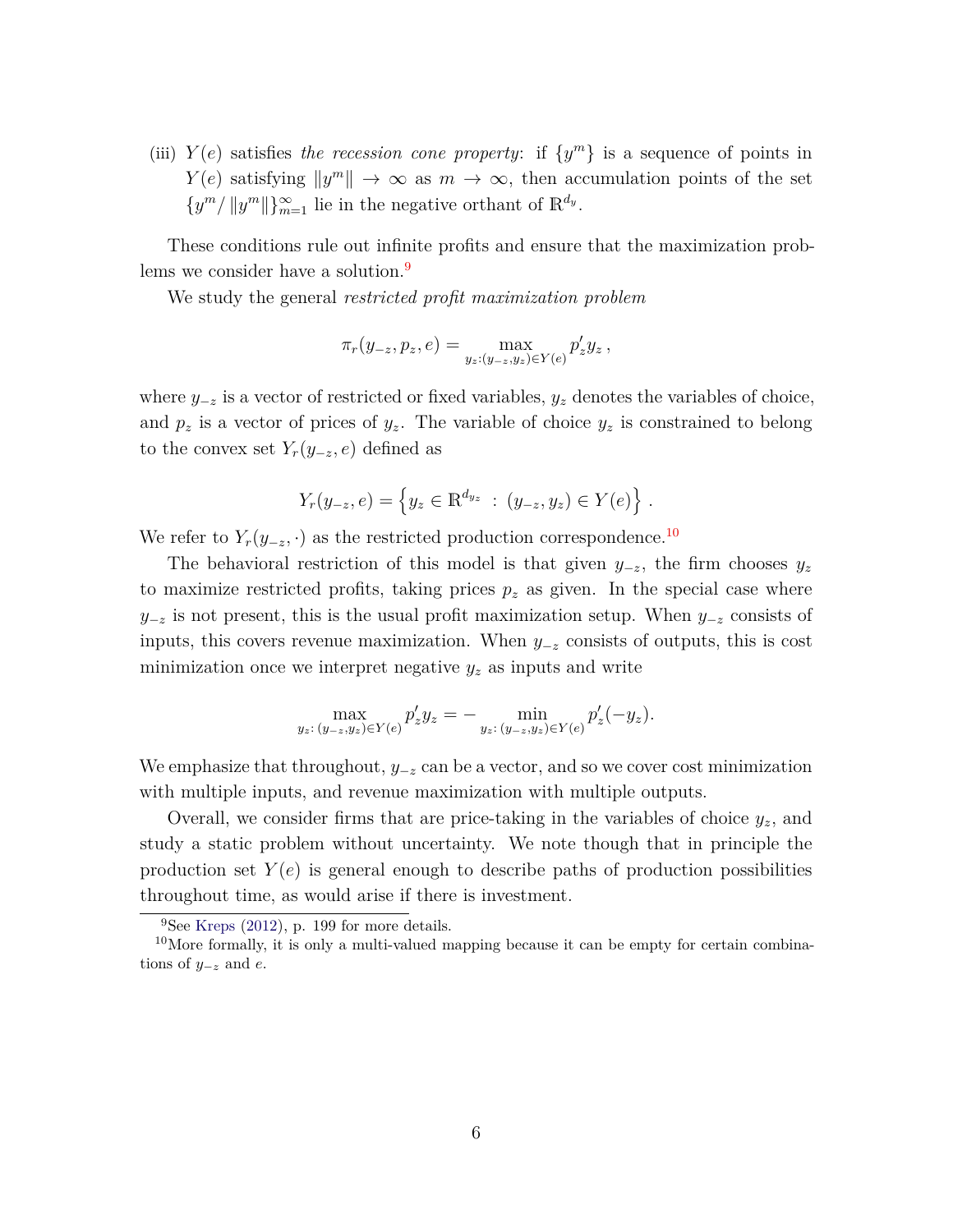(iii) $Y(e)$ satisfies *the recession cone property*: if $\{y^m\}$ is a sequence of points in $Y(e)$ satisfying $\|y^m\| \to \infty$ as $m \to \infty$, then accumulation points of the set $\{y^m / \|y^m\|\}_{m=1}^{\infty}$ lie in the negative orthant of $\mathbb{R}^{d_y}$.

These conditions rule out infinite profits and ensure that the maximization problems we consider have a solution.[9]

We study the general *restricted profit maximization problem*

$$\pi_r(y_{-z}, p_z, e) = \max_{y_z : (y_{-z}, y_z) \in Y(e)} p_z' y_z \,,$$

where $y_{-z}$ is a vector of restricted or fixed variables, $y_z$ denotes the variables of choice, and $p_z$ is a vector of prices of $y_z$. The variable of choice $y_z$ is constrained to belong to the convex set $Y_r(y_{-z}, e)$ defined as

$$Y_r(y_{-z}, e) = \left\{ y_z \in \mathbb{R}^{d_{y_z}} \, : \, (y_{-z}, y_z) \in Y(e) \right\} .$$

We refer to $Y_r(y_{-z}, \cdot)$ as the restricted production correspondence.[10]

The behavioral restriction of this model is that given $y_{-z}$, the firm chooses $y_z$ to maximize restricted profits, taking prices $p_z$ as given. In the special case where $y_{-z}$ is not present, this is the usual profit maximization setup. When $y_{-z}$ consists of inputs, this covers revenue maximization. When $y_{-z}$ consists of outputs, this is cost minimization once we interpret negative $y_z$ as inputs and write

$$\max_{y_z : \, (y_{-z}, y_z) \in Y(e)} p_z' y_z = - \min_{y_z : \, (y_{-z}, y_z) \in Y(e)} p_z'(-y_z).$$

We emphasize that throughout, $y_{-z}$ can be a vector, and so we cover cost minimization with multiple inputs, and revenue maximization with multiple outputs.

Overall, we consider firms that are price-taking in the variables of choice $y_z$, and study a static problem without uncertainty. We note though that in principle the production set $Y(e)$ is general enough to describe paths of production possibilities throughout time, as would arise if there is investment.

[9] See Kreps (2012), p. 199 for more details.

[10] More formally, it is only a multi-valued mapping because it can be empty for certain combinations of $y_{-z}$ and $e$.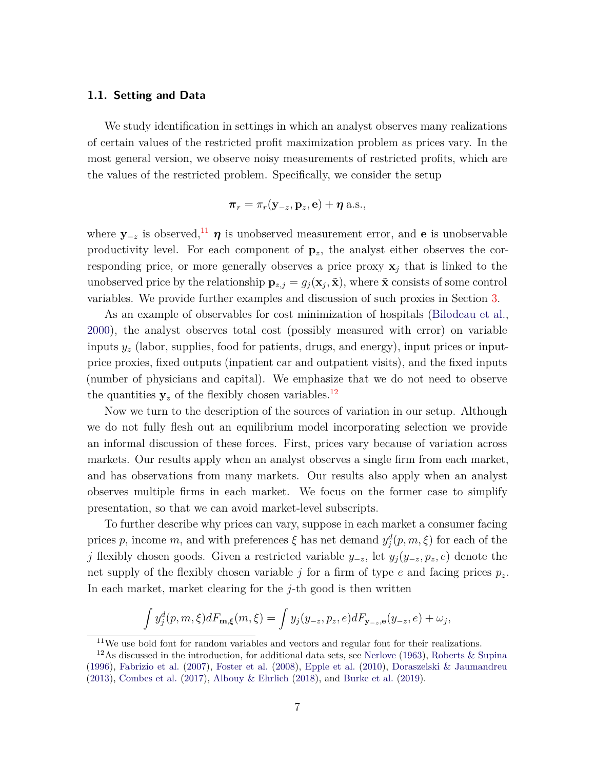### 1.1. Setting and Data

We study identification in settings in which an analyst observes many realizations of certain values of the restricted profit maximization problem as prices vary. In the most general version, we observe noisy measurements of restricted profits, which are the values of the restricted problem. Specifically, we consider the setup

$$\boldsymbol{\pi}_r = \pi_r(\mathbf{y}_{-z}, \mathbf{p}_z, \mathbf{e}) + \boldsymbol{\eta} \text{ a.s.},$$

where $\mathbf{y}_{-z}$ is observed,[11] $\boldsymbol{\eta}$ is unobserved measurement error, and $\mathbf{e}$ is unobservable productivity level. For each component of $\mathbf{p}_z$, the analyst either observes the corresponding price, or more generally observes a price proxy $\mathbf{x}_j$ that is linked to the unobserved price by the relationship $\mathbf{p}_{z,j} = g_j(\mathbf{x}_j, \tilde{\mathbf{x}})$, where $\tilde{\mathbf{x}}$ consists of some control variables. We provide further examples and discussion of such proxies in Section 3.

As an example of observables for cost minimization of hospitals (Bilodeau et al., 2000), the analyst observes total cost (possibly measured with error) on variable inputs $y_z$ (labor, supplies, food for patients, drugs, and energy), input prices or input-price proxies, fixed outputs (inpatient car and outpatient visits), and the fixed inputs (number of physicians and capital). We emphasize that we do not need to observe the quantities $\mathbf{y}_z$ of the flexibly chosen variables.[12]

Now we turn to the description of the sources of variation in our setup. Although we do not fully flesh out an equilibrium model incorporating selection we provide an informal discussion of these forces. First, prices vary because of variation across markets. Our results apply when an analyst observes a single firm from each market, and has observations from many markets. Our results also apply when an analyst observes multiple firms in each market. We focus on the former case to simplify presentation, so that we can avoid market-level subscripts.

To further describe why prices can vary, suppose in each market a consumer facing prices $p$, income $m$, and with preferences $\xi$ has net demand $y_j^d(p, m, \xi)$ for each of the $j$ flexibly chosen goods. Given a restricted variable $y_{-z}$, let $y_j(y_{-z}, p_z, e)$ denote the net supply of the flexibly chosen variable $j$ for a firm of type $e$ and facing prices $p_z$. In each market, market clearing for the $j$-th good is then written

$$\int y_j^d(p, m, \xi) dF_{\mathbf{m},\boldsymbol{\xi}}(m, \xi) = \int y_j(y_{-z}, p_z, e) dF_{\mathbf{y}_{-z},\mathbf{e}}(y_{-z}, e) + \omega_j,$$

[11] We use bold font for random variables and vectors and regular font for their realizations.

[12] As discussed in the introduction, for additional data sets, see Nerlove (1963), Roberts & Supina (1996), Fabrizio et al. (2007), Foster et al. (2008), Epple et al. (2010), Doraszelski & Jaumandreu (2013), Combes et al. (2017), Albouy & Ehrlich (2018), and Burke et al. (2019).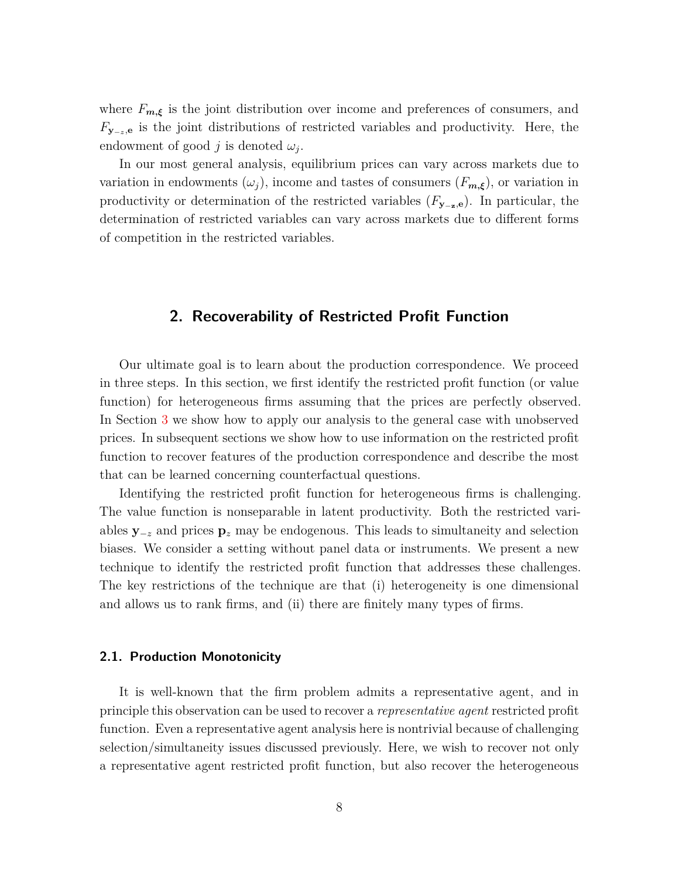where $F_{\boldsymbol{m},\boldsymbol{\xi}}$ is the joint distribution over income and preferences of consumers, and $F_{\mathbf{y}_{-z},\mathbf{e}}$ is the joint distributions of restricted variables and productivity. Here, the endowment of good $j$ is denoted $\omega_j$.

In our most general analysis, equilibrium prices can vary across markets due to variation in endowments ($\omega_j$), income and tastes of consumers ($F_{\boldsymbol{m},\boldsymbol{\xi}}$), or variation in productivity or determination of the restricted variables ($F_{\mathbf{y}_{-\mathbf{z}},\mathbf{e}}$). In particular, the determination of restricted variables can vary across markets due to different forms of competition in the restricted variables.

## 2. Recoverability of Restricted Profit Function

Our ultimate goal is to learn about the production correspondence. We proceed in three steps. In this section, we first identify the restricted profit function (or value function) for heterogeneous firms assuming that the prices are perfectly observed. In Section 3 we show how to apply our analysis to the general case with unobserved prices. In subsequent sections we show how to use information on the restricted profit function to recover features of the production correspondence and describe the most that can be learned concerning counterfactual questions.

Identifying the restricted profit function for heterogeneous firms is challenging. The value function is nonseparable in latent productivity. Both the restricted variables $\mathbf{y}_{-z}$ and prices $\mathbf{p}_z$ may be endogenous. This leads to simultaneity and selection biases. We consider a setting without panel data or instruments. We present a new technique to identify the restricted profit function that addresses these challenges. The key restrictions of the technique are that (i) heterogeneity is one dimensional and allows us to rank firms, and (ii) there are finitely many types of firms.

### 2.1. Production Monotonicity

It is well-known that the firm problem admits a representative agent, and in principle this observation can be used to recover a *representative agent* restricted profit function. Even a representative agent analysis here is nontrivial because of challenging selection/simultaneity issues discussed previously. Here, we wish to recover not only a representative agent restricted profit function, but also recover the heterogeneous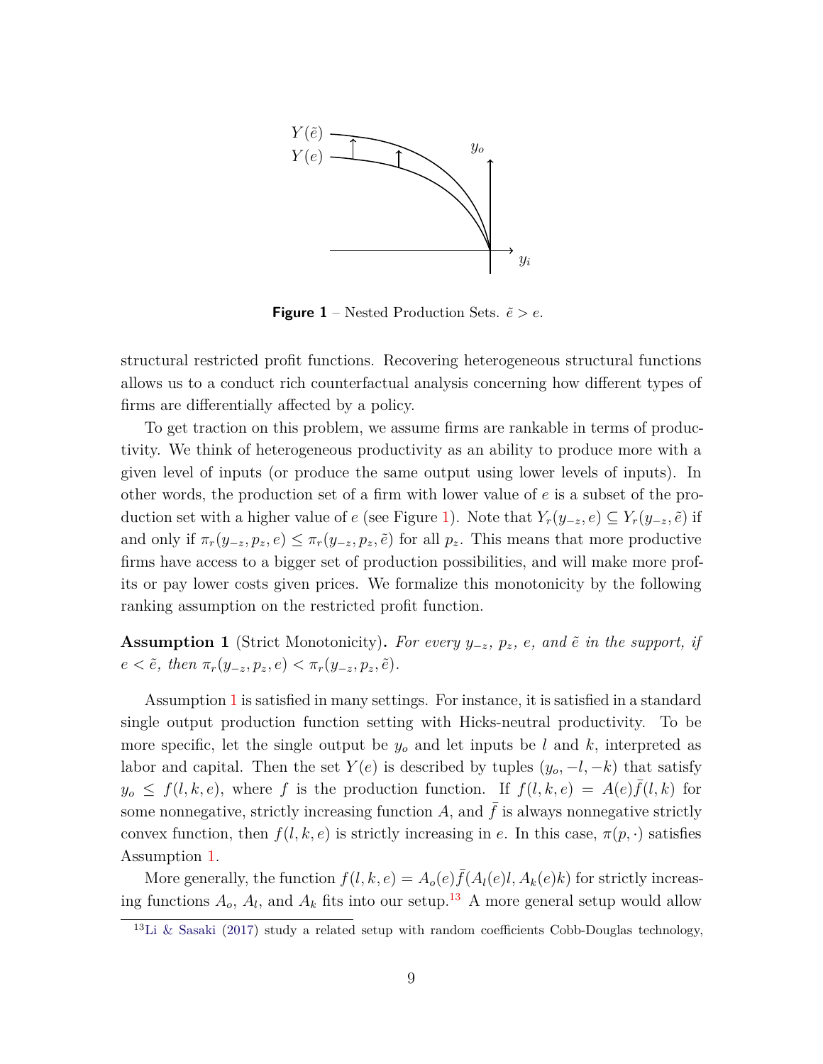**Figure 1** – Nested Production Sets. $\tilde{e} > e$.

structural restricted profit functions. Recovering heterogeneous structural functions allows us to a conduct rich counterfactual analysis concerning how different types of firms are differentially affected by a policy.

To get traction on this problem, we assume firms are rankable in terms of productivity. We think of heterogeneous productivity as an ability to produce more with a given level of inputs (or produce the same output using lower levels of inputs). In other words, the production set of a firm with lower value of $e$ is a subset of the production set with a higher value of $e$ (see Figure 1). Note that $Y_r(y_{-z}, e) \subseteq Y_r(y_{-z}, \tilde{e})$ if and only if $\pi_r(y_{-z}, p_z, e) \leq \pi_r(y_{-z}, p_z, \tilde{e})$ for all $p_z$. This means that more productive firms have access to a bigger set of production possibilities, and will make more profits or pay lower costs given prices. We formalize this monotonicity by the following ranking assumption on the restricted profit function.

**Assumption 1** (Strict Monotonicity)**.** *For every $y_{-z}$, $p_z$, $e$, and $\tilde{e}$ in the support, if $e < \tilde{e}$, then $\pi_r(y_{-z}, p_z, e) < \pi_r(y_{-z}, p_z, \tilde{e})$.*

Assumption 1 is satisfied in many settings. For instance, it is satisfied in a standard single output production function setting with Hicks-neutral productivity. To be more specific, let the single output be $y_o$ and let inputs be $l$ and $k$, interpreted as labor and capital. Then the set $Y(e)$ is described by tuples $(y_o, -l, -k)$ that satisfy $y_o \leq f(l, k, e)$, where $f$ is the production function. If $f(l, k, e) = A(e)\bar{f}(l, k)$ for some nonnegative, strictly increasing function $A$, and $\bar{f}$ is always nonnegative strictly convex function, then $f(l, k, e)$ is strictly increasing in $e$. In this case, $\pi(p, \cdot)$ satisfies Assumption 1.

More generally, the function $f(l, k, e) = A_o(e)\bar{f}(A_l(e)l, A_k(e)k)$ for strictly increasing functions $A_o$, $A_l$, and $A_k$ fits into our setup.[13] A more general setup would allow

[13] Li & Sasaki (2017) study a related setup with random coefficients Cobb-Douglas technology,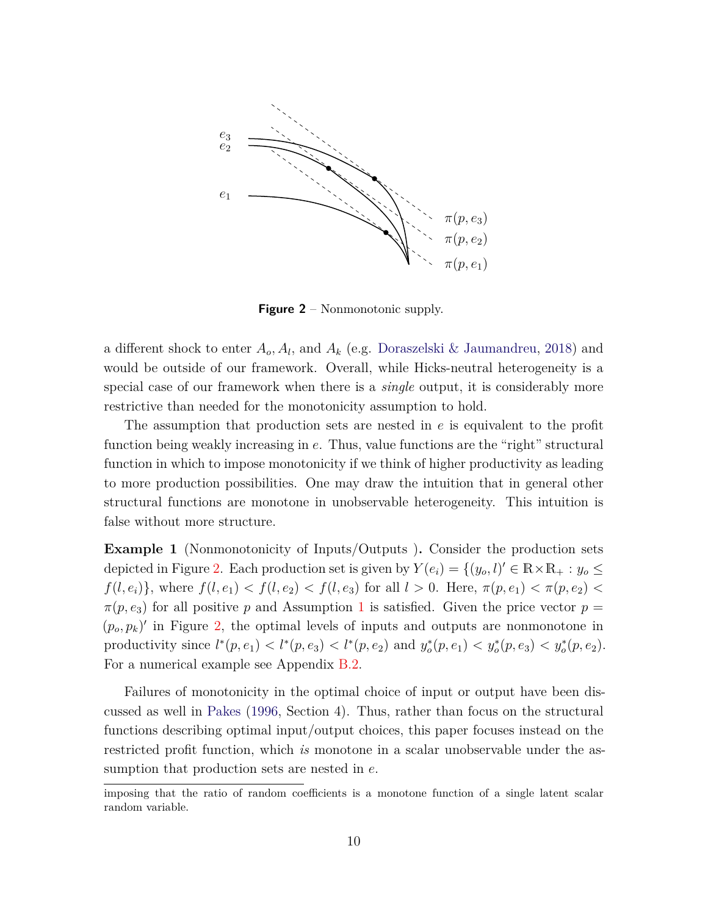**Figure 2** – Nonmonotonic supply.

a different shock to enter $A_o$, $A_l$, and $A_k$ (e.g. Doraszelski & Jaumandreu, 2018) and would be outside of our framework. Overall, while Hicks-neutral heterogeneity is a special case of our framework when there is a *single* output, it is considerably more restrictive than needed for the monotonicity assumption to hold.

The assumption that production sets are nested in $e$ is equivalent to the profit function being weakly increasing in $e$. Thus, value functions are the "right" structural function in which to impose monotonicity if we think of higher productivity as leading to more production possibilities. One may draw the intuition that in general other structural functions are monotone in unobservable heterogeneity. This intuition is false without more structure.

**Example 1** (Nonmonotonicity of Inputs/Outputs ). Consider the production sets depicted in Figure 2. Each production set is given by $Y(e_i) = \{(y_o, l)' \in \mathbb{R} \times \mathbb{R}_+ : y_o \leq f(l, e_i)\}$, where $f(l, e_1) < f(l, e_2) < f(l, e_3)$ for all $l > 0$. Here, $\pi(p, e_1) < \pi(p, e_2) < \pi(p, e_3)$ for all positive $p$ and Assumption 1 is satisfied. Given the price vector $p = (p_o, p_k)'$ in Figure 2, the optimal levels of inputs and outputs are nonmonotone in productivity since $l^*(p, e_1) < l^*(p, e_3) < l^*(p, e_2)$ and $y_o^*(p, e_1) < y_o^*(p, e_3) < y_o^*(p, e_2)$. For a numerical example see Appendix B.2.

Failures of monotonicity in the optimal choice of input or output have been discussed as well in Pakes (1996, Section 4). Thus, rather than focus on the structural functions describing optimal input/output choices, this paper focuses instead on the restricted profit function, which *is* monotone in a scalar unobservable under the assumption that production sets are nested in $e$.

imposing that the ratio of random coefficients is a monotone function of a single latent scalar random variable.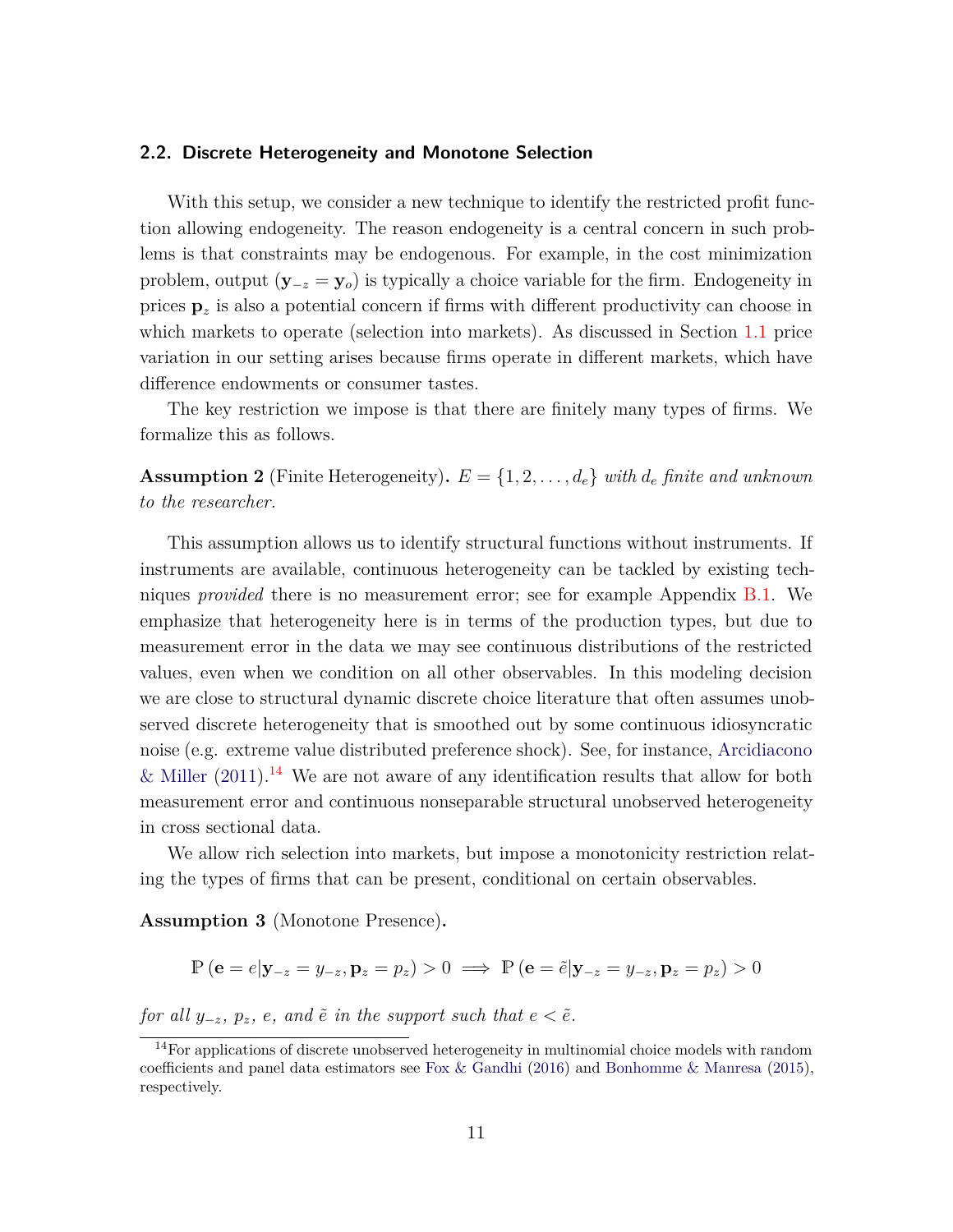### 2.2. Discrete Heterogeneity and Monotone Selection

With this setup, we consider a new technique to identify the restricted profit function allowing endogeneity. The reason endogeneity is a central concern in such problems is that constraints may be endogenous. For example, in the cost minimization problem, output ($\mathbf{y}_{-z} = \mathbf{y}_o$) is typically a choice variable for the firm. Endogeneity in prices $\mathbf{p}_z$ is also a potential concern if firms with different productivity can choose in which markets to operate (selection into markets). As discussed in Section 1.1 price variation in our setting arises because firms operate in different markets, which have difference endowments or consumer tastes.

The key restriction we impose is that there are finitely many types of firms. We formalize this as follows.

**Assumption 2** (Finite Heterogeneity)**.** *$E = \{1, 2, \ldots, d_e\}$ with $d_e$ finite and unknown to the researcher.*

This assumption allows us to identify structural functions without instruments. If instruments are available, continuous heterogeneity can be tackled by existing techniques *provided* there is no measurement error; see for example Appendix B.1. We emphasize that heterogeneity here is in terms of the production types, but due to measurement error in the data we may see continuous distributions of the restricted values, even when we condition on all other observables. In this modeling decision we are close to structural dynamic discrete choice literature that often assumes unobserved discrete heterogeneity that is smoothed out by some continuous idiosyncratic noise (e.g. extreme value distributed preference shock). See, for instance, Arcidiacono & Miller (2011).[14] We are not aware of any identification results that allow for both measurement error and continuous nonseparable structural unobserved heterogeneity in cross sectional data.

We allow rich selection into markets, but impose a monotonicity restriction relating the types of firms that can be present, conditional on certain observables.

**Assumption 3** (Monotone Presence)**.**

$$\mathbb{P}\left(\mathbf{e} = e | \mathbf{y}_{-z} = y_{-z}, \mathbf{p}_z = p_z\right) > 0 \implies \mathbb{P}\left(\mathbf{e} = \tilde{e} | \mathbf{y}_{-z} = y_{-z}, \mathbf{p}_z = p_z\right) > 0$$

*for all $y_{-z}$, $p_z$, $e$, and $\tilde{e}$ in the support such that $e < \tilde{e}$.*

[14] For applications of discrete unobserved heterogeneity in multinomial choice models with random coefficients and panel data estimators see Fox & Gandhi (2016) and Bonhomme & Manresa (2015), respectively.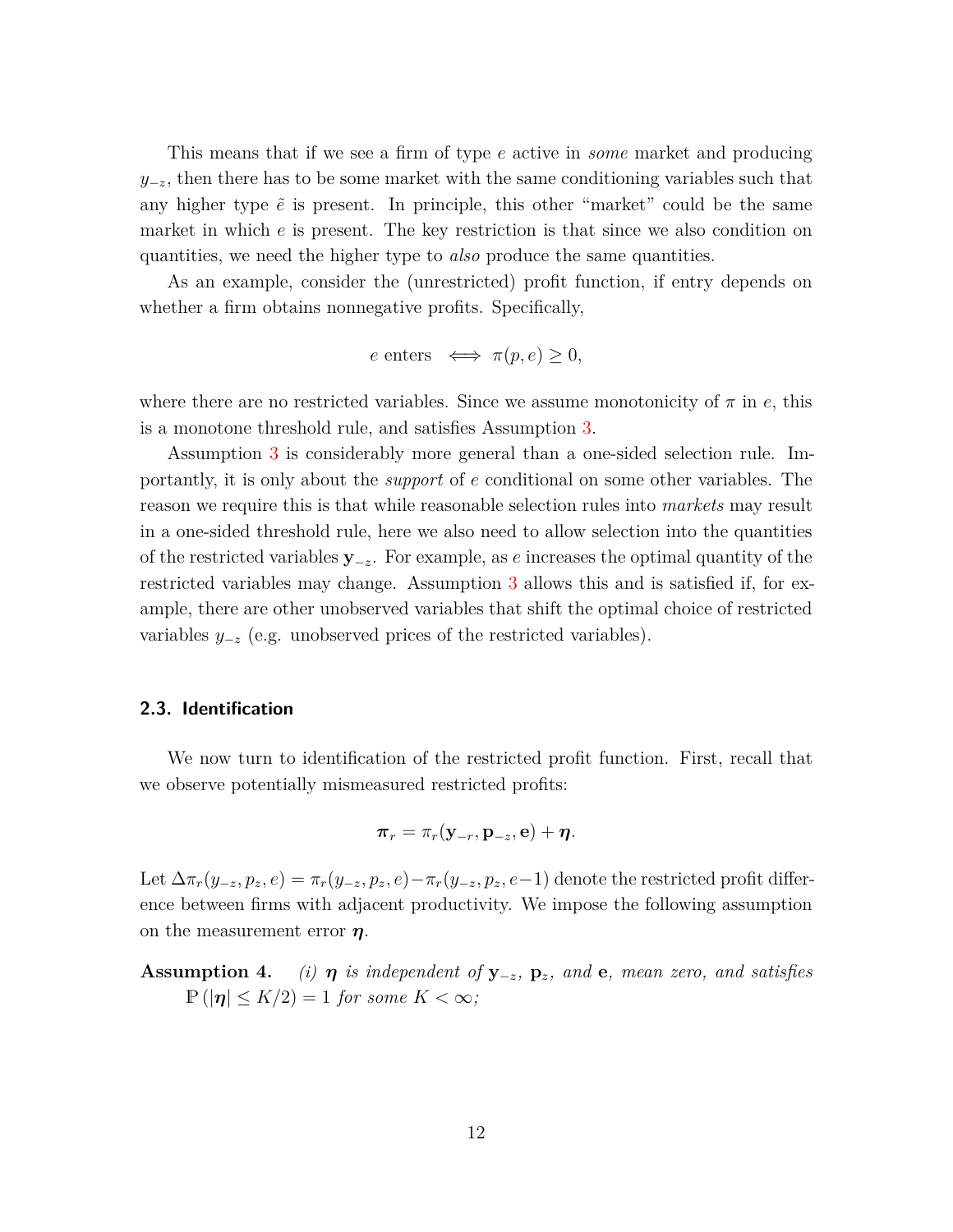This means that if we see a firm of type $e$ active in *some* market and producing $y_{-z}$, then there has to be some market with the same conditioning variables such that any higher type $\tilde{e}$ is present. In principle, this other "market" could be the same market in which $e$ is present. The key restriction is that since we also condition on quantities, we need the higher type to *also* produce the same quantities.

As an example, consider the (unrestricted) profit function, if entry depends on whether a firm obtains nonnegative profits. Specifically,

$$e \text{ enters} \iff \pi(p, e) \geq 0,$$

where there are no restricted variables. Since we assume monotonicity of $\pi$ in $e$, this is a monotone threshold rule, and satisfies Assumption 3.

Assumption 3 is considerably more general than a one-sided selection rule. Importantly, it is only about the *support* of $e$ conditional on some other variables. The reason we require this is that while reasonable selection rules into *markets* may result in a one-sided threshold rule, here we also need to allow selection into the quantities of the restricted variables $\mathbf{y}_{-z}$. For example, as $e$ increases the optimal quantity of the restricted variables may change. Assumption 3 allows this and is satisfied if, for example, there are other unobserved variables that shift the optimal choice of restricted variables $y_{-z}$ (e.g. unobserved prices of the restricted variables).

### 2.3. Identification

We now turn to identification of the restricted profit function. First, recall that we observe potentially mismeasured restricted profits:

$$\boldsymbol{\pi}_r = \pi_r(\mathbf{y}_{-r}, \mathbf{p}_{-z}, \mathbf{e}) + \boldsymbol{\eta}.$$

Let $\Delta\pi_r(y_{-z}, p_z, e) = \pi_r(y_{-z}, p_z, e) - \pi_r(y_{-z}, p_z, e-1)$ denote the restricted profit difference between firms with adjacent productivity. We impose the following assumption on the measurement error $\boldsymbol{\eta}$.

**Assumption 4.** *(i) $\boldsymbol{\eta}$ is independent of $\mathbf{y}_{-z}$, $\mathbf{p}_z$, and $\mathbf{e}$, mean zero, and satisfies $\mathbb{P}(|\boldsymbol{\eta}| \leq K/2) = 1$ for some $K < \infty$;*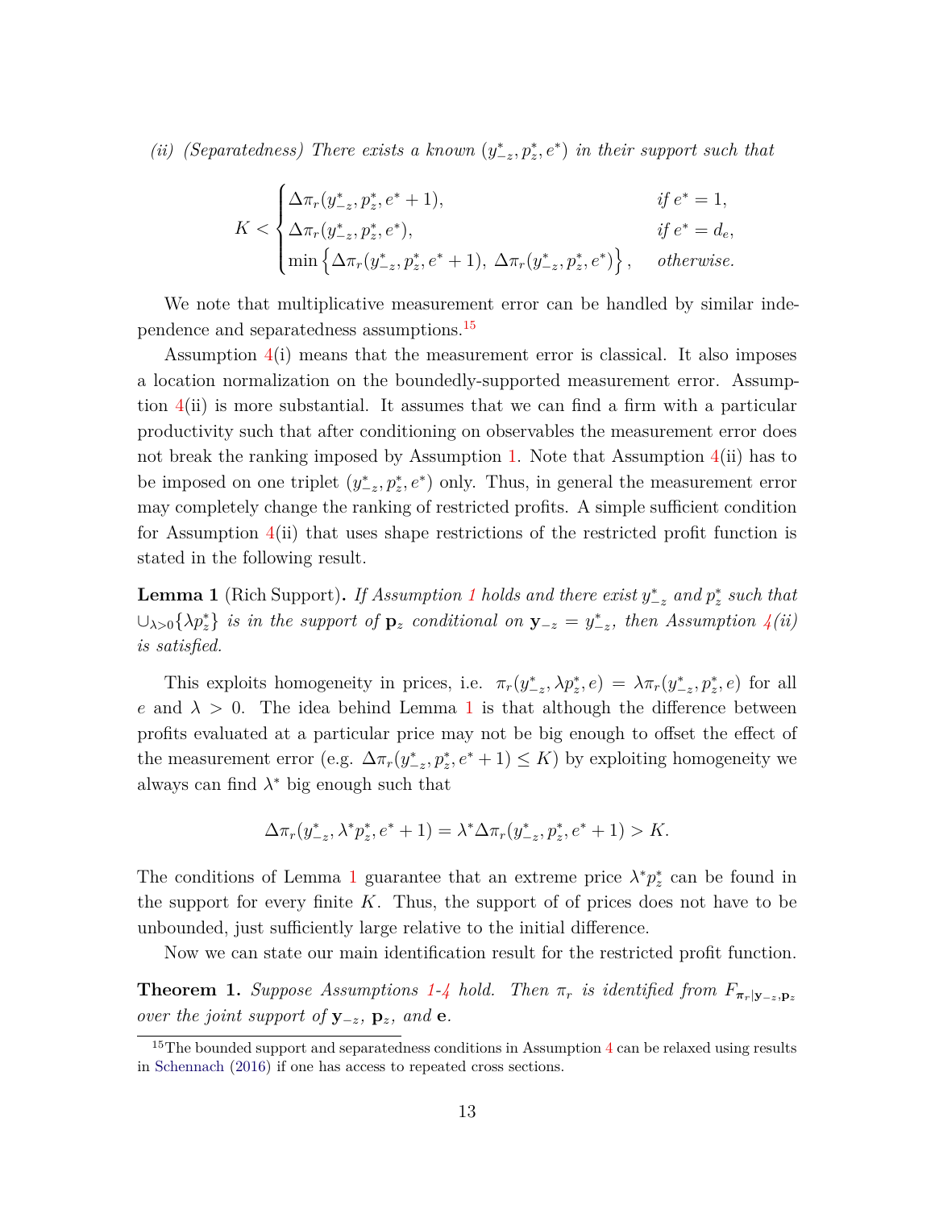*(ii) (Separatedness) There exists a known $(y^*_{-z}, p^*_z, e^*)$ in their support such that*

$$K < \begin{cases} \Delta\pi_r(y^*_{-z}, p^*_z, e^*+1), & \text{if } e^* = 1, \\ \Delta\pi_r(y^*_{-z}, p^*_z, e^*), & \text{if } e^* = d_e, \\ \min\left\{\Delta\pi_r(y^*_{-z}, p^*_z, e^*+1),\ \Delta\pi_r(y^*_{-z}, p^*_z, e^*)\right\}, & \text{otherwise.} \end{cases}$$

We note that multiplicative measurement error can be handled by similar independence and separatedness assumptions.[15]

Assumption 4(i) means that the measurement error is classical. It also imposes a location normalization on the boundedly-supported measurement error. Assumption 4(ii) is more substantial. It assumes that we can find a firm with a particular productivity such that after conditioning on observables the measurement error does not break the ranking imposed by Assumption 1. Note that Assumption 4(ii) has to be imposed on one triplet $(y^*_{-z}, p^*_z, e^*)$ only. Thus, in general the measurement error may completely change the ranking of restricted profits. A simple sufficient condition for Assumption 4(ii) that uses shape restrictions of the restricted profit function is stated in the following result.

**Lemma 1** (Rich Support)**.** *If Assumption 1 holds and there exist $y^*_{-z}$ and $p^*_z$ such that $\cup_{\lambda>0}\{\lambda p^*_z\}$ is in the support of $\mathbf{p}_z$ conditional on $\mathbf{y}_{-z} = y^*_{-z}$, then Assumption 4(ii) is satisfied.*

This exploits homogeneity in prices, i.e. $\pi_r(y^*_{-z}, \lambda p^*_z, e) = \lambda\pi_r(y^*_{-z}, p^*_z, e)$ for all $e$ and $\lambda > 0$. The idea behind Lemma 1 is that although the difference between profits evaluated at a particular price may not be big enough to offset the effect of the measurement error (e.g. $\Delta\pi_r(y^*_{-z}, p^*_z, e^*+1) \leq K$) by exploiting homogeneity we always can find $\lambda^*$ big enough such that

$$\Delta\pi_r(y^*_{-z}, \lambda^* p^*_z, e^*+1) = \lambda^*\Delta\pi_r(y^*_{-z}, p^*_z, e^*+1) > K.$$

The conditions of Lemma 1 guarantee that an extreme price $\lambda^* p^*_z$ can be found in the support for every finite $K$. Thus, the support of of prices does not have to be unbounded, just sufficiently large relative to the initial difference.

Now we can state our main identification result for the restricted profit function.

**Theorem 1.** *Suppose Assumptions 1-4 hold. Then $\pi_r$ is identified from $F_{\boldsymbol{\pi}_r|\mathbf{y}_{-z},\mathbf{p}_z}$ over the joint support of $\mathbf{y}_{-z}$, $\mathbf{p}_z$, and $\mathbf{e}$.*

[15] The bounded support and separatedness conditions in Assumption 4 can be relaxed using results in Schennach (2016) if one has access to repeated cross sections.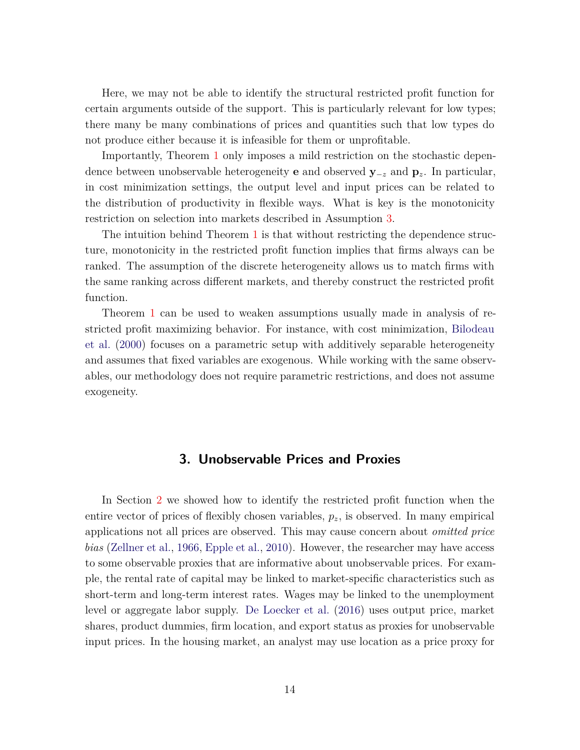Here, we may not be able to identify the structural restricted profit function for certain arguments outside of the support. This is particularly relevant for low types; there many be many combinations of prices and quantities such that low types do not produce either because it is infeasible for them or unprofitable.

Importantly, Theorem 1 only imposes a mild restriction on the stochastic dependence between unobservable heterogeneity $\mathbf{e}$ and observed $\mathbf{y}_{-z}$ and $\mathbf{p}_z$. In particular, in cost minimization settings, the output level and input prices can be related to the distribution of productivity in flexible ways. What is key is the monotonicity restriction on selection into markets described in Assumption 3.

The intuition behind Theorem 1 is that without restricting the dependence structure, monotonicity in the restricted profit function implies that firms always can be ranked. The assumption of the discrete heterogeneity allows us to match firms with the same ranking across different markets, and thereby construct the restricted profit function.

Theorem 1 can be used to weaken assumptions usually made in analysis of restricted profit maximizing behavior. For instance, with cost minimization, Bilodeau et al. (2000) focuses on a parametric setup with additively separable heterogeneity and assumes that fixed variables are exogenous. While working with the same observables, our methodology does not require parametric restrictions, and does not assume exogeneity.

## 3. Unobservable Prices and Proxies

In Section 2 we showed how to identify the restricted profit function when the entire vector of prices of flexibly chosen variables, $p_z$, is observed. In many empirical applications not all prices are observed. This may cause concern about *omitted price bias* (Zellner et al., 1966, Epple et al., 2010). However, the researcher may have access to some observable proxies that are informative about unobservable prices. For example, the rental rate of capital may be linked to market-specific characteristics such as short-term and long-term interest rates. Wages may be linked to the unemployment level or aggregate labor supply. De Loecker et al. (2016) uses output price, market shares, product dummies, firm location, and export status as proxies for unobservable input prices. In the housing market, an analyst may use location as a price proxy for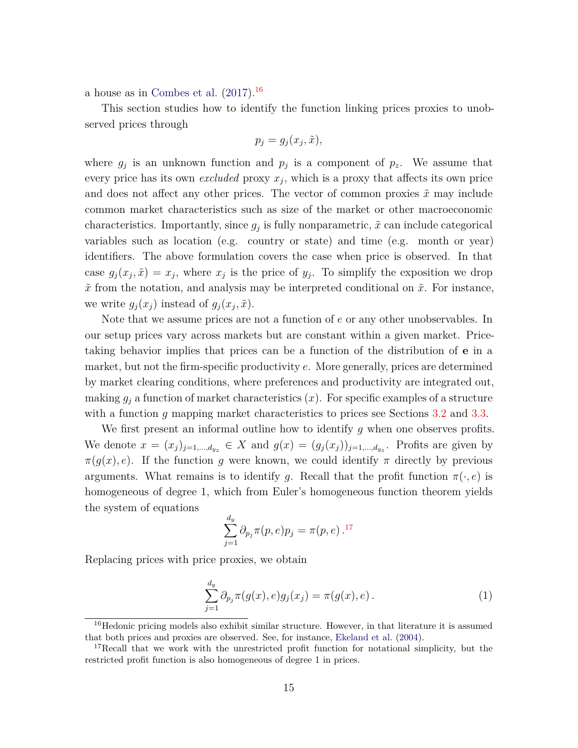a house as in Combes et al. (2017).[16]

This section studies how to identify the function linking prices proxies to unobserved prices through

$$p_j = g_j(x_j, \tilde{x}),$$

where $g_j$ is an unknown function and $p_j$ is a component of $p_z$. We assume that every price has its own *excluded* proxy $x_j$, which is a proxy that affects its own price and does not affect any other prices. The vector of common proxies $\tilde{x}$ may include common market characteristics such as size of the market or other macroeconomic characteristics. Importantly, since $g_j$ is fully nonparametric, $\tilde{x}$ can include categorical variables such as location (e.g. country or state) and time (e.g. month or year) identifiers. The above formulation covers the case when price is observed. In that case $g_j(x_j, \tilde{x}) = x_j$, where $x_j$ is the price of $y_j$. To simplify the exposition we drop $\tilde{x}$ from the notation, and analysis may be interpreted conditional on $\tilde{x}$. For instance, we write $g_j(x_j)$ instead of $g_j(x_j, \tilde{x})$.

Note that we assume prices are not a function of $e$ or any other unobservables. In our setup prices vary across markets but are constant within a given market. Price-taking behavior implies that prices can be a function of the distribution of $\mathbf{e}$ in a market, but not the firm-specific productivity $e$. More generally, prices are determined by market clearing conditions, where preferences and productivity are integrated out, making $g_j$ a function of market characteristics ($x$). For specific examples of a structure with a function $g$ mapping market characteristics to prices see Sections 3.2 and 3.3.

We first present an informal outline how to identify $g$ when one observes profits. We denote $x = (x_j)_{j=1,\ldots,d_{y_z}} \in X$ and $g(x) = (g_j(x_j))_{j=1,\ldots,d_{y_z}}$. Profits are given by $\pi(g(x), e)$. If the function $g$ were known, we could identify $\pi$ directly by previous arguments. What remains is to identify $g$. Recall that the profit function $\pi(\cdot, e)$ is homogeneous of degree 1, which from Euler's homogeneous function theorem yields the system of equations

$$\sum_{j=1}^{d_y} \partial_{p_j} \pi(p, e) p_j = \pi(p, e) \,.$$[17]

Replacing prices with price proxies, we obtain

$$\sum_{j=1}^{d_y} \partial_{p_j} \pi(g(x), e) g_j(x_j) = \pi(g(x), e) \,. \tag{1}$$

[16] Hedonic pricing models also exhibit similar structure. However, in that literature it is assumed that both prices and proxies are observed. See, for instance, Ekeland et al. (2004).

[17] Recall that we work with the unrestricted profit function for notational simplicity, but the restricted profit function is also homogeneous of degree 1 in prices.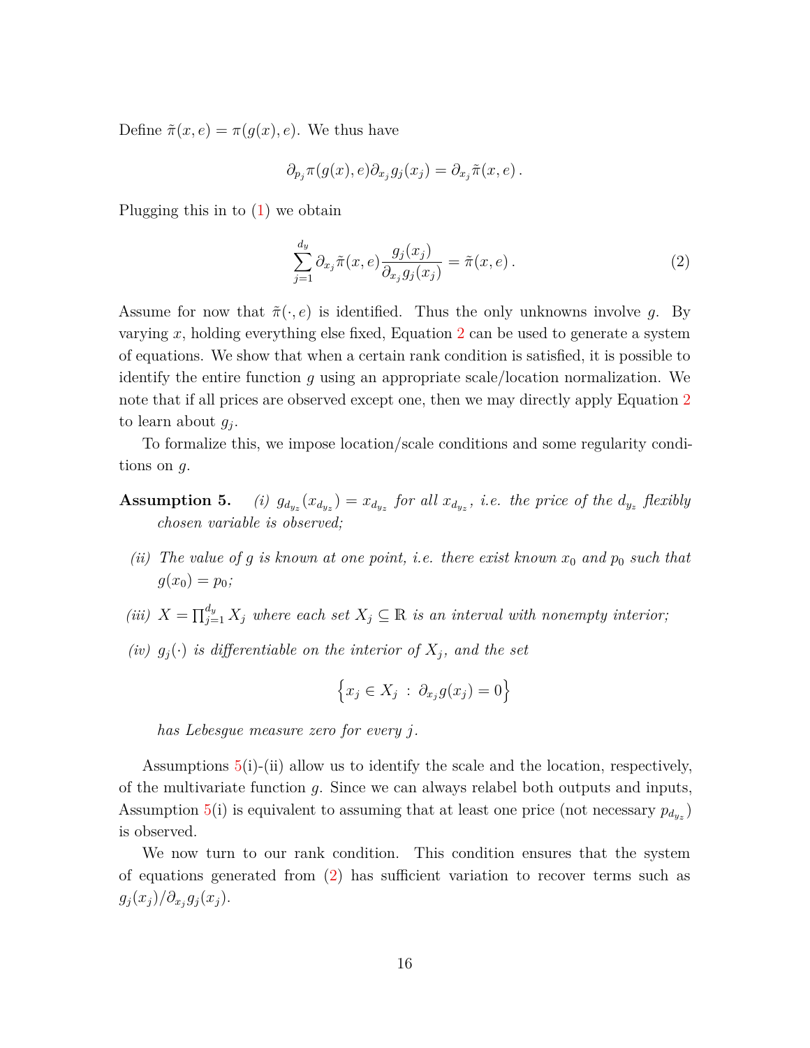Define $\tilde{\pi}(x, e) = \pi(g(x), e)$. We thus have

$$\partial_{p_j} \pi(g(x), e) \partial_{x_j} g_j(x_j) = \partial_{x_j} \tilde{\pi}(x, e) \,.$$

Plugging this in to (1) we obtain

$$\sum_{j=1}^{d_y} \partial_{x_j} \tilde{\pi}(x, e) \frac{g_j(x_j)}{\partial_{x_j} g_j(x_j)} = \tilde{\pi}(x, e) \,. \tag{2}$$

Assume for now that $\tilde{\pi}(\cdot, e)$ is identified. Thus the only unknowns involve $g$. By varying $x$, holding everything else fixed, Equation 2 can be used to generate a system of equations. We show that when a certain rank condition is satisfied, it is possible to identify the entire function $g$ using an appropriate scale/location normalization. We note that if all prices are observed except one, then we may directly apply Equation 2 to learn about $g_j$.

To formalize this, we impose location/scale conditions and some regularity conditions on $g$.

**Assumption 5.** *(i) $g_{d_{y_z}}(x_{d_{y_z}}) = x_{d_{y_z}}$ for all $x_{d_{y_z}}$, i.e. the price of the $d_{y_z}$ flexibly chosen variable is observed;*

*(ii) The value of $g$ is known at one point, i.e. there exist known $x_0$ and $p_0$ such that $g(x_0) = p_0$;*

*(iii) $X = \prod_{j=1}^{d_y} X_j$ where each set $X_j \subseteq \mathbb{R}$ is an interval with nonempty interior;*

*(iv) $g_j(\cdot)$ is differentiable on the interior of $X_j$, and the set*

$$\left\{ x_j \in X_j \, : \, \partial_{x_j} g(x_j) = 0 \right\}$$

*has Lebesgue measure zero for every $j$.*

Assumptions 5(i)-(ii) allow us to identify the scale and the location, respectively, of the multivariate function $g$. Since we can always relabel both outputs and inputs, Assumption 5(i) is equivalent to assuming that at least one price (not necessary $p_{d_{y_z}}$) is observed.

We now turn to our rank condition. This condition ensures that the system of equations generated from (2) has sufficient variation to recover terms such as $g_j(x_j)/\partial_{x_j} g_j(x_j)$.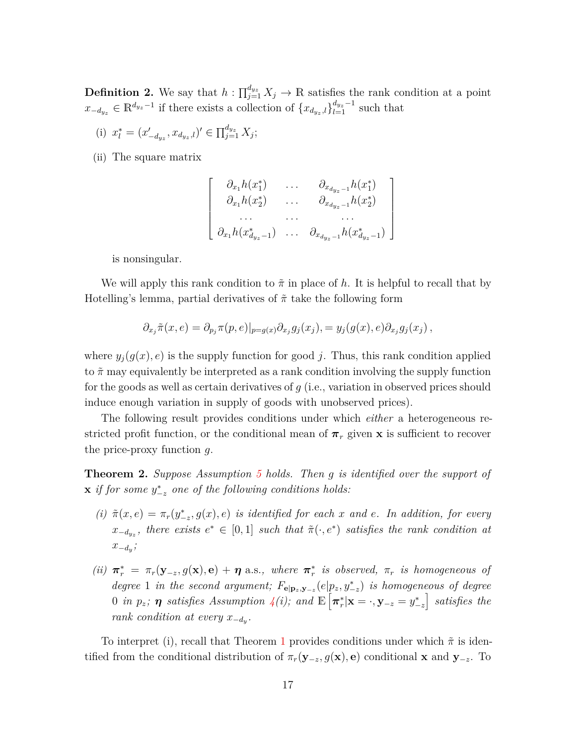**Definition 2.** We say that $h : \prod_{j=1}^{d_{yz}} X_j \to \mathbb{R}$ satisfies the rank condition at a point $x_{-d_{yz}} \in \mathbb{R}^{d_{yz}-1}$ if there exists a collection of $\{x_{d_{yz},l}\}_{l=1}^{d_{yz}-1}$ such that

(i) $x_l^* = (x'_{-d_{yz}}, x_{d_{yz},l})' \in \prod_{j=1}^{d_{yz}} X_j$;

(ii) The square matrix

$$\begin{bmatrix} \partial_{x_1} h(x_1^*) & \dots & \partial_{x_{d_{yz}-1}} h(x_1^*) \\ \partial_{x_1} h(x_2^*) & \dots & \partial_{x_{d_{yz}-1}} h(x_2^*) \\ \dots & \dots & \dots \\ \partial_{x_1} h(x_{d_{yz}-1}^*) & \dots & \partial_{x_{d_{yz}-1}} h(x_{d_{yz}-1}^*) \end{bmatrix}$$

is nonsingular.

We will apply this rank condition to $\tilde{\pi}$ in place of $h$. It is helpful to recall that by Hotelling's lemma, partial derivatives of $\tilde{\pi}$ take the following form

$$\partial_{x_j} \tilde{\pi}(x, e) = \partial_{p_j} \pi(p, e)|_{p=g(x)} \partial_{x_j} g_j(x_j), = y_j(g(x), e) \partial_{x_j} g_j(x_j)\,,$$

where $y_j(g(x), e)$ is the supply function for good $j$. Thus, this rank condition applied to $\tilde{\pi}$ may equivalently be interpreted as a rank condition involving the supply function for the goods as well as certain derivatives of $g$ (i.e., variation in observed prices should induce enough variation in supply of goods with unobserved prices).

The following result provides conditions under which *either* a heterogeneous restricted profit function, or the conditional mean of $\boldsymbol{\pi}_r$ given $\mathbf{x}$ is sufficient to recover the price-proxy function $g$.

**Theorem 2.** *Suppose Assumption 5 holds. Then $g$ is identified over the support of $\mathbf{x}$ if for some $y_{-z}^*$ one of the following conditions holds:*

*(i) $\tilde{\pi}(x, e) = \pi_r(y_{-z}^*, g(x), e)$ is identified for each $x$ and $e$. In addition, for every $x_{-d_{yz}}$, there exists $e^* \in [0, 1]$ such that $\tilde{\pi}(\cdot, e^*)$ satisfies the rank condition at $x_{-d_y}$;*

*(ii) $\boldsymbol{\pi}_r^* = \pi_r(\mathbf{y}_{-z}, g(\mathbf{x}), \mathbf{e}) + \boldsymbol{\eta}$ a.s., where $\boldsymbol{\pi}_r^*$ is observed, $\pi_r$ is homogeneous of degree 1 in the second argument; $F_{\mathbf{e}|\mathbf{p}_z, \mathbf{y}_{-z}}(e|p_z, y_{-z}^*)$ is homogeneous of degree 0 in $p_z$; $\boldsymbol{\eta}$ satisfies Assumption 4(i); and $\mathbb{E}\left[\boldsymbol{\pi}_r^* | \mathbf{x} = \cdot, \mathbf{y}_{-z} = y_{-z}^*\right]$ satisfies the rank condition at every $x_{-d_y}$.*

To interpret (i), recall that Theorem 1 provides conditions under which $\tilde{\pi}$ is identified from the conditional distribution of $\pi_r(\mathbf{y}_{-z}, g(\mathbf{x}), \mathbf{e})$ conditional $\mathbf{x}$ and $\mathbf{y}_{-z}$. To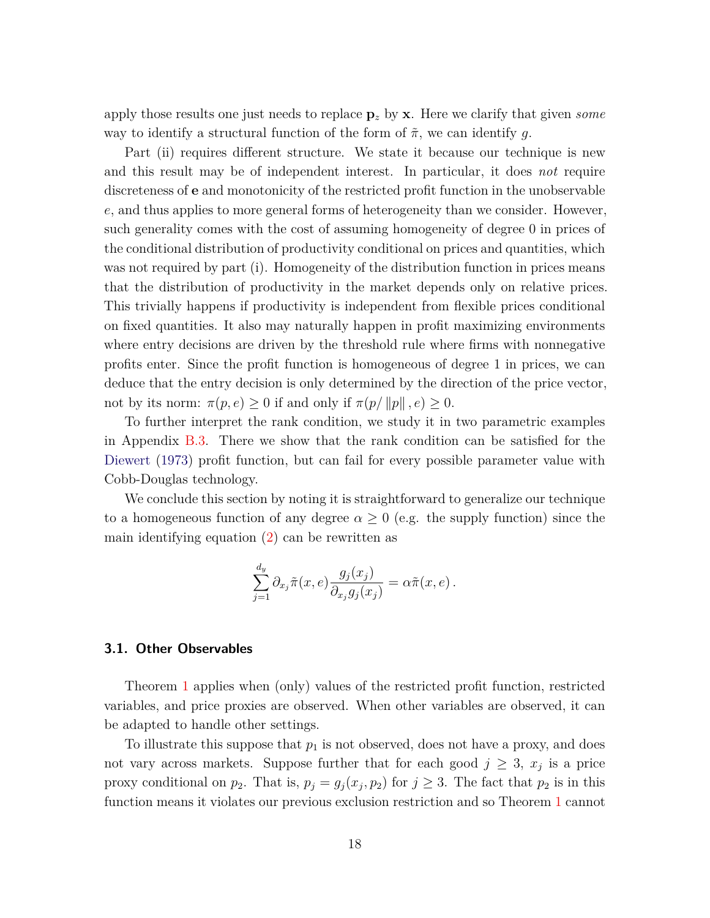apply those results one just needs to replace $\mathbf{p}_z$ by $\mathbf{x}$. Here we clarify that given *some* way to identify a structural function of the form of $\tilde{\pi}$, we can identify $g$.

Part (ii) requires different structure. We state it because our technique is new and this result may be of independent interest. In particular, it does *not* require discreteness of $\mathbf{e}$ and monotonicity of the restricted profit function in the unobservable $e$, and thus applies to more general forms of heterogeneity than we consider. However, such generality comes with the cost of assuming homogeneity of degree 0 in prices of the conditional distribution of productivity conditional on prices and quantities, which was not required by part (i). Homogeneity of the distribution function in prices means that the distribution of productivity in the market depends only on relative prices. This trivially happens if productivity is independent from flexible prices conditional on fixed quantities. It also may naturally happen in profit maximizing environments where entry decisions are driven by the threshold rule where firms with nonnegative profits enter. Since the profit function is homogeneous of degree 1 in prices, we can deduce that the entry decision is only determined by the direction of the price vector, not by its norm: $\pi(p, e) \geq 0$ if and only if $\pi(p/\left\|p\right\|, e) \geq 0$.

To further interpret the rank condition, we study it in two parametric examples in Appendix B.3. There we show that the rank condition can be satisfied for the Diewert (1973) profit function, but can fail for every possible parameter value with Cobb-Douglas technology.

We conclude this section by noting it is straightforward to generalize our technique to a homogeneous function of any degree $\alpha \geq 0$ (e.g. the supply function) since the main identifying equation (2) can be rewritten as

$$\sum_{j=1}^{d_y} \partial_{x_j} \tilde{\pi}(x, e) \frac{g_j(x_j)}{\partial_{x_j} g_j(x_j)} = \alpha \tilde{\pi}(x, e) \,.$$

### 3.1. Other Observables

Theorem 1 applies when (only) values of the restricted profit function, restricted variables, and price proxies are observed. When other variables are observed, it can be adapted to handle other settings.

To illustrate this suppose that $p_1$ is not observed, does not have a proxy, and does not vary across markets. Suppose further that for each good $j \geq 3$, $x_j$ is a price proxy conditional on $p_2$. That is, $p_j = g_j(x_j, p_2)$ for $j \geq 3$. The fact that $p_2$ is in this function means it violates our previous exclusion restriction and so Theorem 1 cannot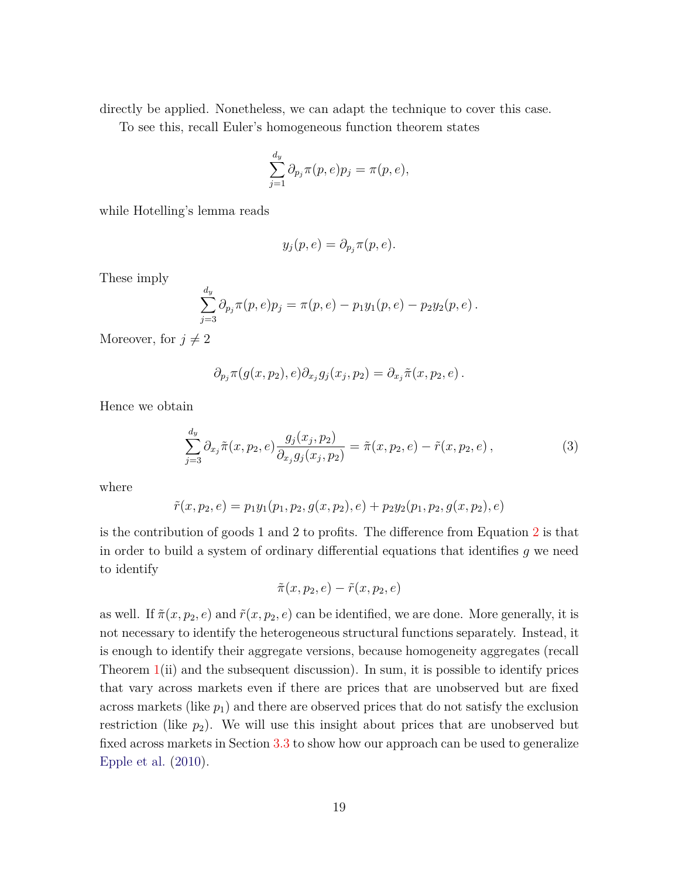directly be applied. Nonetheless, we can adapt the technique to cover this case.

To see this, recall Euler's homogeneous function theorem states

$$\sum_{j=1}^{d_y} \partial_{p_j} \pi(p,e) p_j = \pi(p,e),$$

while Hotelling's lemma reads

$$y_j(p,e) = \partial_{p_j} \pi(p,e).$$

These imply

$$\sum_{j=3}^{d_y} \partial_{p_j} \pi(p,e) p_j = \pi(p,e) - p_1 y_1(p,e) - p_2 y_2(p,e)\,.$$

Moreover, for $j \neq 2$

$$\partial_{p_j} \pi(g(x,p_2),e) \partial_{x_j} g_j(x_j,p_2) = \partial_{x_j} \tilde{\pi}(x,p_2,e)\,.$$

Hence we obtain

$$\sum_{j=3}^{d_y} \partial_{x_j} \tilde{\pi}(x,p_2,e) \frac{g_j(x_j,p_2)}{\partial_{x_j} g_j(x_j,p_2)} = \tilde{\pi}(x,p_2,e) - \tilde{r}(x,p_2,e)\,, \tag{3}$$

where

$$\tilde{r}(x,p_2,e) = p_1 y_1(p_1,p_2,g(x,p_2),e) + p_2 y_2(p_1,p_2,g(x,p_2),e)$$

is the contribution of goods 1 and 2 to profits. The difference from Equation 2 is that in order to build a system of ordinary differential equations that identifies $g$ we need to identify

$$\tilde{\pi}(x,p_2,e) - \tilde{r}(x,p_2,e)$$

as well. If $\tilde{\pi}(x,p_2,e)$ and $\tilde{r}(x,p_2,e)$ can be identified, we are done. More generally, it is not necessary to identify the heterogeneous structural functions separately. Instead, it is enough to identify their aggregate versions, because homogeneity aggregates (recall Theorem 1(ii) and the subsequent discussion). In sum, it is possible to identify prices that vary across markets even if there are prices that are unobserved but are fixed across markets (like $p_1$) and there are observed prices that do not satisfy the exclusion restriction (like $p_2$). We will use this insight about prices that are unobserved but fixed across markets in Section 3.3 to show how our approach can be used to generalize Epple et al. (2010).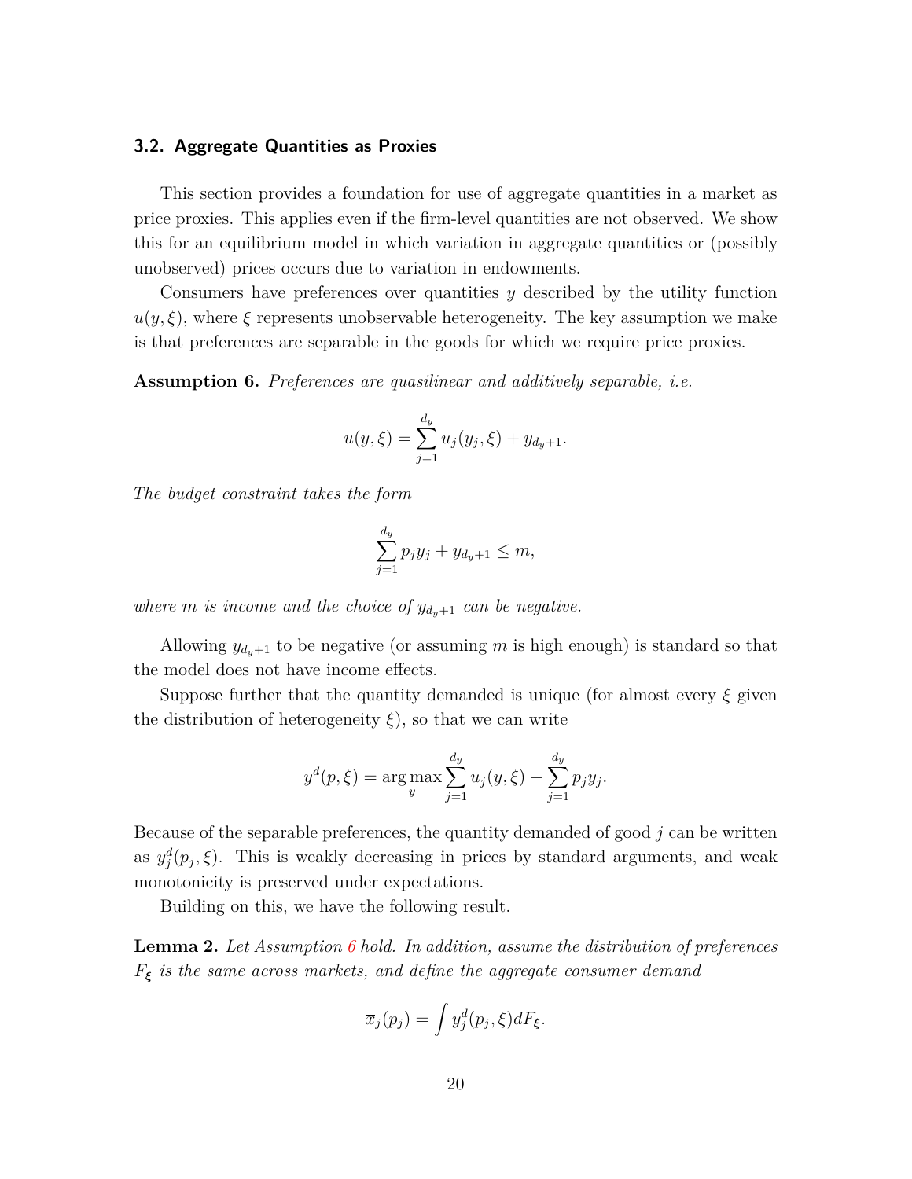### 3.2. Aggregate Quantities as Proxies

This section provides a foundation for use of aggregate quantities in a market as price proxies. This applies even if the firm-level quantities are not observed. We show this for an equilibrium model in which variation in aggregate quantities or (possibly unobserved) prices occurs due to variation in endowments.

Consumers have preferences over quantities $y$ described by the utility function $u(y, \xi)$, where $\xi$ represents unobservable heterogeneity. The key assumption we make is that preferences are separable in the goods for which we require price proxies.

**Assumption 6.** *Preferences are quasilinear and additively separable, i.e.*

$$u(y, \xi) = \sum_{j=1}^{d_y} u_j(y_j, \xi) + y_{d_y+1}.$$

*The budget constraint takes the form*

$$\sum_{j=1}^{d_y} p_j y_j + y_{d_y+1} \leq m,$$

*where $m$ is income and the choice of $y_{d_y+1}$ can be negative.*

Allowing $y_{d_y+1}$ to be negative (or assuming $m$ is high enough) is standard so that the model does not have income effects.

Suppose further that the quantity demanded is unique (for almost every $\xi$ given the distribution of heterogeneity $\xi$), so that we can write

$$y^d(p, \xi) = \arg\max_y \sum_{j=1}^{d_y} u_j(y, \xi) - \sum_{j=1}^{d_y} p_j y_j.$$

Because of the separable preferences, the quantity demanded of good $j$ can be written as $y_j^d(p_j, \xi)$. This is weakly decreasing in prices by standard arguments, and weak monotonicity is preserved under expectations.

Building on this, we have the following result.

**Lemma 2.** *Let Assumption 6 hold. In addition, assume the distribution of preferences $F_{\boldsymbol{\xi}}$ is the same across markets, and define the aggregate consumer demand*

$$\overline{x}_j(p_j) = \int y_j^d(p_j, \xi) dF_{\boldsymbol{\xi}}.$$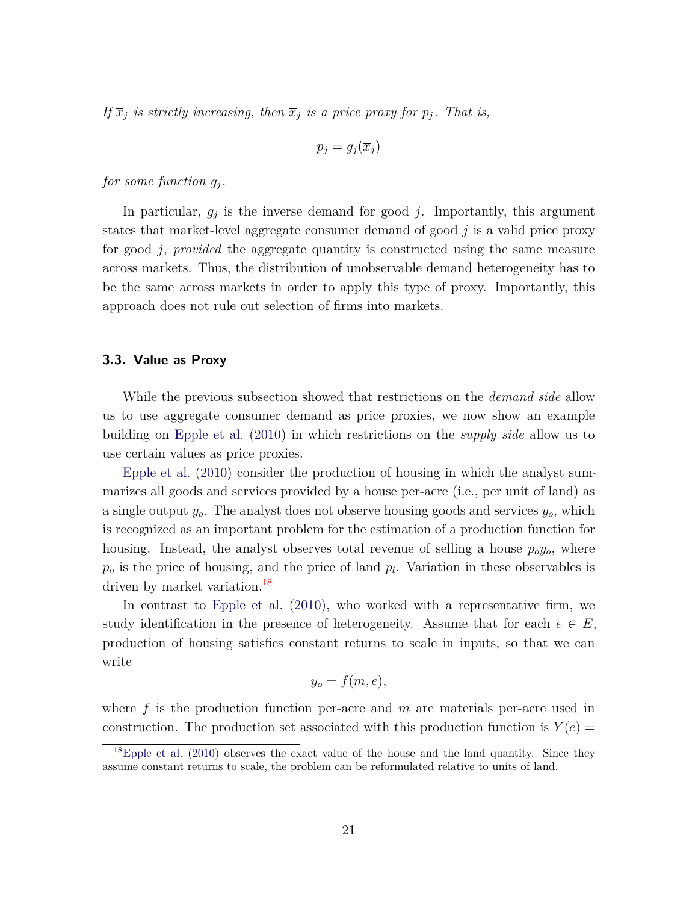*If $\overline{x}_j$ is strictly increasing, then $\overline{x}_j$ is a price proxy for $p_j$. That is,*

$$p_j = g_j(\overline{x}_j)$$

*for some function $g_j$.*

In particular, $g_j$ is the inverse demand for good $j$. Importantly, this argument states that market-level aggregate consumer demand of good $j$ is a valid price proxy for good $j$, *provided* the aggregate quantity is constructed using the same measure across markets. Thus, the distribution of unobservable demand heterogeneity has to be the same across markets in order to apply this type of proxy. Importantly, this approach does not rule out selection of firms into markets.

### 3.3. Value as Proxy

While the previous subsection showed that restrictions on the *demand side* allow us to use aggregate consumer demand as price proxies, we now show an example building on Epple et al. (2010) in which restrictions on the *supply side* allow us to use certain values as price proxies.

Epple et al. (2010) consider the production of housing in which the analyst summarizes all goods and services provided by a house per-acre (i.e., per unit of land) as a single output $y_o$. The analyst does not observe housing goods and services $y_o$, which is recognized as an important problem for the estimation of a production function for housing. Instead, the analyst observes total revenue of selling a house $p_o y_o$, where $p_o$ is the price of housing, and the price of land $p_l$. Variation in these observables is driven by market variation.[18]

In contrast to Epple et al. (2010), who worked with a representative firm, we study identification in the presence of heterogeneity. Assume that for each $e \in E$, production of housing satisfies constant returns to scale in inputs, so that we can write

$$y_o = f(m, e),$$

where $f$ is the production function per-acre and $m$ are materials per-acre used in construction. The production set associated with this production function is $Y(e) =$

[18] Epple et al. (2010) observes the exact value of the house and the land quantity. Since they assume constant returns to scale, the problem can be reformulated relative to units of land.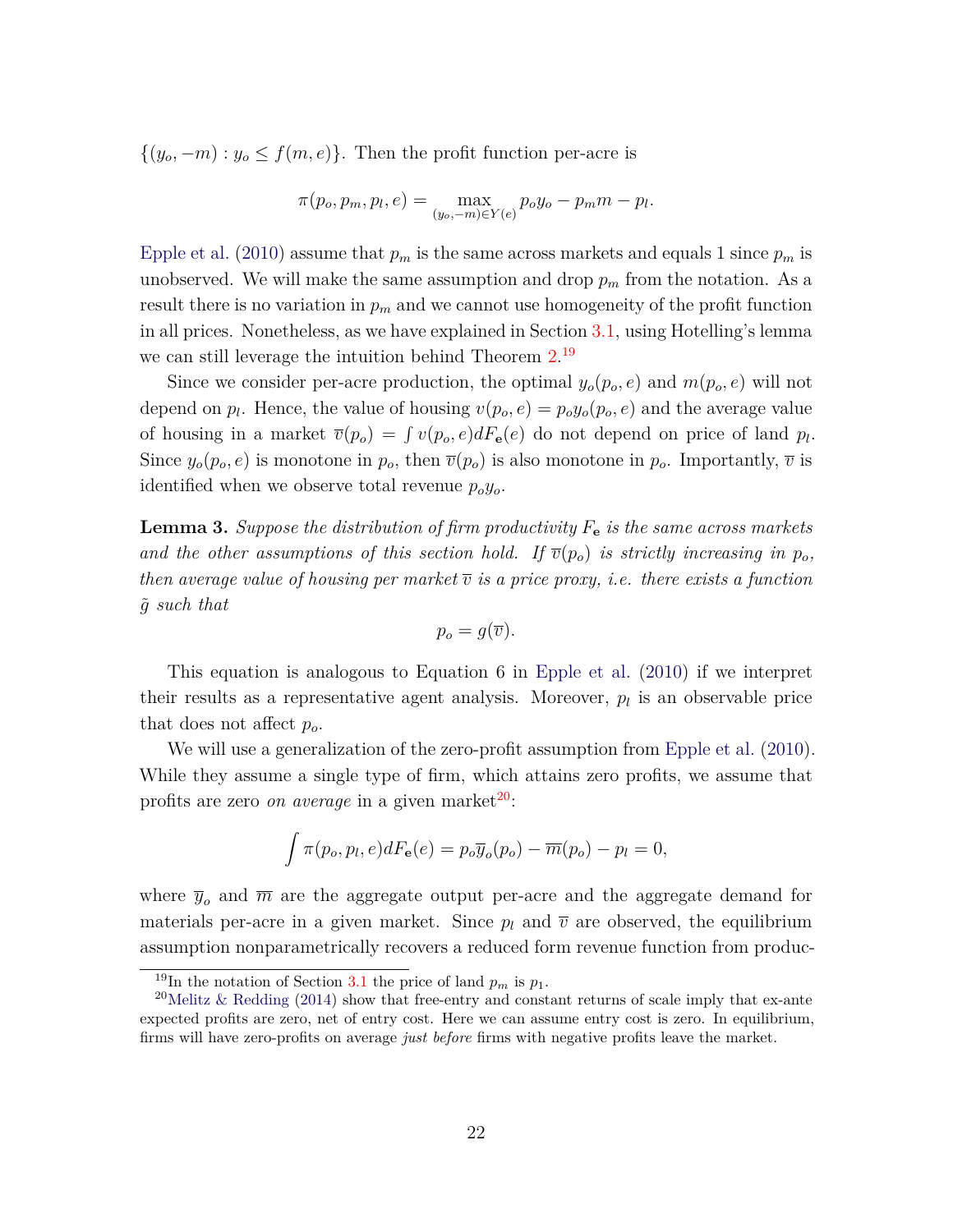$\{(y_o, -m) : y_o \leq f(m, e)\}$. Then the profit function per-acre is

$$\pi(p_o, p_m, p_l, e) = \max_{(y_o, -m) \in Y(e)} p_o y_o - p_m m - p_l.$$

Epple et al. (2010) assume that $p_m$ is the same across markets and equals 1 since $p_m$ is unobserved. We will make the same assumption and drop $p_m$ from the notation. As a result there is no variation in $p_m$ and we cannot use homogeneity of the profit function in all prices. Nonetheless, as we have explained in Section 3.1, using Hotelling's lemma we can still leverage the intuition behind Theorem 2.[19]

Since we consider per-acre production, the optimal $y_o(p_o, e)$ and $m(p_o, e)$ will not depend on $p_l$. Hence, the value of housing $v(p_o, e) = p_o y_o(p_o, e)$ and the average value of housing in a market $\overline{v}(p_o) = \int v(p_o, e) dF_{\mathbf{e}}(e)$ do not depend on price of land $p_l$. Since $y_o(p_o, e)$ is monotone in $p_o$, then $\overline{v}(p_o)$ is also monotone in $p_o$. Importantly, $\overline{v}$ is identified when we observe total revenue $p_o y_o$.

**Lemma 3.** *Suppose the distribution of firm productivity $F_{\mathbf{e}}$ is the same across markets and the other assumptions of this section hold. If $\overline{v}(p_o)$ is strictly increasing in $p_o$, then average value of housing per market $\overline{v}$ is a price proxy, i.e. there exists a function $\tilde{g}$ such that*

$$p_o = g(\overline{v}).$$

This equation is analogous to Equation 6 in Epple et al. (2010) if we interpret their results as a representative agent analysis. Moreover, $p_l$ is an observable price that does not affect $p_o$.

We will use a generalization of the zero-profit assumption from Epple et al. (2010). While they assume a single type of firm, which attains zero profits, we assume that profits are zero *on average* in a given market[20]:

$$\int \pi(p_o, p_l, e) dF_{\mathbf{e}}(e) = p_o \overline{y}_o(p_o) - \overline{m}(p_o) - p_l = 0,$$

where $\overline{y}_o$ and $\overline{m}$ are the aggregate output per-acre and the aggregate demand for materials per-acre in a given market. Since $p_l$ and $\overline{v}$ are observed, the equilibrium assumption nonparametrically recovers a reduced form revenue function from produc-

[19] In the notation of Section 3.1 the price of land $p_m$ is $p_1$.

[20] Melitz & Redding (2014) show that free-entry and constant returns of scale imply that ex-ante expected profits are zero, net of entry cost. Here we can assume entry cost is zero. In equilibrium, firms will have zero-profits on average *just before* firms with negative profits leave the market.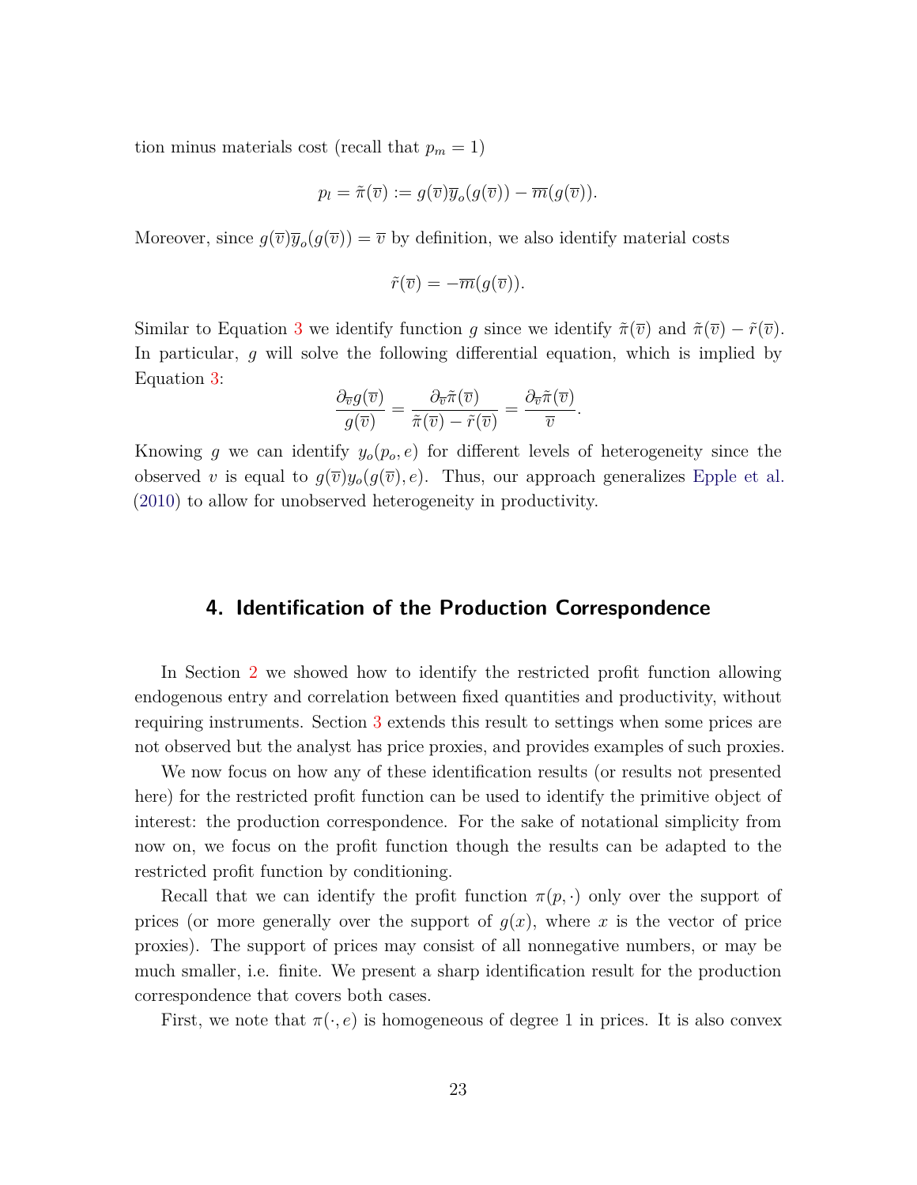tion minus materials cost (recall that $p_m = 1$)

$$p_l = \tilde{\pi}(\overline{v}) := g(\overline{v})\overline{y}_o(g(\overline{v})) - \overline{m}(g(\overline{v})).$$

Moreover, since $g(\overline{v})\overline{y}_o(g(\overline{v})) = \overline{v}$ by definition, we also identify material costs

$$\tilde{r}(\overline{v}) = -\overline{m}(g(\overline{v})).$$

Similar to Equation 3 we identify function $g$ since we identify $\tilde{\pi}(\overline{v})$ and $\tilde{\pi}(\overline{v}) - \tilde{r}(\overline{v})$. In particular, $g$ will solve the following differential equation, which is implied by Equation 3:

$$\frac{\partial_{\overline{v}} g(\overline{v})}{g(\overline{v})} = \frac{\partial_{\overline{v}} \tilde{\pi}(\overline{v})}{\tilde{\pi}(\overline{v}) - \tilde{r}(\overline{v})} = \frac{\partial_{\overline{v}} \tilde{\pi}(\overline{v})}{\overline{v}}.$$

Knowing $g$ we can identify $y_o(p_o, e)$ for different levels of heterogeneity since the observed $v$ is equal to $g(\overline{v})y_o(g(\overline{v}), e)$. Thus, our approach generalizes Epple et al. (2010) to allow for unobserved heterogeneity in productivity.

## 4. Identification of the Production Correspondence

In Section 2 we showed how to identify the restricted profit function allowing endogenous entry and correlation between fixed quantities and productivity, without requiring instruments. Section 3 extends this result to settings when some prices are not observed but the analyst has price proxies, and provides examples of such proxies.

We now focus on how any of these identification results (or results not presented here) for the restricted profit function can be used to identify the primitive object of interest: the production correspondence. For the sake of notational simplicity from now on, we focus on the profit function though the results can be adapted to the restricted profit function by conditioning.

Recall that we can identify the profit function $\pi(p, \cdot)$ only over the support of prices (or more generally over the support of $g(x)$, where $x$ is the vector of price proxies). The support of prices may consist of all nonnegative numbers, or may be much smaller, i.e. finite. We present a sharp identification result for the production correspondence that covers both cases.

First, we note that $\pi(\cdot, e)$ is homogeneous of degree 1 in prices. It is also convex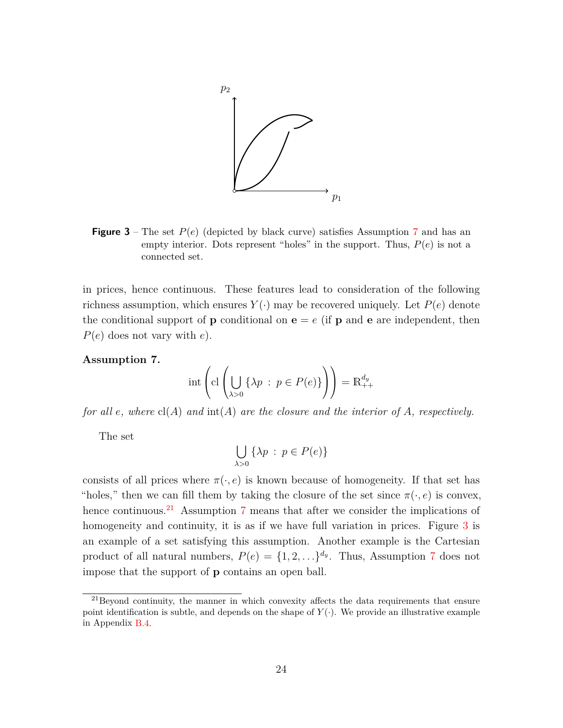**Figure 3** – The set $P(e)$ (depicted by black curve) satisfies Assumption 7 and has an empty interior. Dots represent "holes" in the support. Thus, $P(e)$ is not a connected set.

in prices, hence continuous. These features lead to consideration of the following richness assumption, which ensures $Y(\cdot)$ may be recovered uniquely. Let $P(e)$ denote the conditional support of $\mathbf{p}$ conditional on $\mathbf{e} = e$ (if $\mathbf{p}$ and $\mathbf{e}$ are independent, then $P(e)$ does not vary with $e$).

**Assumption 7.**

$$\operatorname{int}\left(\operatorname{cl}\left(\bigcup_{\lambda>0}\{\lambda p \,:\, p \in P(e)\}\right)\right) = \mathbb{R}^{d_y}_{++}$$

*for all $e$, where $\operatorname{cl}(A)$ and $\operatorname{int}(A)$ are the closure and the interior of $A$, respectively.*

The set

$$\bigcup_{\lambda>0}\{\lambda p \,:\, p \in P(e)\}$$

consists of all prices where $\pi(\cdot, e)$ is known because of homogeneity. If that set has "holes," then we can fill them by taking the closure of the set since $\pi(\cdot, e)$ is convex, hence continuous.[21] Assumption 7 means that after we consider the implications of homogeneity and continuity, it is as if we have full variation in prices. Figure 3 is an example of a set satisfying this assumption. Another example is the Cartesian product of all natural numbers, $P(e) = \{1, 2, \dots\}^{d_y}$. Thus, Assumption 7 does not impose that the support of $\mathbf{p}$ contains an open ball.

[21] Beyond continuity, the manner in which convexity affects the data requirements that ensure point identification is subtle, and depends on the shape of $Y(\cdot)$. We provide an illustrative example in Appendix B.4.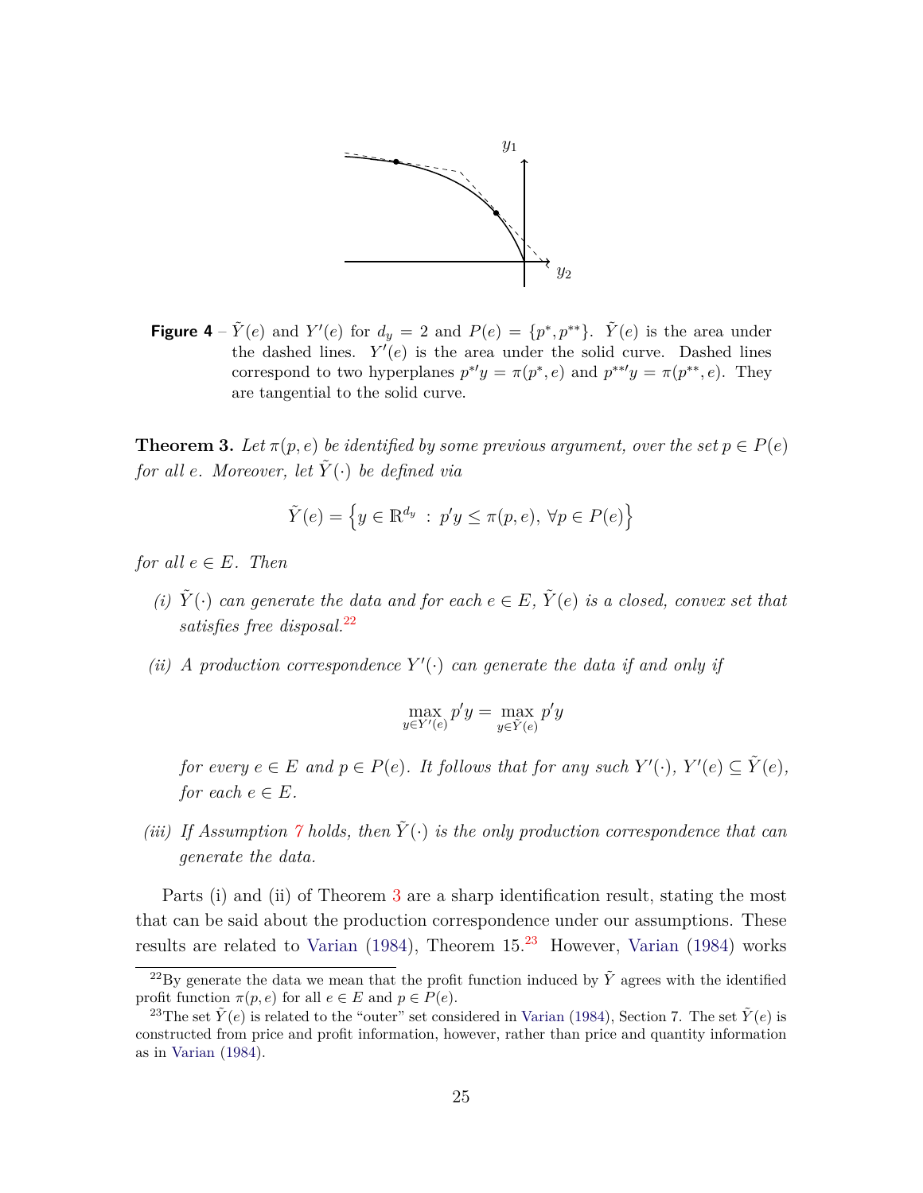**Figure 4** – $\tilde{Y}(e)$ and $Y'(e)$ for $d_y = 2$ and $P(e) = \{p^*, p^{**}\}$. $\tilde{Y}(e)$ is the area under the dashed lines. $Y'(e)$ is the area under the solid curve. Dashed lines correspond to two hyperplanes $p^{*\prime} y = \pi(p^*, e)$ and $p^{**\prime} y = \pi(p^{**}, e)$. They are tangential to the solid curve.

**Theorem 3.** *Let $\pi(p, e)$ be identified by some previous argument, over the set $p \in P(e)$ for all $e$. Moreover, let $\tilde{Y}(\cdot)$ be defined via*

$$\tilde{Y}(e) = \left\{ y \in \mathbb{R}^{d_y} \,:\, p'y \leq \pi(p, e),\ \forall p \in P(e) \right\}$$

*for all $e \in E$. Then*

*(i) $\tilde{Y}(\cdot)$ can generate the data and for each $e \in E$, $\tilde{Y}(e)$ is a closed, convex set that satisfies free disposal.*[22]

*(ii) A production correspondence $Y'(\cdot)$ can generate the data if and only if*

$$\max_{y \in Y'(e)} p'y = \max_{y \in \tilde{Y}(e)} p'y$$

*for every $e \in E$ and $p \in P(e)$. It follows that for any such $Y'(\cdot)$, $Y'(e) \subseteq \tilde{Y}(e)$, for each $e \in E$.*

*(iii) If Assumption 7 holds, then $\tilde{Y}(\cdot)$ is the only production correspondence that can generate the data.*

Parts (i) and (ii) of Theorem 3 are a sharp identification result, stating the most that can be said about the production correspondence under our assumptions. These results are related to Varian (1984), Theorem 15.[23] However, Varian (1984) works

[22] By generate the data we mean that the profit function induced by $\tilde{Y}$ agrees with the identified profit function $\pi(p, e)$ for all $e \in E$ and $p \in P(e)$.

[23] The set $\tilde{Y}(e)$ is related to the "outer" set considered in Varian (1984), Section 7. The set $\tilde{Y}(e)$ is constructed from price and profit information, however, rather than price and quantity information as in Varian (1984).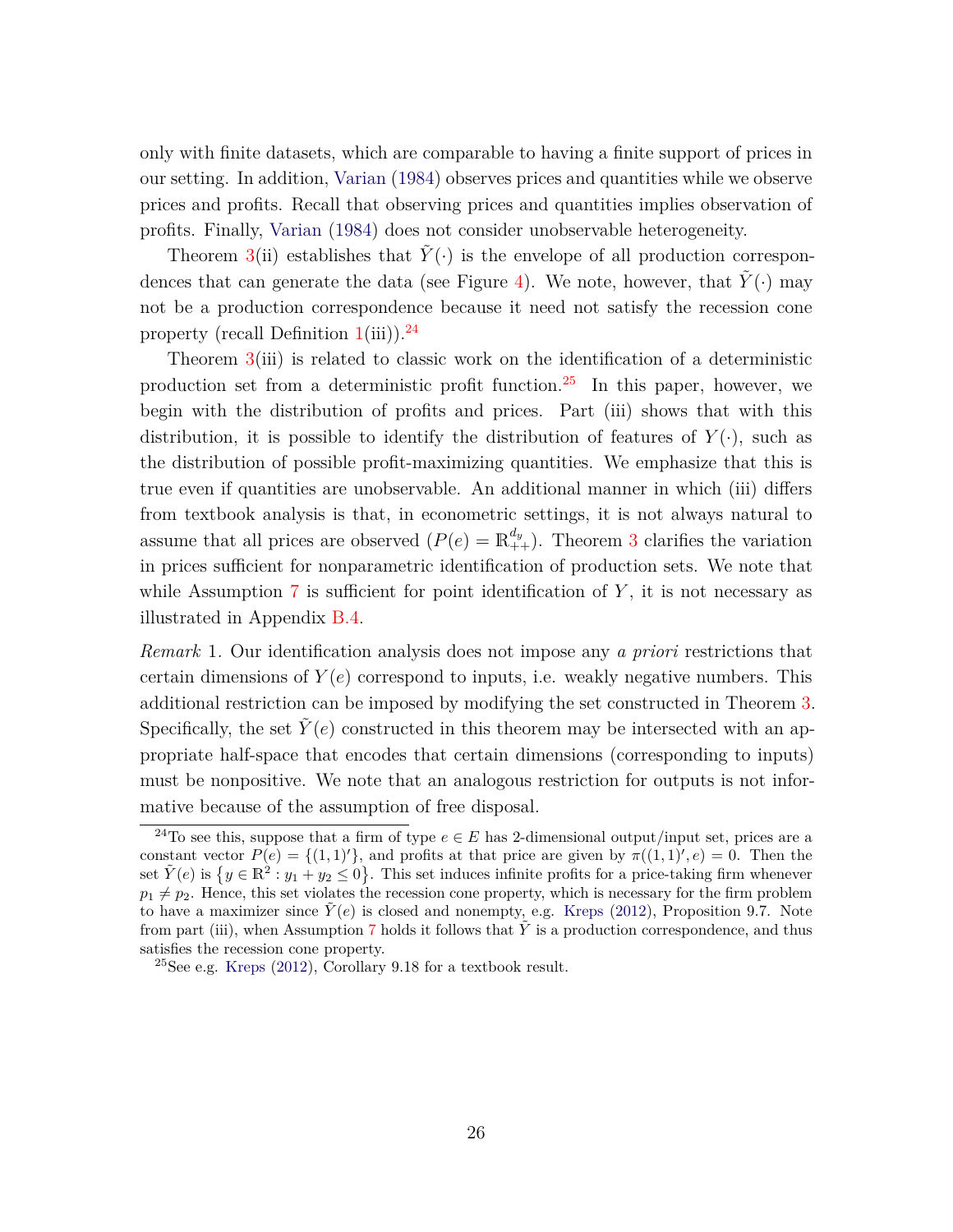only with finite datasets, which are comparable to having a finite support of prices in our setting. In addition, Varian (1984) observes prices and quantities while we observe prices and profits. Recall that observing prices and quantities implies observation of profits. Finally, Varian (1984) does not consider unobservable heterogeneity.

Theorem 3(ii) establishes that $\tilde{Y}(\cdot)$ is the envelope of all production correspondences that can generate the data (see Figure 4). We note, however, that $\tilde{Y}(\cdot)$ may not be a production correspondence because it need not satisfy the recession cone property (recall Definition 1(iii)).[24]

Theorem 3(iii) is related to classic work on the identification of a deterministic production set from a deterministic profit function.[25] In this paper, however, we begin with the distribution of profits and prices. Part (iii) shows that with this distribution, it is possible to identify the distribution of features of $Y(\cdot)$, such as the distribution of possible profit-maximizing quantities. We emphasize that this is true even if quantities are unobservable. An additional manner in which (iii) differs from textbook analysis is that, in econometric settings, it is not always natural to assume that all prices are observed ($P(e) = \mathbb{R}^{d_y}_{++}$). Theorem 3 clarifies the variation in prices sufficient for nonparametric identification of production sets. We note that while Assumption 7 is sufficient for point identification of $Y$, it is not necessary as illustrated in Appendix B.4.

*Remark* 1. Our identification analysis does not impose any *a priori* restrictions that certain dimensions of $Y(e)$ correspond to inputs, i.e. weakly negative numbers. This additional restriction can be imposed by modifying the set constructed in Theorem 3. Specifically, the set $\tilde{Y}(e)$ constructed in this theorem may be intersected with an appropriate half-space that encodes that certain dimensions (corresponding to inputs) must be nonpositive. We note that an analogous restriction for outputs is not informative because of the assumption of free disposal.

---

[24] To see this, suppose that a firm of type $e \in E$ has 2-dimensional output/input set, prices are a constant vector $P(e) = \{(1,1)'\}$, and profits at that price are given by $\pi((1,1)', e) = 0$. Then the set $\tilde{Y}(e)$ is $\left\{y \in \mathbb{R}^2 : y_1 + y_2 \leq 0\right\}$. This set induces infinite profits for a price-taking firm whenever $p_1 \neq p_2$. Hence, this set violates the recession cone property, which is necessary for the firm problem to have a maximizer since $\tilde{Y}(e)$ is closed and nonempty, e.g. Kreps (2012), Proposition 9.7. Note from part (iii), when Assumption 7 holds it follows that $\tilde{Y}$ is a production correspondence, and thus satisfies the recession cone property.

[25] See e.g. Kreps (2012), Corollary 9.18 for a textbook result.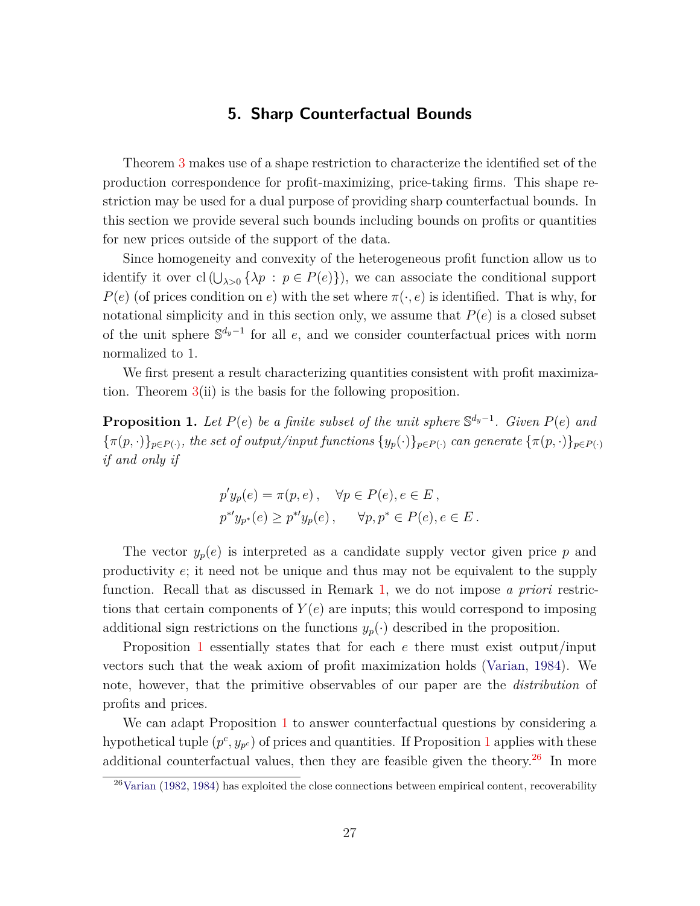## 5. Sharp Counterfactual Bounds

Theorem 3 makes use of a shape restriction to characterize the identified set of the production correspondence for profit-maximizing, price-taking firms. This shape restriction may be used for a dual purpose of providing sharp counterfactual bounds. In this section we provide several such bounds including bounds on profits or quantities for new prices outside of the support of the data.

Since homogeneity and convexity of the heterogeneous profit function allow us to identify it over $\mathrm{cl}\left(\bigcup_{\lambda>0}\{\lambda p \,:\, p \in P(e)\}\right)$, we can associate the conditional support $P(e)$ (of prices condition on $e$) with the set where $\pi(\cdot, e)$ is identified. That is why, for notational simplicity and in this section only, we assume that $P(e)$ is a closed subset of the unit sphere $\mathbb{S}^{d_y-1}$ for all $e$, and we consider counterfactual prices with norm normalized to 1.

We first present a result characterizing quantities consistent with profit maximization. Theorem 3(ii) is the basis for the following proposition.

**Proposition 1.** *Let $P(e)$ be a finite subset of the unit sphere $\mathbb{S}^{d_y-1}$. Given $P(e)$ and $\{\pi(p,\cdot)\}_{p\in P(\cdot)}$, the set of output/input functions $\{y_p(\cdot)\}_{p\in P(\cdot)}$ can generate $\{\pi(p,\cdot)\}_{p\in P(\cdot)}$ if and only if*

$$
\begin{aligned}
p' y_p(e) &= \pi(p, e)\,, \quad \forall p \in P(e), e \in E\,,\\
p^{*\prime} y_{p^*}(e) &\geq p^{*\prime} y_p(e)\,, \quad \forall p, p^* \in P(e), e \in E\,.
\end{aligned}
$$

The vector $y_p(e)$ is interpreted as a candidate supply vector given price $p$ and productivity $e$; it need not be unique and thus may not be equivalent to the supply function. Recall that as discussed in Remark 1, we do not impose *a priori* restrictions that certain components of $Y(e)$ are inputs; this would correspond to imposing additional sign restrictions on the functions $y_p(\cdot)$ described in the proposition.

Proposition 1 essentially states that for each $e$ there must exist output/input vectors such that the weak axiom of profit maximization holds (Varian, 1984). We note, however, that the primitive observables of our paper are the *distribution* of profits and prices.

We can adapt Proposition 1 to answer counterfactual questions by considering a hypothetical tuple $(p^c, y_{p^c})$ of prices and quantities. If Proposition 1 applies with these additional counterfactual values, then they are feasible given the theory.[26] In more

[26] Varian (1982, 1984) has exploited the close connections between empirical content, recoverability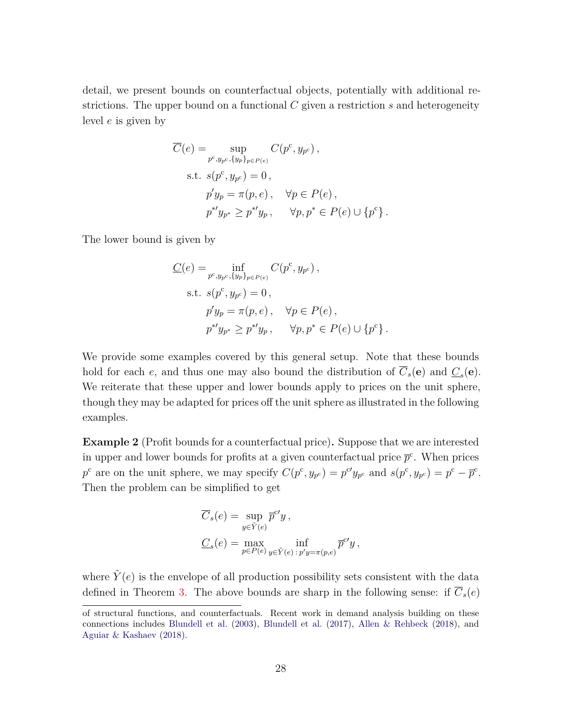detail, we present bounds on counterfactual objects, potentially with additional restrictions. The upper bound on a functional $C$ given a restriction $s$ and heterogeneity level $e$ is given by

$$
\begin{aligned}
\overline{C}(e) = & \sup_{p^{\mathrm{c}}, y_{p^{\mathrm{c}}}, \{y_p\}_{p \in P(e)}} C(p^{\mathrm{c}}, y_{p^{\mathrm{c}}}) \,, \\
& \text{s.t. } s(p^{\mathrm{c}}, y_{p^{\mathrm{c}}}) = 0 \,, \\
& \quad p' y_p = \pi(p, e) \,, \quad \forall p \in P(e) \,, \\
& \quad p^{*\prime} y_{p^*} \geq p^{*\prime} y_p \,, \quad \forall p, p^* \in P(e) \cup \{p^{\mathrm{c}}\} \,.
\end{aligned}
$$

The lower bound is given by

$$
\begin{aligned}
\underline{C}(e) = & \inf_{p^{\mathrm{c}}, y_{p^{\mathrm{c}}}, \{y_p\}_{p \in P(e)}} C(p^{\mathrm{c}}, y_{p^{\mathrm{c}}}) \,, \\
& \text{s.t. } s(p^{\mathrm{c}}, y_{p^{\mathrm{c}}}) = 0 \,, \\
& \quad p' y_p = \pi(p, e) \,, \quad \forall p \in P(e) \,, \\
& \quad p^{*\prime} y_{p^*} \geq p^{*\prime} y_p \,, \quad \forall p, p^* \in P(e) \cup \{p^{\mathrm{c}}\} \,.
\end{aligned}
$$

We provide some examples covered by this general setup. Note that these bounds hold for each $e$, and thus one may also bound the distribution of $\overline{C}_s(\mathbf{e})$ and $\underline{C}_s(\mathbf{e})$. We reiterate that these upper and lower bounds apply to prices on the unit sphere, though they may be adapted for prices off the unit sphere as illustrated in the following examples.

**Example 2** (Profit bounds for a counterfactual price)**.** Suppose that we are interested in upper and lower bounds for profits at a given counterfactual price $\overline{p}^{\mathrm{c}}$. When prices $p^{\mathrm{c}}$ are on the unit sphere, we may specify $C(p^{\mathrm{c}}, y_{p^{\mathrm{c}}}) = p^{\mathrm{c}\prime} y_{p^{\mathrm{c}}}$ and $s(p^{\mathrm{c}}, y_{p^{\mathrm{c}}}) = p^{\mathrm{c}} - \overline{p}^{\mathrm{c}}$. Then the problem can be simplified to get

$$
\begin{aligned}
\overline{C}_s(e) &= \sup_{y \in \tilde{Y}(e)} \overline{p}^{\mathrm{c}\prime} y \,, \\
\underline{C}_s(e) &= \max_{p \in P(e)} \inf_{y \in \tilde{Y}(e) \,:\, p' y = \pi(p,e)} \overline{p}^{\mathrm{c}\prime} y \,,
\end{aligned}
$$

where $\tilde{Y}(e)$ is the envelope of all production possibility sets consistent with the data defined in Theorem 3. The above bounds are sharp in the following sense: if $\overline{C}_s(e)$

of structural functions, and counterfactuals. Recent work in demand analysis building on these connections includes Blundell et al. (2003), Blundell et al. (2017), Allen & Rehbeck (2018), and Aguiar & Kashaev (2018).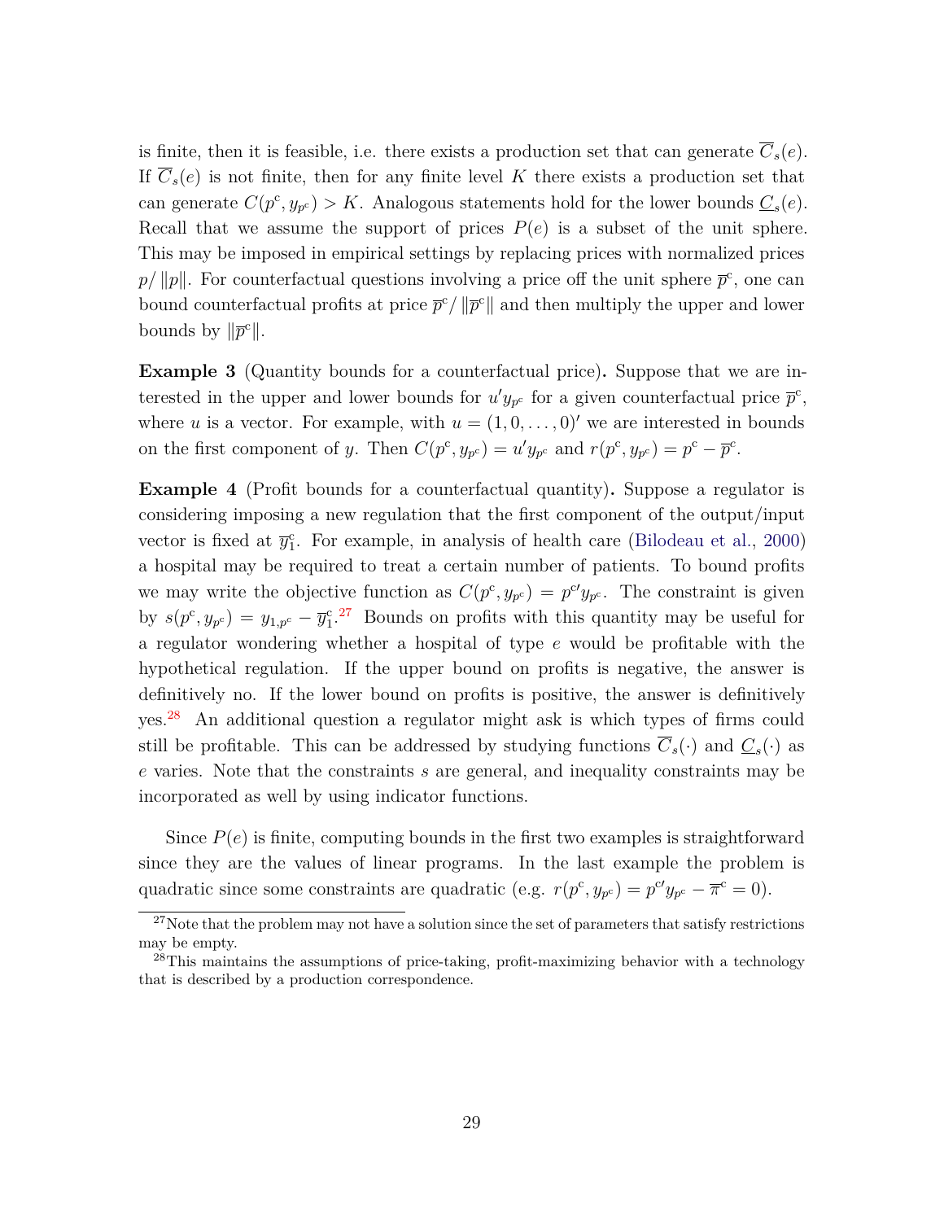is finite, then it is feasible, i.e. there exists a production set that can generate $\overline{C}_s(e)$. If $\overline{C}_s(e)$ is not finite, then for any finite level $K$ there exists a production set that can generate $C(p^{\mathrm{c}}, y_{p^{\mathrm{c}}}) > K$. Analogous statements hold for the lower bounds $\underline{C}_s(e)$. Recall that we assume the support of prices $P(e)$ is a subset of the unit sphere. This may be imposed in empirical settings by replacing prices with normalized prices $p/\|p\|$. For counterfactual questions involving a price off the unit sphere $\overline{p}^{\mathrm{c}}$, one can bound counterfactual profits at price $\overline{p}^{\mathrm{c}}/\|\overline{p}^{\mathrm{c}}\|$ and then multiply the upper and lower bounds by $\|\overline{p}^{\mathrm{c}}\|$.

**Example 3** (Quantity bounds for a counterfactual price)**.** Suppose that we are interested in the upper and lower bounds for $u'y_{p^{\mathrm{c}}}$ for a given counterfactual price $\overline{p}^{\mathrm{c}}$, where $u$ is a vector. For example, with $u = (1, 0, \ldots, 0)'$ we are interested in bounds on the first component of $y$. Then $C(p^{\mathrm{c}}, y_{p^{\mathrm{c}}}) = u'y_{p^{\mathrm{c}}}$ and $r(p^{\mathrm{c}}, y_{p^{\mathrm{c}}}) = p^{\mathrm{c}} - \overline{p}^{\mathrm{c}}$.

**Example 4** (Profit bounds for a counterfactual quantity)**.** Suppose a regulator is considering imposing a new regulation that the first component of the output/input vector is fixed at $\overline{y}_1^{\mathrm{c}}$. For example, in analysis of health care (Bilodeau et al., 2000) a hospital may be required to treat a certain number of patients. To bound profits we may write the objective function as $C(p^{\mathrm{c}}, y_{p^{\mathrm{c}}}) = p^{\mathrm{c}\prime}y_{p^{\mathrm{c}}}$. The constraint is given by $s(p^{\mathrm{c}}, y_{p^{\mathrm{c}}}) = y_{1,p^{\mathrm{c}}} - \overline{y}_1^{\mathrm{c}}$.[27] Bounds on profits with this quantity may be useful for a regulator wondering whether a hospital of type $e$ would be profitable with the hypothetical regulation. If the upper bound on profits is negative, the answer is definitively no. If the lower bound on profits is positive, the answer is definitively yes.[28] An additional question a regulator might ask is which types of firms could still be profitable. This can be addressed by studying functions $\overline{C}_s(\cdot)$ and $\underline{C}_s(\cdot)$ as $e$ varies. Note that the constraints $s$ are general, and inequality constraints may be incorporated as well by using indicator functions.

Since $P(e)$ is finite, computing bounds in the first two examples is straightforward since they are the values of linear programs. In the last example the problem is quadratic since some constraints are quadratic (e.g. $r(p^{\mathrm{c}}, y_{p^{\mathrm{c}}}) = p^{\mathrm{c}\prime}y_{p^{\mathrm{c}}} - \overline{\pi}^{\mathrm{c}} = 0$).

[27] Note that the problem may not have a solution since the set of parameters that satisfy restrictions may be empty.

[28] This maintains the assumptions of price-taking, profit-maximizing behavior with a technology that is described by a production correspondence.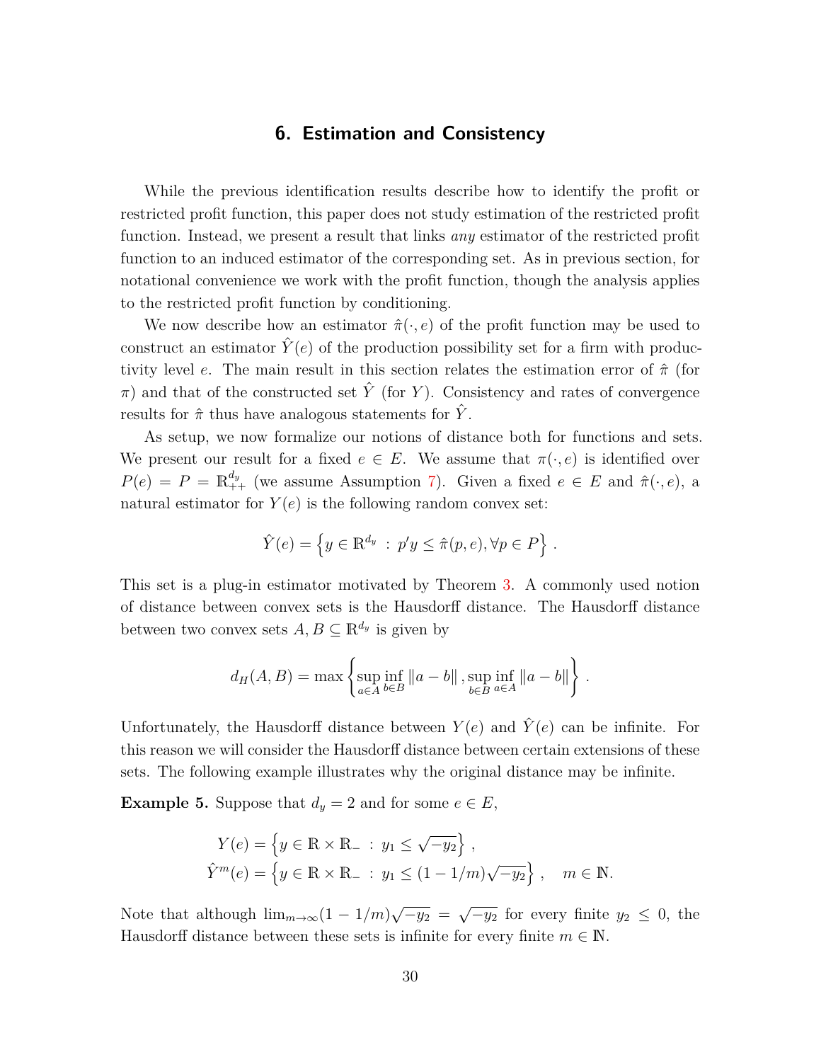## 6. Estimation and Consistency

While the previous identification results describe how to identify the profit or restricted profit function, this paper does not study estimation of the restricted profit function. Instead, we present a result that links *any* estimator of the restricted profit function to an induced estimator of the corresponding set. As in previous section, for notational convenience we work with the profit function, though the analysis applies to the restricted profit function by conditioning.

We now describe how an estimator $\hat{\pi}(\cdot, e)$ of the profit function may be used to construct an estimator $\hat{Y}(e)$ of the production possibility set for a firm with productivity level $e$. The main result in this section relates the estimation error of $\hat{\pi}$ (for $\pi$) and that of the constructed set $\hat{Y}$ (for $Y$). Consistency and rates of convergence results for $\hat{\pi}$ thus have analogous statements for $\hat{Y}$.

As setup, we now formalize our notions of distance both for functions and sets. We present our result for a fixed $e \in E$. We assume that $\pi(\cdot, e)$ is identified over $P(e) = P = \mathbb{R}^{d_y}_{++}$ (we assume Assumption 7). Given a fixed $e \in E$ and $\hat{\pi}(\cdot, e)$, a natural estimator for $Y(e)$ is the following random convex set:

$$\hat{Y}(e) = \left\{ y \in \mathbb{R}^{d_y} \; : \; p'y \leq \hat{\pi}(p, e), \forall p \in P \right\} .$$

This set is a plug-in estimator motivated by Theorem 3. A commonly used notion of distance between convex sets is the Hausdorff distance. The Hausdorff distance between two convex sets $A, B \subseteq \mathbb{R}^{d_y}$ is given by

$$d_H(A, B) = \max \left\{ \sup_{a \in A} \inf_{b \in B} \|a - b\| , \sup_{b \in B} \inf_{a \in A} \|a - b\| \right\} .$$

Unfortunately, the Hausdorff distance between $Y(e)$ and $\hat{Y}(e)$ can be infinite. For this reason we will consider the Hausdorff distance between certain extensions of these sets. The following example illustrates why the original distance may be infinite.

**Example 5.** Suppose that $d_y = 2$ and for some $e \in E$,

$$\begin{aligned} Y(e) &= \left\{ y \in \mathbb{R} \times \mathbb{R}_{-} \; : \; y_1 \leq \sqrt{-y_2} \right\} , \\ \hat{Y}^m(e) &= \left\{ y \in \mathbb{R} \times \mathbb{R}_{-} \; : \; y_1 \leq (1 - 1/m)\sqrt{-y_2} \right\} , \quad m \in \mathbb{N}. \end{aligned}$$

Note that although $\lim_{m \to \infty}(1 - 1/m)\sqrt{-y_2} = \sqrt{-y_2}$ for every finite $y_2 \leq 0$, the Hausdorff distance between these sets is infinite for every finite $m \in \mathbb{N}$.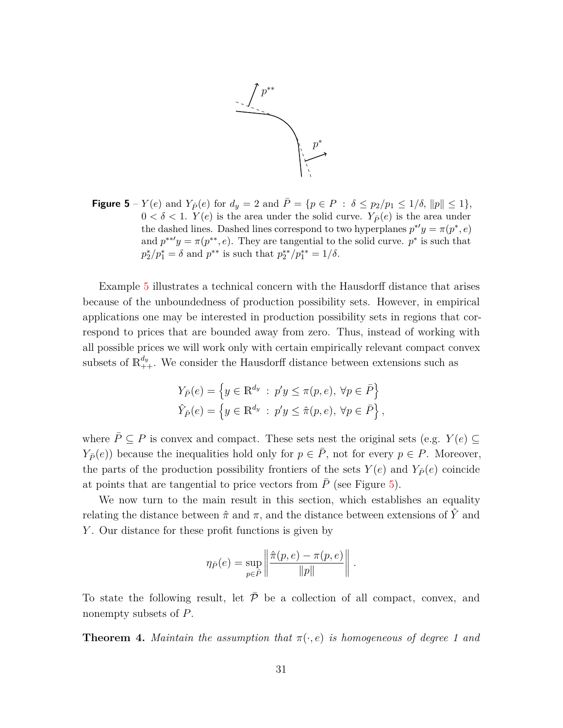**Figure 5** – $Y(e)$ and $Y_{\bar{P}}(e)$ for $d_y = 2$ and $\bar{P} = \{p \in P \; : \; \delta \leq p_2/p_1 \leq 1/\delta, \; \|p\| \leq 1\}$, $0 < \delta < 1$. $Y(e)$ is the area under the solid curve. $Y_{\bar{P}}(e)$ is the area under the dashed lines. Dashed lines correspond to two hyperplanes $p^{*\prime}y = \pi(p^*, e)$ and $p^{**\prime}y = \pi(p^{**}, e)$. They are tangential to the solid curve. $p^*$ is such that $p_2^*/p_1^* = \delta$ and $p^{**}$ is such that $p_2^{**}/p_1^{**} = 1/\delta$.

Example 5 illustrates a technical concern with the Hausdorff distance that arises because of the unboundedness of production possibility sets. However, in empirical applications one may be interested in production possibility sets in regions that correspond to prices that are bounded away from zero. Thus, instead of working with all possible prices we will work only with certain empirically relevant compact convex subsets of $\mathbb{R}^{d_y}_{++}$. We consider the Hausdorff distance between extensions such as

$$Y_{\bar{P}}(e) = \left\{ y \in \mathbb{R}^{d_y} \; : \; p'y \leq \pi(p, e), \; \forall p \in \bar{P} \right\}$$
$$\hat{Y}_{\bar{P}}(e) = \left\{ y \in \mathbb{R}^{d_y} \; : \; p'y \leq \hat{\pi}(p, e), \; \forall p \in \bar{P} \right\},$$

where $\bar{P} \subseteq P$ is convex and compact. These sets nest the original sets (e.g. $Y(e) \subseteq Y_{\bar{P}}(e)$) because the inequalities hold only for $p \in \bar{P}$, not for every $p \in P$. Moreover, the parts of the production possibility frontiers of the sets $Y(e)$ and $Y_{\bar{P}}(e)$ coincide at points that are tangential to price vectors from $\bar{P}$ (see Figure 5).

We now turn to the main result in this section, which establishes an equality relating the distance between $\hat{\pi}$ and $\pi$, and the distance between extensions of $\hat{Y}$ and $Y$. Our distance for these profit functions is given by

$$\eta_{\bar{P}}(e) = \sup_{p \in \bar{P}} \left\| \frac{\hat{\pi}(p, e) - \pi(p, e)}{\|p\|} \right\|.$$

To state the following result, let $\bar{\mathcal{P}}$ be a collection of all compact, convex, and nonempty subsets of $P$.

**Theorem 4.** *Maintain the assumption that $\pi(\cdot, e)$ is homogeneous of degree 1 and*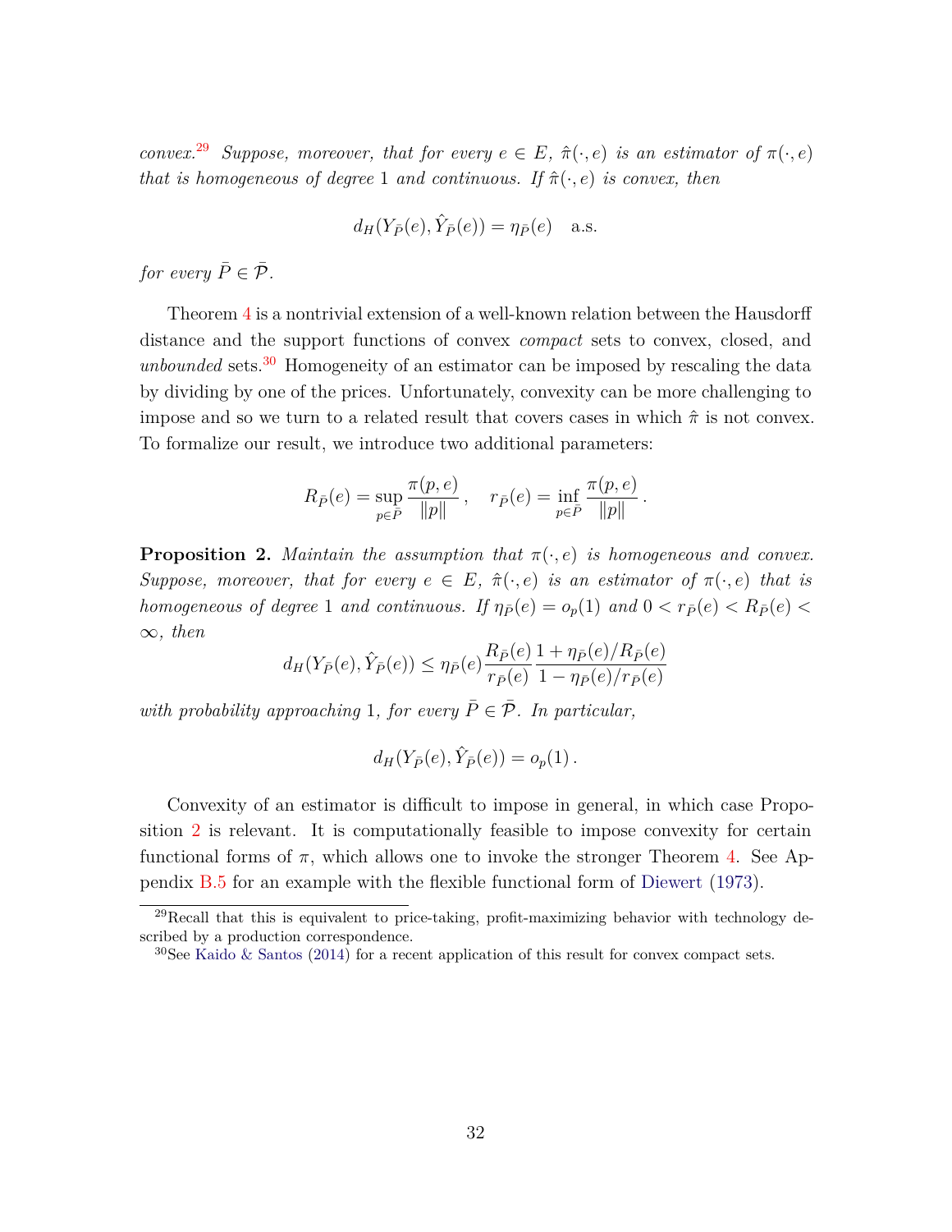*convex.*[29] *Suppose, moreover, that for every $e \in E$, $\hat{\pi}(\cdot, e)$ is an estimator of $\pi(\cdot, e)$ that is homogeneous of degree 1 and continuous. If $\hat{\pi}(\cdot, e)$ is convex, then*

$$d_H(Y_{\bar{P}}(e), \hat{Y}_{\bar{P}}(e)) = \eta_{\bar{P}}(e) \quad \text{a.s.}$$

*for every $\bar{P} \in \bar{\mathcal{P}}$.*

Theorem 4 is a nontrivial extension of a well-known relation between the Hausdorff distance and the support functions of convex *compact* sets to convex, closed, and *unbounded* sets.[30] Homogeneity of an estimator can be imposed by rescaling the data by dividing by one of the prices. Unfortunately, convexity can be more challenging to impose and so we turn to a related result that covers cases in which $\hat{\pi}$ is not convex. To formalize our result, we introduce two additional parameters:

$$R_{\bar{P}}(e) = \sup_{p \in \bar{P}} \frac{\pi(p, e)}{\|p\|}, \quad r_{\bar{P}}(e) = \inf_{p \in \bar{P}} \frac{\pi(p, e)}{\|p\|}.$$

**Proposition 2.** *Maintain the assumption that $\pi(\cdot, e)$ is homogeneous and convex. Suppose, moreover, that for every $e \in E$, $\hat{\pi}(\cdot, e)$ is an estimator of $\pi(\cdot, e)$ that is homogeneous of degree 1 and continuous. If $\eta_{\bar{P}}(e) = o_p(1)$ and $0 < r_{\bar{P}}(e) < R_{\bar{P}}(e) < \infty$, then*

$$d_H(Y_{\bar{P}}(e), \hat{Y}_{\bar{P}}(e)) \leq \eta_{\bar{P}}(e) \frac{R_{\bar{P}}(e)}{r_{\bar{P}}(e)} \frac{1 + \eta_{\bar{P}}(e)/R_{\bar{P}}(e)}{1 - \eta_{\bar{P}}(e)/r_{\bar{P}}(e)}$$

*with probability approaching 1, for every $\bar{P} \in \bar{\mathcal{P}}$. In particular,*

$$d_H(Y_{\bar{P}}(e), \hat{Y}_{\bar{P}}(e)) = o_p(1).$$

Convexity of an estimator is difficult to impose in general, in which case Proposition 2 is relevant. It is computationally feasible to impose convexity for certain functional forms of $\pi$, which allows one to invoke the stronger Theorem 4. See Appendix B.5 for an example with the flexible functional form of Diewert (1973).

[29] Recall that this is equivalent to price-taking, profit-maximizing behavior with technology described by a production correspondence.

[30] See Kaido & Santos (2014) for a recent application of this result for convex compact sets.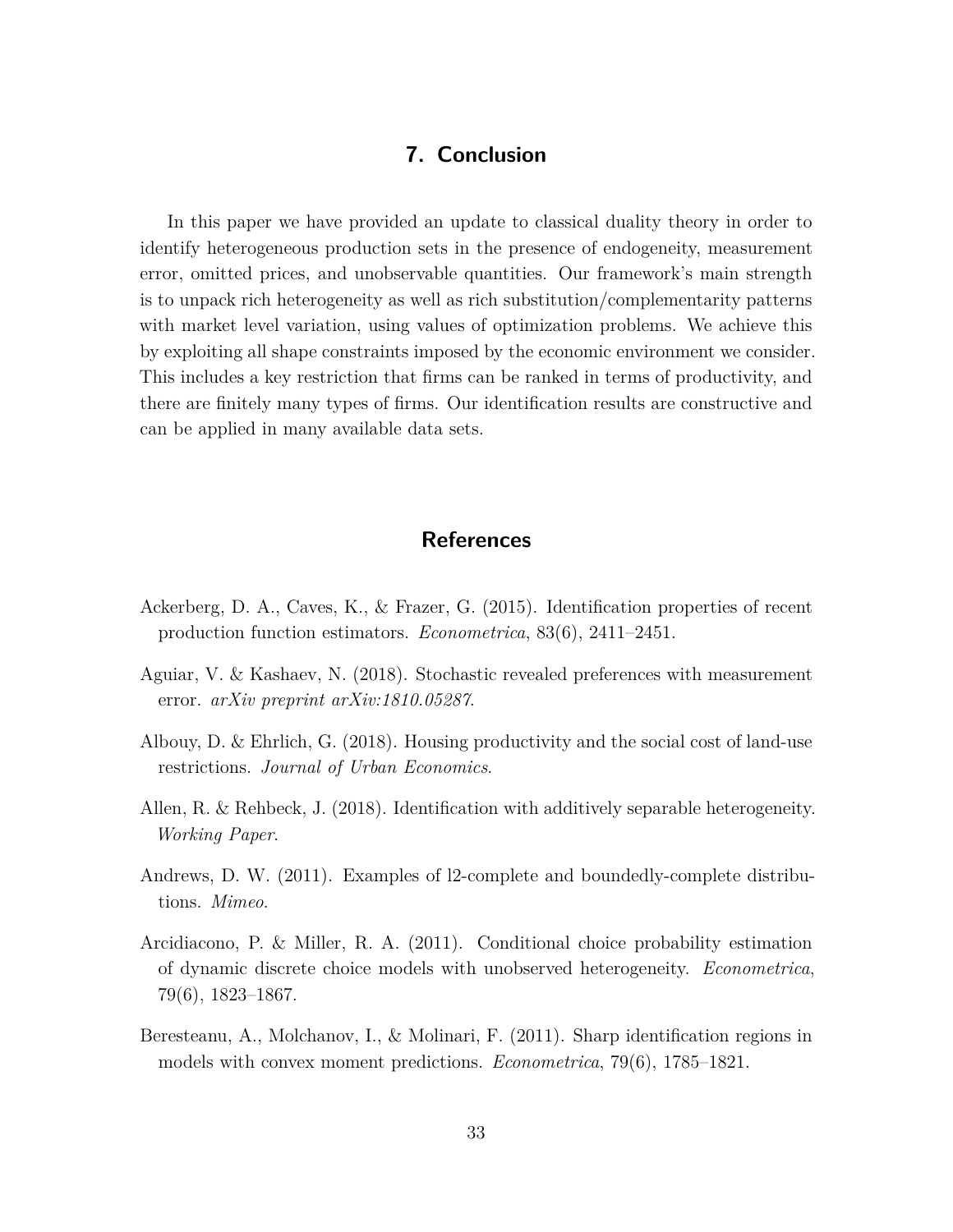## 7. Conclusion

In this paper we have provided an update to classical duality theory in order to identify heterogeneous production sets in the presence of endogeneity, measurement error, omitted prices, and unobservable quantities. Our framework's main strength is to unpack rich heterogeneity as well as rich substitution/complementarity patterns with market level variation, using values of optimization problems. We achieve this by exploiting all shape constraints imposed by the economic environment we consider. This includes a key restriction that firms can be ranked in terms of productivity, and there are finitely many types of firms. Our identification results are constructive and can be applied in many available data sets.

## References

Ackerberg, D. A., Caves, K., & Frazer, G. (2015). Identification properties of recent production function estimators. *Econometrica*, 83(6), 2411–2451.

Aguiar, V. & Kashaev, N. (2018). Stochastic revealed preferences with measurement error. *arXiv preprint arXiv:1810.05287*.

Albouy, D. & Ehrlich, G. (2018). Housing productivity and the social cost of land-use restrictions. *Journal of Urban Economics*.

Allen, R. & Rehbeck, J. (2018). Identification with additively separable heterogeneity. *Working Paper*.

Andrews, D. W. (2011). Examples of l2-complete and boundedly-complete distributions. *Mimeo*.

Arcidiacono, P. & Miller, R. A. (2011). Conditional choice probability estimation of dynamic discrete choice models with unobserved heterogeneity. *Econometrica*, 79(6), 1823–1867.

Beresteanu, A., Molchanov, I., & Molinari, F. (2011). Sharp identification regions in models with convex moment predictions. *Econometrica*, 79(6), 1785–1821.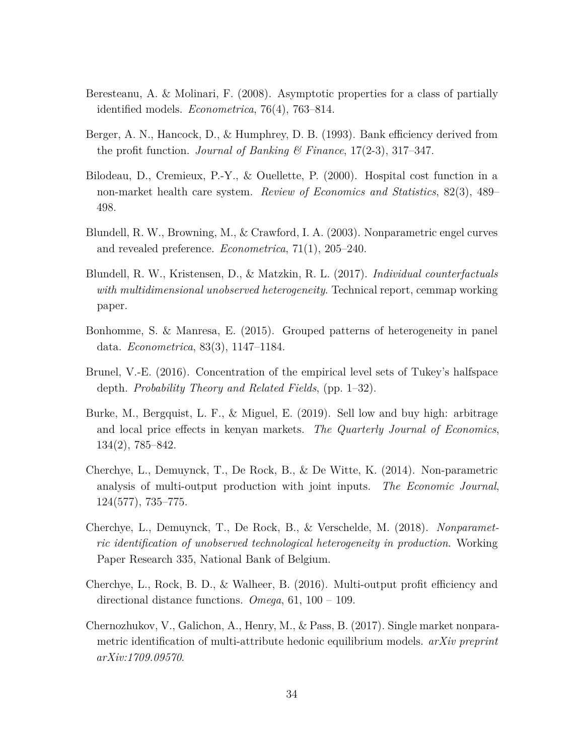Beresteanu, A. & Molinari, F. (2008). Asymptotic properties for a class of partially identified models. *Econometrica*, 76(4), 763–814.

Berger, A. N., Hancock, D., & Humphrey, D. B. (1993). Bank efficiency derived from the profit function. *Journal of Banking & Finance*, 17(2-3), 317–347.

Bilodeau, D., Cremieux, P.-Y., & Ouellette, P. (2000). Hospital cost function in a non-market health care system. *Review of Economics and Statistics*, 82(3), 489–498.

Blundell, R. W., Browning, M., & Crawford, I. A. (2003). Nonparametric engel curves and revealed preference. *Econometrica*, 71(1), 205–240.

Blundell, R. W., Kristensen, D., & Matzkin, R. L. (2017). *Individual counterfactuals with multidimensional unobserved heterogeneity*. Technical report, cemmap working paper.

Bonhomme, S. & Manresa, E. (2015). Grouped patterns of heterogeneity in panel data. *Econometrica*, 83(3), 1147–1184.

Brunel, V.-E. (2016). Concentration of the empirical level sets of Tukey's halfspace depth. *Probability Theory and Related Fields*, (pp. 1–32).

Burke, M., Bergquist, L. F., & Miguel, E. (2019). Sell low and buy high: arbitrage and local price effects in kenyan markets. *The Quarterly Journal of Economics*, 134(2), 785–842.

Cherchye, L., Demuynck, T., De Rock, B., & De Witte, K. (2014). Non-parametric analysis of multi-output production with joint inputs. *The Economic Journal*, 124(577), 735–775.

Cherchye, L., Demuynck, T., De Rock, B., & Verschelde, M. (2018). *Nonparametric identification of unobserved technological heterogeneity in production*. Working Paper Research 335, National Bank of Belgium.

Cherchye, L., Rock, B. D., & Walheer, B. (2016). Multi-output profit efficiency and directional distance functions. *Omega*, 61, 100 – 109.

Chernozhukov, V., Galichon, A., Henry, M., & Pass, B. (2017). Single market nonparametric identification of multi-attribute hedonic equilibrium models. *arXiv preprint arXiv:1709.09570*.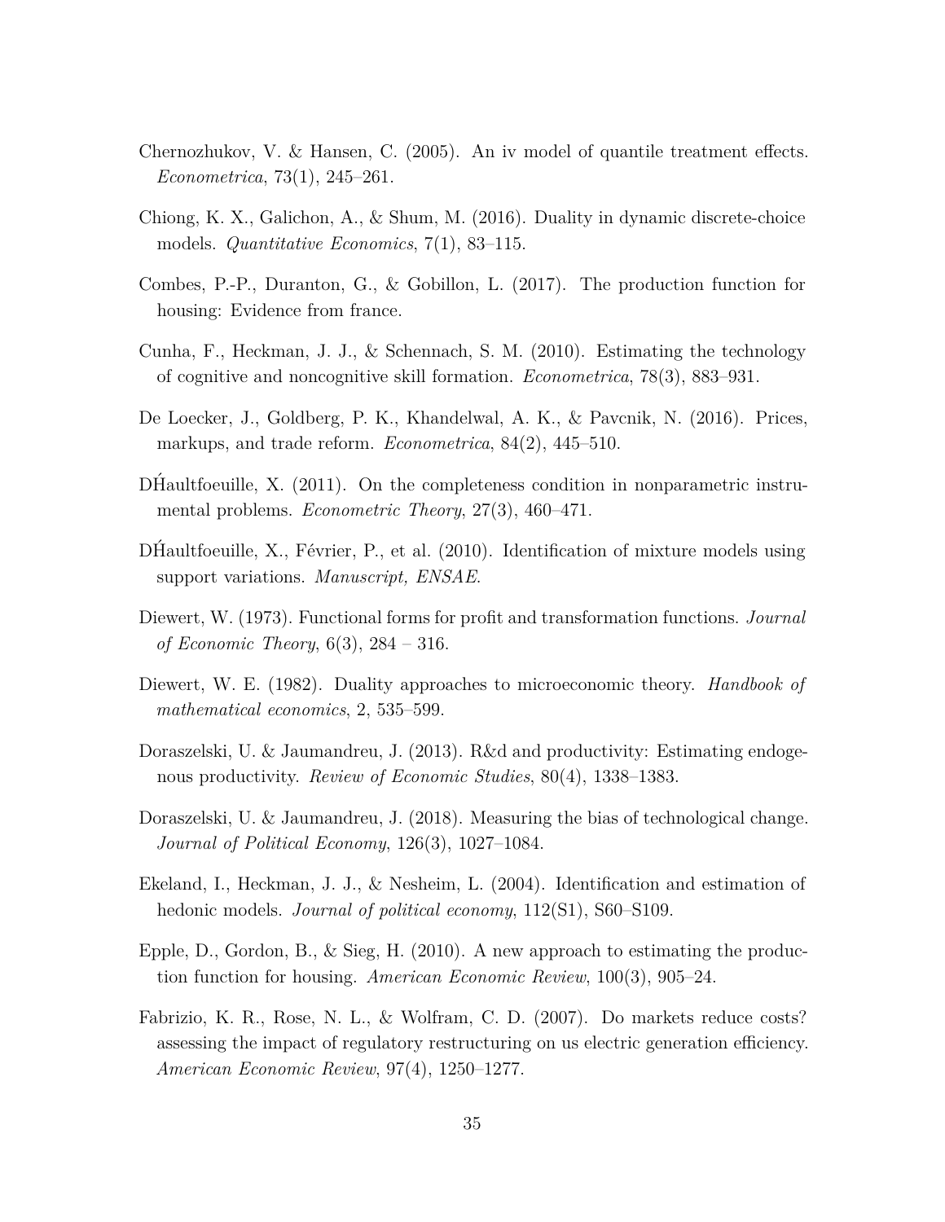Chernozhukov, V. & Hansen, C. (2005). An iv model of quantile treatment effects. *Econometrica*, 73(1), 245–261.

Chiong, K. X., Galichon, A., & Shum, M. (2016). Duality in dynamic discrete-choice models. *Quantitative Economics*, 7(1), 83–115.

Combes, P.-P., Duranton, G., & Gobillon, L. (2017). The production function for housing: Evidence from france.

Cunha, F., Heckman, J. J., & Schennach, S. M. (2010). Estimating the technology of cognitive and noncognitive skill formation. *Econometrica*, 78(3), 883–931.

De Loecker, J., Goldberg, P. K., Khandelwal, A. K., & Pavcnik, N. (2016). Prices, markups, and trade reform. *Econometrica*, 84(2), 445–510.

DH́aultfoeuille, X. (2011). On the completeness condition in nonparametric instrumental problems. *Econometric Theory*, 27(3), 460–471.

DH́aultfoeuille, X., Février, P., et al. (2010). Identification of mixture models using support variations. *Manuscript, ENSAE*.

Diewert, W. (1973). Functional forms for profit and transformation functions. *Journal of Economic Theory*, 6(3), 284 – 316.

Diewert, W. E. (1982). Duality approaches to microeconomic theory. *Handbook of mathematical economics*, 2, 535–599.

Doraszelski, U. & Jaumandreu, J. (2013). R&d and productivity: Estimating endogenous productivity. *Review of Economic Studies*, 80(4), 1338–1383.

Doraszelski, U. & Jaumandreu, J. (2018). Measuring the bias of technological change. *Journal of Political Economy*, 126(3), 1027–1084.

Ekeland, I., Heckman, J. J., & Nesheim, L. (2004). Identification and estimation of hedonic models. *Journal of political economy*, 112(S1), S60–S109.

Epple, D., Gordon, B., & Sieg, H. (2010). A new approach to estimating the production function for housing. *American Economic Review*, 100(3), 905–24.

Fabrizio, K. R., Rose, N. L., & Wolfram, C. D. (2007). Do markets reduce costs? assessing the impact of regulatory restructuring on us electric generation efficiency. *American Economic Review*, 97(4), 1250–1277.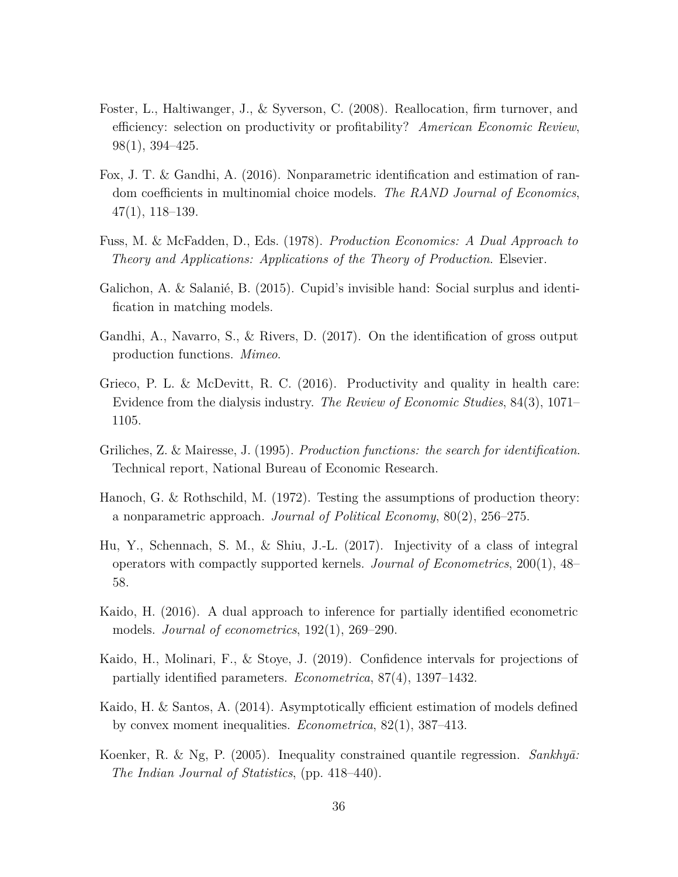Foster, L., Haltiwanger, J., & Syverson, C. (2008). Reallocation, firm turnover, and efficiency: selection on productivity or profitability? *American Economic Review*, 98(1), 394–425.

Fox, J. T. & Gandhi, A. (2016). Nonparametric identification and estimation of random coefficients in multinomial choice models. *The RAND Journal of Economics*, 47(1), 118–139.

Fuss, M. & McFadden, D., Eds. (1978). *Production Economics: A Dual Approach to Theory and Applications: Applications of the Theory of Production*. Elsevier.

Galichon, A. & Salanié, B. (2015). Cupid's invisible hand: Social surplus and identification in matching models.

Gandhi, A., Navarro, S., & Rivers, D. (2017). On the identification of gross output production functions. *Mimeo*.

Grieco, P. L. & McDevitt, R. C. (2016). Productivity and quality in health care: Evidence from the dialysis industry. *The Review of Economic Studies*, 84(3), 1071–1105.

Griliches, Z. & Mairesse, J. (1995). *Production functions: the search for identification*. Technical report, National Bureau of Economic Research.

Hanoch, G. & Rothschild, M. (1972). Testing the assumptions of production theory: a nonparametric approach. *Journal of Political Economy*, 80(2), 256–275.

Hu, Y., Schennach, S. M., & Shiu, J.-L. (2017). Injectivity of a class of integral operators with compactly supported kernels. *Journal of Econometrics*, 200(1), 48–58.

Kaido, H. (2016). A dual approach to inference for partially identified econometric models. *Journal of econometrics*, 192(1), 269–290.

Kaido, H., Molinari, F., & Stoye, J. (2019). Confidence intervals for projections of partially identified parameters. *Econometrica*, 87(4), 1397–1432.

Kaido, H. & Santos, A. (2014). Asymptotically efficient estimation of models defined by convex moment inequalities. *Econometrica*, 82(1), 387–413.

Koenker, R. & Ng, P. (2005). Inequality constrained quantile regression. *Sankhyā: The Indian Journal of Statistics*, (pp. 418–440).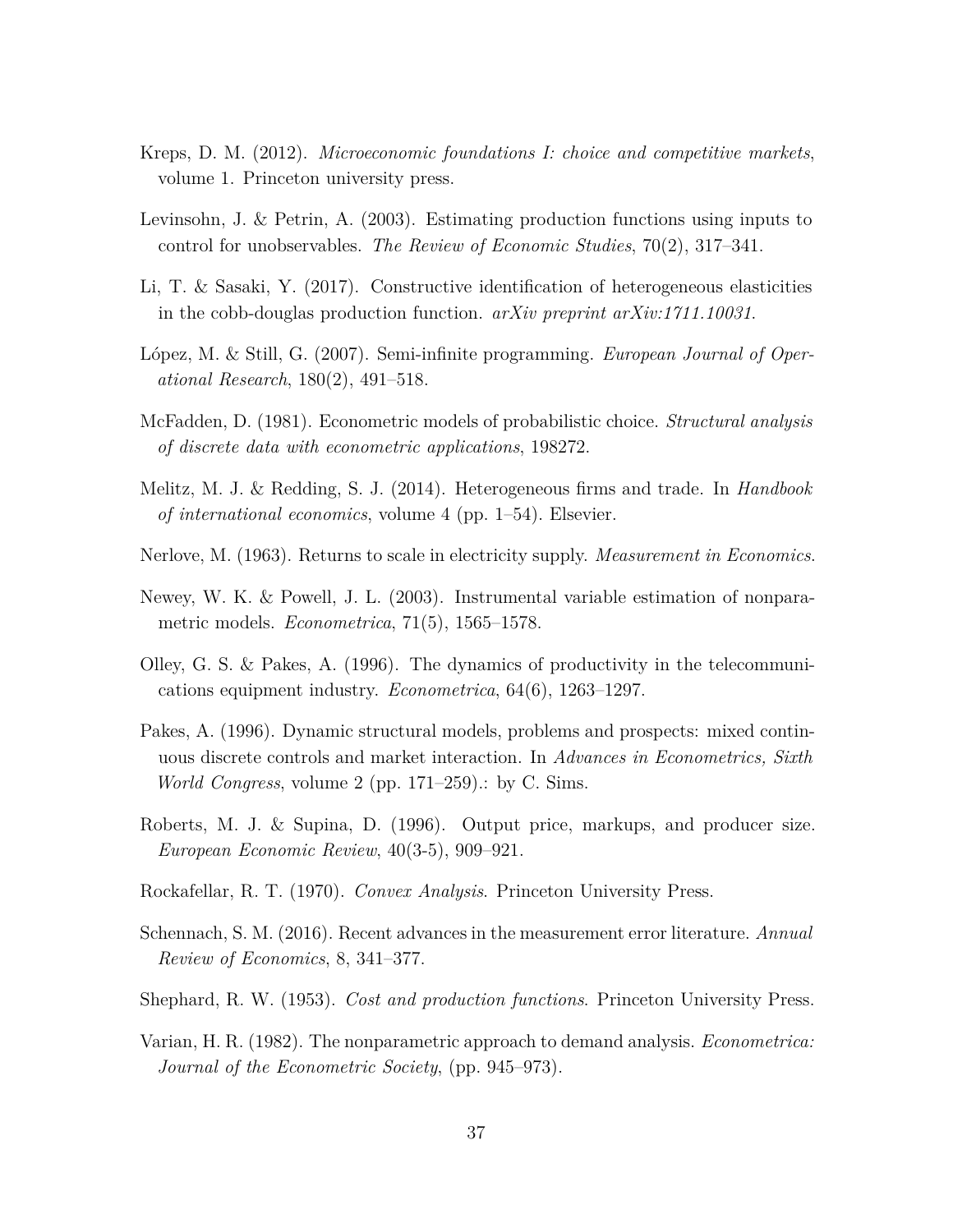Kreps, D. M. (2012). *Microeconomic foundations I: choice and competitive markets*, volume 1. Princeton university press.

Levinsohn, J. & Petrin, A. (2003). Estimating production functions using inputs to control for unobservables. *The Review of Economic Studies*, 70(2), 317–341.

Li, T. & Sasaki, Y. (2017). Constructive identification of heterogeneous elasticities in the cobb-douglas production function. *arXiv preprint arXiv:1711.10031*.

López, M. & Still, G. (2007). Semi-infinite programming. *European Journal of Operational Research*, 180(2), 491–518.

McFadden, D. (1981). Econometric models of probabilistic choice. *Structural analysis of discrete data with econometric applications*, 198272.

Melitz, M. J. & Redding, S. J. (2014). Heterogeneous firms and trade. In *Handbook of international economics*, volume 4 (pp. 1–54). Elsevier.

Nerlove, M. (1963). Returns to scale in electricity supply. *Measurement in Economics*.

Newey, W. K. & Powell, J. L. (2003). Instrumental variable estimation of nonparametric models. *Econometrica*, 71(5), 1565–1578.

Olley, G. S. & Pakes, A. (1996). The dynamics of productivity in the telecommunications equipment industry. *Econometrica*, 64(6), 1263–1297.

Pakes, A. (1996). Dynamic structural models, problems and prospects: mixed continuous discrete controls and market interaction. In *Advances in Econometrics, Sixth World Congress*, volume 2 (pp. 171–259).: by C. Sims.

Roberts, M. J. & Supina, D. (1996). Output price, markups, and producer size. *European Economic Review*, 40(3-5), 909–921.

Rockafellar, R. T. (1970). *Convex Analysis*. Princeton University Press.

Schennach, S. M. (2016). Recent advances in the measurement error literature. *Annual Review of Economics*, 8, 341–377.

Shephard, R. W. (1953). *Cost and production functions*. Princeton University Press.

Varian, H. R. (1982). The nonparametric approach to demand analysis. *Econometrica: Journal of the Econometric Society*, (pp. 945–973).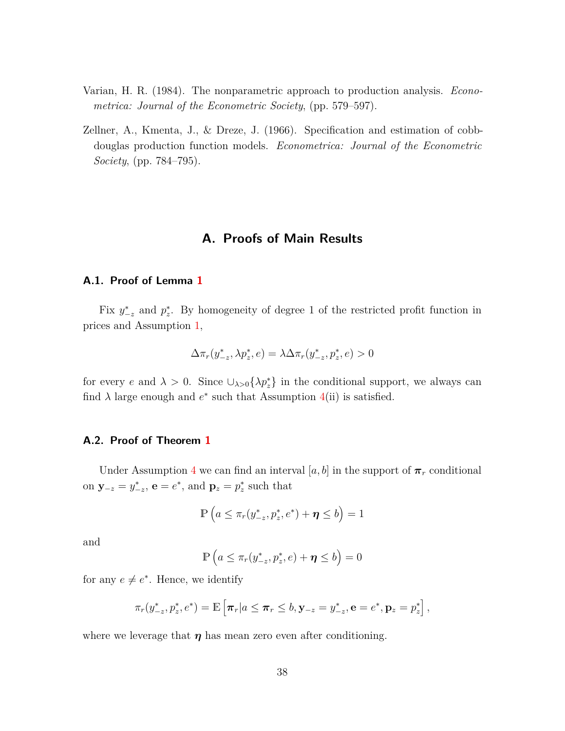Varian, H. R. (1984). The nonparametric approach to production analysis. *Econometrica: Journal of the Econometric Society*, (pp. 579–597).

Zellner, A., Kmenta, J., & Dreze, J. (1966). Specification and estimation of cobb-douglas production function models. *Econometrica: Journal of the Econometric Society*, (pp. 784–795).

# A. Proofs of Main Results

## A.1. Proof of Lemma 1

Fix $y^*_{-z}$ and $p^*_z$. By homogeneity of degree 1 of the restricted profit function in prices and Assumption 1,

$$\Delta\pi_r(y^*_{-z}, \lambda p^*_z, e) = \lambda \Delta\pi_r(y^*_{-z}, p^*_z, e) > 0$$

for every $e$ and $\lambda > 0$. Since $\cup_{\lambda>0}\{\lambda p^*_z\}$ in the conditional support, we always can find $\lambda$ large enough and $e^*$ such that Assumption 4(ii) is satisfied.

## A.2. Proof of Theorem 1

Under Assumption 4 we can find an interval $[a, b]$ in the support of $\boldsymbol{\pi}_r$ conditional on $\mathbf{y}_{-z} = y^*_{-z}$, $\mathbf{e} = e^*$, and $\mathbf{p}_z = p^*_z$ such that

$$\mathbb{P}\left(a \leq \pi_r(y^*_{-z}, p^*_z, e^*) + \boldsymbol{\eta} \leq b\right) = 1$$

and

$$\mathbb{P}\left(a \leq \pi_r(y^*_{-z}, p^*_z, e) + \boldsymbol{\eta} \leq b\right) = 0$$

for any $e \neq e^*$. Hence, we identify

$$\pi_r(y^*_{-z}, p^*_z, e^*) = \mathbb{E}\left[\boldsymbol{\pi}_r | a \leq \boldsymbol{\pi}_r \leq b, \mathbf{y}_{-z} = y^*_{-z}, \mathbf{e} = e^*, \mathbf{p}_z = p^*_z\right],$$

where we leverage that $\boldsymbol{\eta}$ has mean zero even after conditioning.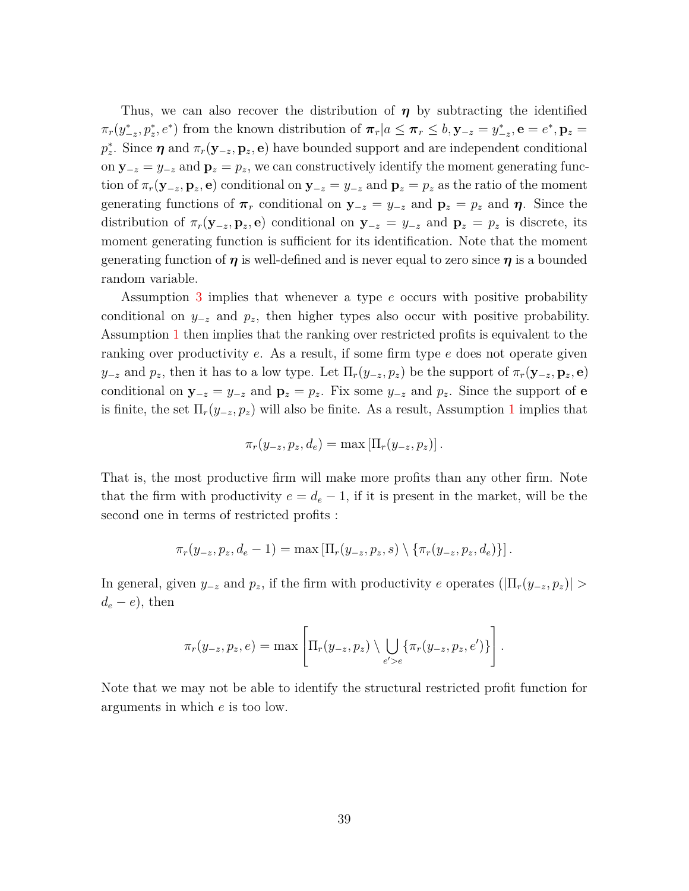Thus, we can also recover the distribution of $\boldsymbol{\eta}$ by subtracting the identified $\pi_r(y^*_{-z}, p^*_z, e^*)$ from the known distribution of $\boldsymbol{\pi}_r | a \leq \boldsymbol{\pi}_r \leq b, \mathbf{y}_{-z} = y^*_{-z}, \mathbf{e} = e^*, \mathbf{p}_z = p^*_z$. Since $\boldsymbol{\eta}$ and $\pi_r(\mathbf{y}_{-z}, \mathbf{p}_z, \mathbf{e})$ have bounded support and are independent conditional on $\mathbf{y}_{-z} = y_{-z}$ and $\mathbf{p}_z = p_z$, we can constructively identify the moment generating function of $\pi_r(\mathbf{y}_{-z}, \mathbf{p}_z, \mathbf{e})$ conditional on $\mathbf{y}_{-z} = y_{-z}$ and $\mathbf{p}_z = p_z$ as the ratio of the moment generating functions of $\boldsymbol{\pi}_r$ conditional on $\mathbf{y}_{-z} = y_{-z}$ and $\mathbf{p}_z = p_z$ and $\boldsymbol{\eta}$. Since the distribution of $\pi_r(\mathbf{y}_{-z}, \mathbf{p}_z, \mathbf{e})$ conditional on $\mathbf{y}_{-z} = y_{-z}$ and $\mathbf{p}_z = p_z$ is discrete, its moment generating function is sufficient for its identification. Note that the moment generating function of $\boldsymbol{\eta}$ is well-defined and is never equal to zero since $\boldsymbol{\eta}$ is a bounded random variable.

Assumption 3 implies that whenever a type $e$ occurs with positive probability conditional on $y_{-z}$ and $p_z$, then higher types also occur with positive probability. Assumption 1 then implies that the ranking over restricted profits is equivalent to the ranking over productivity $e$. As a result, if some firm type $e$ does not operate given $y_{-z}$ and $p_z$, then it has to a low type. Let $\Pi_r(y_{-z}, p_z)$ be the support of $\pi_r(\mathbf{y}_{-z}, \mathbf{p}_z, \mathbf{e})$ conditional on $\mathbf{y}_{-z} = y_{-z}$ and $\mathbf{p}_z = p_z$. Fix some $y_{-z}$ and $p_z$. Since the support of $\mathbf{e}$ is finite, the set $\Pi_r(y_{-z}, p_z)$ will also be finite. As a result, Assumption 1 implies that

$$\pi_r(y_{-z}, p_z, d_e) = \max\left[\Pi_r(y_{-z}, p_z)\right].$$

That is, the most productive firm will make more profits than any other firm. Note that the firm with productivity $e = d_e - 1$, if it is present in the market, will be the second one in terms of restricted profits :

$$\pi_r(y_{-z}, p_z, d_e - 1) = \max\left[\Pi_r(y_{-z}, p_z, s) \setminus \{\pi_r(y_{-z}, p_z, d_e)\}\right].$$

In general, given $y_{-z}$ and $p_z$, if the firm with productivity $e$ operates ($|\Pi_r(y_{-z}, p_z)| > d_e - e$), then

$$\pi_r(y_{-z}, p_z, e) = \max\left[\Pi_r(y_{-z}, p_z) \setminus \bigcup_{e' > e} \{\pi_r(y_{-z}, p_z, e')\}\right].$$

Note that we may not be able to identify the structural restricted profit function for arguments in which $e$ is too low.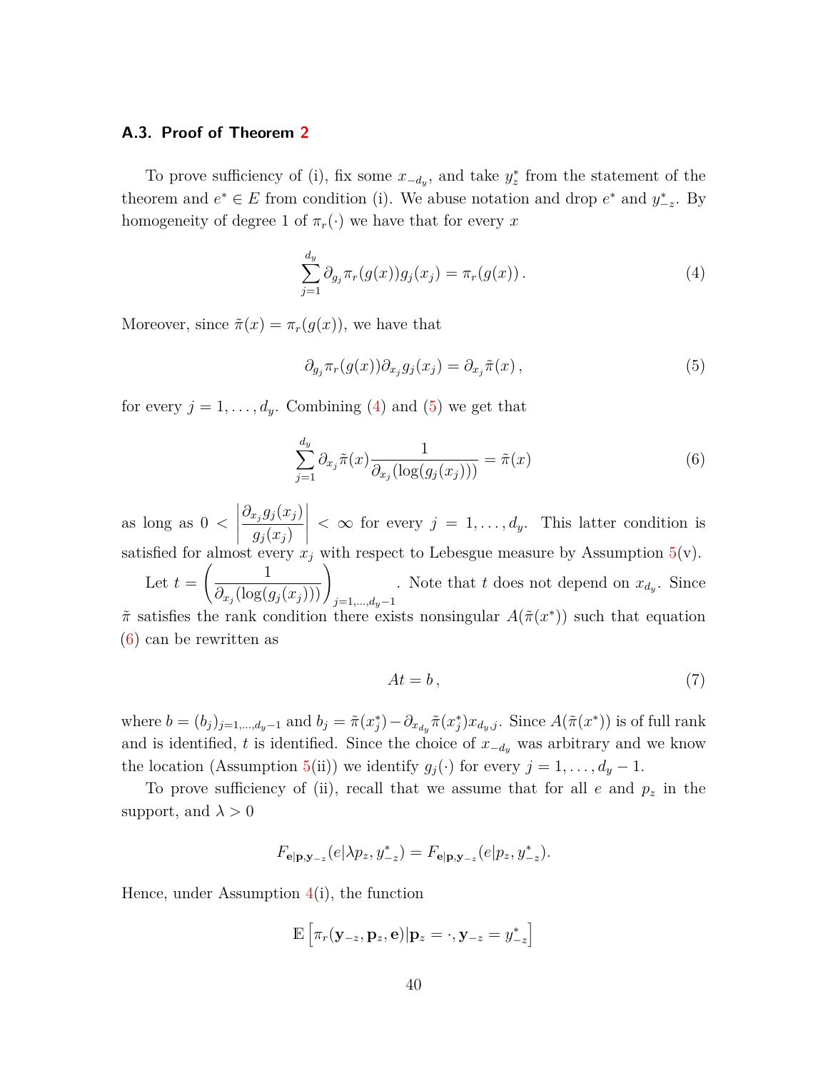### A.3. Proof of Theorem 2

To prove sufficiency of (i), fix some $x_{-d_y}$, and take $y_z^*$ from the statement of the theorem and $e^* \in E$ from condition (i). We abuse notation and drop $e^*$ and $y_{-z}^*$. By homogeneity of degree 1 of $\pi_r(\cdot)$ we have that for every $x$

$$\sum_{j=1}^{d_y} \partial_{g_j} \pi_r(g(x)) g_j(x_j) = \pi_r(g(x)) \,. \tag{4}$$

Moreover, since $\tilde{\pi}(x) = \pi_r(g(x))$, we have that

$$\partial_{g_j} \pi_r(g(x)) \partial_{x_j} g_j(x_j) = \partial_{x_j} \tilde{\pi}(x) \,, \tag{5}$$

for every $j = 1, \dots, d_y$. Combining (4) and (5) we get that

$$\sum_{j=1}^{d_y} \partial_{x_j} \tilde{\pi}(x) \frac{1}{\partial_{x_j}(\log(g_j(x_j)))} = \tilde{\pi}(x) \tag{6}$$

as long as $0 < \left| \dfrac{\partial_{x_j} g_j(x_j)}{g_j(x_j)} \right| < \infty$ for every $j = 1, \dots, d_y$. This latter condition is satisfied for almost every $x_j$ with respect to Lebesgue measure by Assumption 5(v).

Let $t = \left( \dfrac{1}{\partial_{x_j}(\log(g_j(x_j)))} \right)_{j=1,\dots,d_y-1}$. Note that $t$ does not depend on $x_{d_y}$. Since $\tilde{\pi}$ satisfies the rank condition there exists nonsingular $A(\tilde{\pi}(x^*))$ such that equation (6) can be rewritten as

$$At = b \,, \tag{7}$$

where $b = (b_j)_{j=1,\dots,d_y-1}$ and $b_j = \tilde{\pi}(x_j^*) - \partial_{x_{d_y}} \tilde{\pi}(x_j^*) x_{d_y,j}$. Since $A(\tilde{\pi}(x^*))$ is of full rank and is identified, $t$ is identified. Since the choice of $x_{-d_y}$ was arbitrary and we know the location (Assumption 5(ii)) we identify $g_j(\cdot)$ for every $j = 1, \dots, d_y - 1$.

To prove sufficiency of (ii), recall that we assume that for all $e$ and $p_z$ in the support, and $\lambda > 0$

$$F_{\mathbf{e}|\mathbf{p},\mathbf{y}_{-z}}(e|\lambda p_z, y_{-z}^*) = F_{\mathbf{e}|\mathbf{p},\mathbf{y}_{-z}}(e|p_z, y_{-z}^*).$$

Hence, under Assumption 4(i), the function

$$\mathbb{E}\left[\pi_r(\mathbf{y}_{-z}, \mathbf{p}_z, \mathbf{e}) | \mathbf{p}_z = \cdot, \mathbf{y}_{-z} = y_{-z}^*\right]$$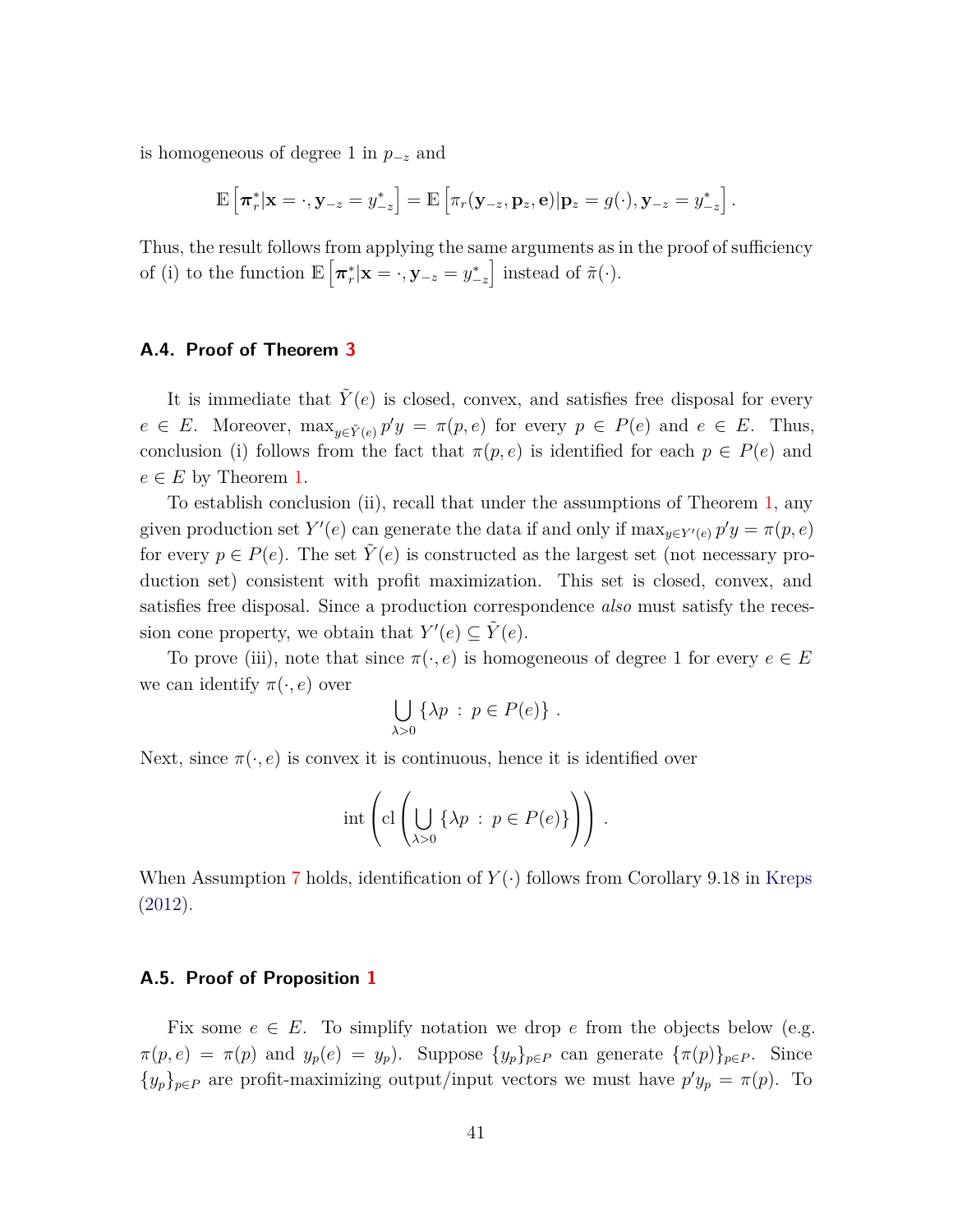is homogeneous of degree 1 in $p_{-z}$ and

$$\mathbb{E}\left[\boldsymbol{\pi}_r^* | \mathbf{x} = \cdot, \mathbf{y}_{-z} = y_{-z}^*\right] = \mathbb{E}\left[\pi_r(\mathbf{y}_{-z}, \mathbf{p}_z, \mathbf{e}) | \mathbf{p}_z = g(\cdot), \mathbf{y}_{-z} = y_{-z}^*\right].$$

Thus, the result follows from applying the same arguments as in the proof of sufficiency of (i) to the function $\mathbb{E}\left[\boldsymbol{\pi}_r^* | \mathbf{x} = \cdot, \mathbf{y}_{-z} = y_{-z}^*\right]$ instead of $\tilde{\pi}(\cdot)$.

### A.4. Proof of Theorem 3

It is immediate that $\tilde{Y}(e)$ is closed, convex, and satisfies free disposal for every $e \in E$. Moreover, $\max_{y \in \tilde{Y}(e)} p'y = \pi(p, e)$ for every $p \in P(e)$ and $e \in E$. Thus, conclusion (i) follows from the fact that $\pi(p, e)$ is identified for each $p \in P(e)$ and $e \in E$ by Theorem 1.

To establish conclusion (ii), recall that under the assumptions of Theorem 1, any given production set $Y'(e)$ can generate the data if and only if $\max_{y \in Y'(e)} p'y = \pi(p, e)$ for every $p \in P(e)$. The set $\tilde{Y}(e)$ is constructed as the largest set (not necessary production set) consistent with profit maximization. This set is closed, convex, and satisfies free disposal. Since a production correspondence *also* must satisfy the recession cone property, we obtain that $Y'(e) \subseteq \tilde{Y}(e)$.

To prove (iii), note that since $\pi(\cdot, e)$ is homogeneous of degree 1 for every $e \in E$ we can identify $\pi(\cdot, e)$ over

$$\bigcup_{\lambda > 0} \{\lambda p \,:\, p \in P(e)\}\,.$$

Next, since $\pi(\cdot, e)$ is convex it is continuous, hence it is identified over

$$\operatorname{int}\left(\operatorname{cl}\left(\bigcup_{\lambda > 0} \{\lambda p \,:\, p \in P(e)\}\right)\right)\,.$$

When Assumption 7 holds, identification of $Y(\cdot)$ follows from Corollary 9.18 in Kreps (2012).

### A.5. Proof of Proposition 1

Fix some $e \in E$. To simplify notation we drop $e$ from the objects below (e.g. $\pi(p, e) = \pi(p)$ and $y_p(e) = y_p$). Suppose $\{y_p\}_{p \in P}$ can generate $\{\pi(p)\}_{p \in P}$. Since $\{y_p\}_{p \in P}$ are profit-maximizing output/input vectors we must have $p'y_p = \pi(p)$. To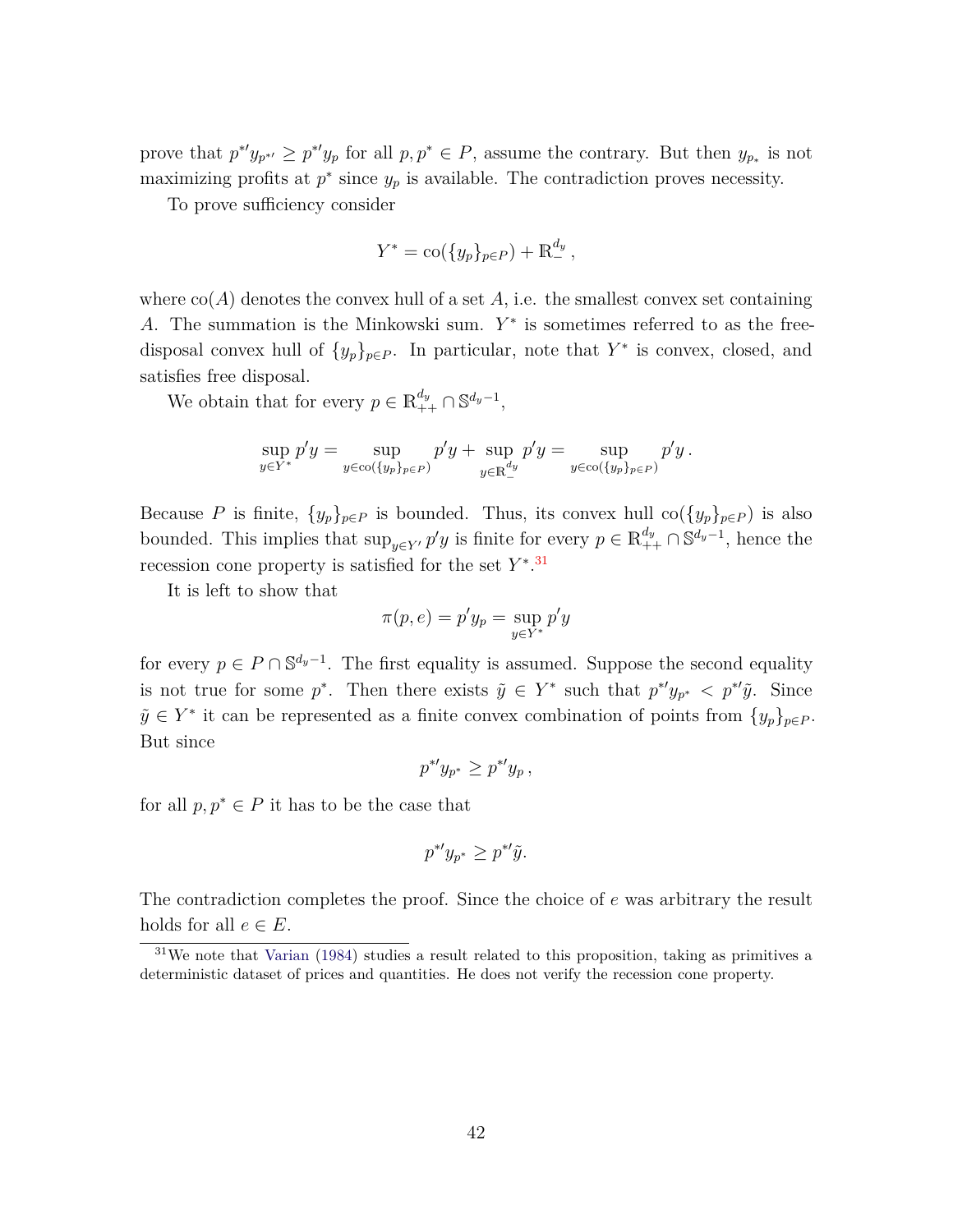prove that $p^{*\prime} y_{p^{*\prime}} \geq p^{*\prime} y_p$ for all $p, p^* \in P$, assume the contrary. But then $y_{p_*}$ is not maximizing profits at $p^*$ since $y_p$ is available. The contradiction proves necessity.

To prove sufficiency consider

$$Y^* = \text{co}(\{y_p\}_{p \in P}) + \mathbb{R}_-^{d_y} ,$$

where $\text{co}(A)$ denotes the convex hull of a set $A$, i.e. the smallest convex set containing $A$. The summation is the Minkowski sum. $Y^*$ is sometimes referred to as the free-disposal convex hull of $\{y_p\}_{p \in P}$. In particular, note that $Y^*$ is convex, closed, and satisfies free disposal.

We obtain that for every $p \in \mathbb{R}_{++}^{d_y} \cap \mathbb{S}^{d_y - 1}$,

$$\sup_{y \in Y^*} p' y = \sup_{y \in \text{co}(\{y_p\}_{p \in P})} p' y + \sup_{y \in \mathbb{R}_-^{d_y}} p' y = \sup_{y \in \text{co}(\{y_p\}_{p \in P})} p' y \,.$$

Because $P$ is finite, $\{y_p\}_{p \in P}$ is bounded. Thus, its convex hull $\text{co}(\{y_p\}_{p \in P})$ is also bounded. This implies that $\sup_{y \in Y'} p' y$ is finite for every $p \in \mathbb{R}_{++}^{d_y} \cap \mathbb{S}^{d_y - 1}$, hence the recession cone property is satisfied for the set $Y^*$.[31]

It is left to show that

$$\pi(p, e) = p' y_p = \sup_{y \in Y^*} p' y$$

for every $p \in P \cap \mathbb{S}^{d_y - 1}$. The first equality is assumed. Suppose the second equality is not true for some $p^*$. Then there exists $\tilde{y} \in Y^*$ such that $p^{*\prime} y_{p^*} < p^{*\prime} \tilde{y}$. Since $\tilde{y} \in Y^*$ it can be represented as a finite convex combination of points from $\{y_p\}_{p \in P}$. But since

$$p^{*\prime} y_{p^*} \geq p^{*\prime} y_p \,,$$

for all $p, p^* \in P$ it has to be the case that

$$p^{*\prime} y_{p^*} \geq p^{*\prime} \tilde{y}.$$

The contradiction completes the proof. Since the choice of $e$ was arbitrary the result holds for all $e \in E$.

[31] We note that Varian (1984) studies a result related to this proposition, taking as primitives a deterministic dataset of prices and quantities. He does not verify the recession cone property.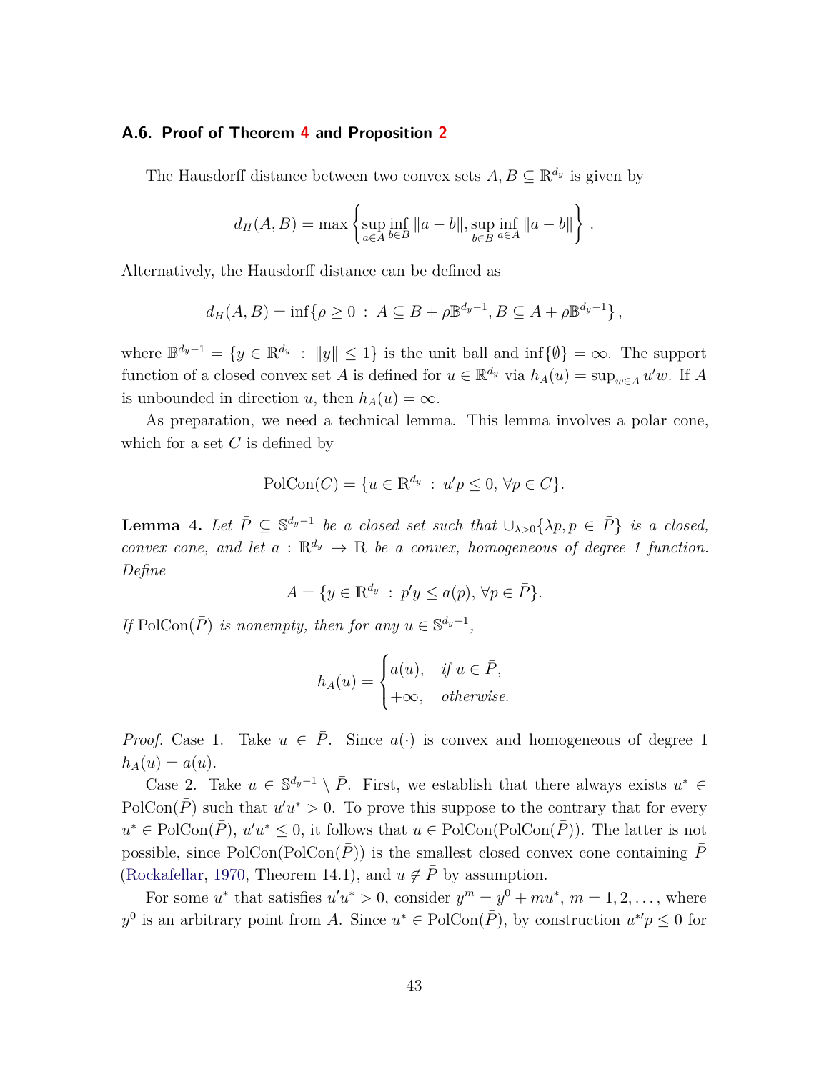### A.6. Proof of Theorem 4 and Proposition 2

The Hausdorff distance between two convex sets $A, B \subseteq \mathbb{R}^{d_y}$ is given by

$$d_H(A, B) = \max\left\{ \sup_{a\in A} \inf_{b\in B} \|a - b\|, \sup_{b\in B} \inf_{a\in A} \|a - b\| \right\}.$$

Alternatively, the Hausdorff distance can be defined as

$$d_H(A, B) = \inf\{\rho \geq 0 \,:\, A \subseteq B + \rho\mathbb{B}^{d_y-1}, B \subseteq A + \rho\mathbb{B}^{d_y-1}\},$$

where $\mathbb{B}^{d_y-1} = \{y \in \mathbb{R}^{d_y} \,:\, \|y\| \leq 1\}$ is the unit ball and $\inf\{\emptyset\} = \infty$. The support function of a closed convex set $A$ is defined for $u \in \mathbb{R}^{d_y}$ via $h_A(u) = \sup_{w\in A} u'w$. If $A$ is unbounded in direction $u$, then $h_A(u) = \infty$.

As preparation, we need a technical lemma. This lemma involves a polar cone, which for a set $C$ is defined by

$$\text{PolCon}(C) = \{u \in \mathbb{R}^{d_y} \,:\, u'p \leq 0, \,\forall p \in C\}.$$

**Lemma 4.** *Let $\bar{P} \subseteq \mathbb{S}^{d_y-1}$ be a closed set such that $\cup_{\lambda>0}\{\lambda p, p \in \bar{P}\}$ is a closed, convex cone, and let $a : \mathbb{R}^{d_y} \to \mathbb{R}$ be a convex, homogeneous of degree 1 function. Define*

$$A = \{y \in \mathbb{R}^{d_y} \,:\, p'y \leq a(p), \,\forall p \in \bar{P}\}.$$

*If $\text{PolCon}(\bar{P})$ is nonempty, then for any $u \in \mathbb{S}^{d_y-1}$,*

$$h_A(u) = \begin{cases} a(u), & \text{if } u \in \bar{P}, \\ +\infty, & \text{otherwise.} \end{cases}$$

*Proof.* Case 1. Take $u \in \bar{P}$. Since $a(\cdot)$ is convex and homogeneous of degree 1 $h_A(u) = a(u)$.

Case 2. Take $u \in \mathbb{S}^{d_y-1} \setminus \bar{P}$. First, we establish that there always exists $u^* \in \text{PolCon}(\bar{P})$ such that $u'u^* > 0$. To prove this suppose to the contrary that for every $u^* \in \text{PolCon}(\bar{P})$, $u'u^* \leq 0$, it follows that $u \in \text{PolCon}(\text{PolCon}(\bar{P}))$. The latter is not possible, since $\text{PolCon}(\text{PolCon}(\bar{P}))$ is the smallest closed convex cone containing $\bar{P}$ (Rockafellar, 1970, Theorem 14.1), and $u \notin \bar{P}$ by assumption.

For some $u^*$ that satisfies $u'u^* > 0$, consider $y^m = y^0 + mu^*$, $m = 1, 2, \ldots$, where $y^0$ is an arbitrary point from $A$. Since $u^* \in \text{PolCon}(\bar{P})$, by construction $u^{*\prime}p \leq 0$ for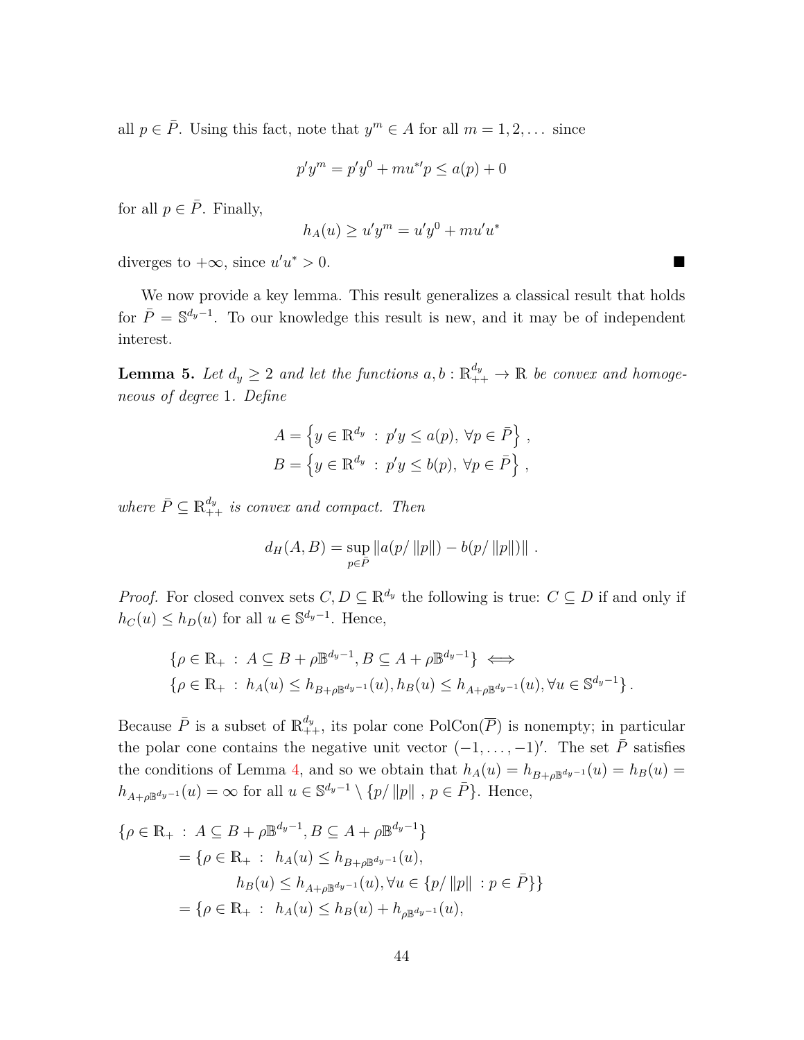all $p \in \bar{P}$. Using this fact, note that $y^m \in A$ for all $m = 1, 2, \dots$ since

$$p'y^m = p'y^0 + mu^{*\prime}p \le a(p) + 0$$

for all $p \in \bar{P}$. Finally,

$$h_A(u) \ge u'y^m = u'y^0 + mu'u^*$$

diverges to $+\infty$, since $u'u^* > 0$. ■

We now provide a key lemma. This result generalizes a classical result that holds for $\bar{P} = \mathbb{S}^{d_y - 1}$. To our knowledge this result is new, and it may be of independent interest.

**Lemma 5.** *Let $d_y \ge 2$ and let the functions $a, b : \mathbb{R}^{d_y}_{++} \to \mathbb{R}$ be convex and homogeneous of degree 1. Define*

$$A = \left\{ y \in \mathbb{R}^{d_y} \ : \ p'y \le a(p), \ \forall p \in \bar{P} \right\},$$
$$B = \left\{ y \in \mathbb{R}^{d_y} \ : \ p'y \le b(p), \ \forall p \in \bar{P} \right\},$$

*where $\bar{P} \subseteq \mathbb{R}^{d_y}_{++}$ is convex and compact. Then*

$$d_H(A, B) = \sup_{p \in \bar{P}} \|a(p/\|p\|) - b(p/\|p\|)\| \ .$$

*Proof.* For closed convex sets $C, D \subseteq \mathbb{R}^{d_y}$ the following is true: $C \subseteq D$ if and only if $h_C(u) \le h_D(u)$ for all $u \in \mathbb{S}^{d_y - 1}$. Hence,

$$\{\rho \in \mathbb{R}_+ \ : \ A \subseteq B + \rho \mathbb{B}^{d_y - 1}, B \subseteq A + \rho \mathbb{B}^{d_y - 1}\} \iff$$
$$\{\rho \in \mathbb{R}_+ \ : \ h_A(u) \le h_{B + \rho \mathbb{B}^{d_y - 1}}(u), h_B(u) \le h_{A + \rho \mathbb{B}^{d_y - 1}}(u), \forall u \in \mathbb{S}^{d_y - 1}\}.$$

Because $\bar{P}$ is a subset of $\mathbb{R}^{d_y}_{++}$, its polar cone $\text{PolCon}(\overline{P})$ is nonempty; in particular the polar cone contains the negative unit vector $(-1, \dots, -1)'$. The set $\bar{P}$ satisfies the conditions of Lemma 4, and so we obtain that $h_A(u) = h_{B + \rho \mathbb{B}^{d_y - 1}}(u) = h_B(u) = h_{A + \rho \mathbb{B}^{d_y - 1}}(u) = \infty$ for all $u \in \mathbb{S}^{d_y - 1} \setminus \{p/\|p\| \ , p \in \bar{P}\}$. Hence,

$$\begin{aligned}
\{\rho \in \mathbb{R}_+ \ : \ & A \subseteq B + \rho \mathbb{B}^{d_y - 1}, B \subseteq A + \rho \mathbb{B}^{d_y - 1}\} \\
&= \{\rho \in \mathbb{R}_+ \ : \ \ h_A(u) \le h_{B + \rho \mathbb{B}^{d_y - 1}}(u), \\
&\qquad\qquad h_B(u) \le h_{A + \rho \mathbb{B}^{d_y - 1}}(u), \forall u \in \{p/\|p\| \ : p \in \bar{P}\}\} \\
&= \{\rho \in \mathbb{R}_+ \ : \ \ h_A(u) \le h_B(u) + h_{\rho \mathbb{B}^{d_y - 1}}(u),
\end{aligned}$$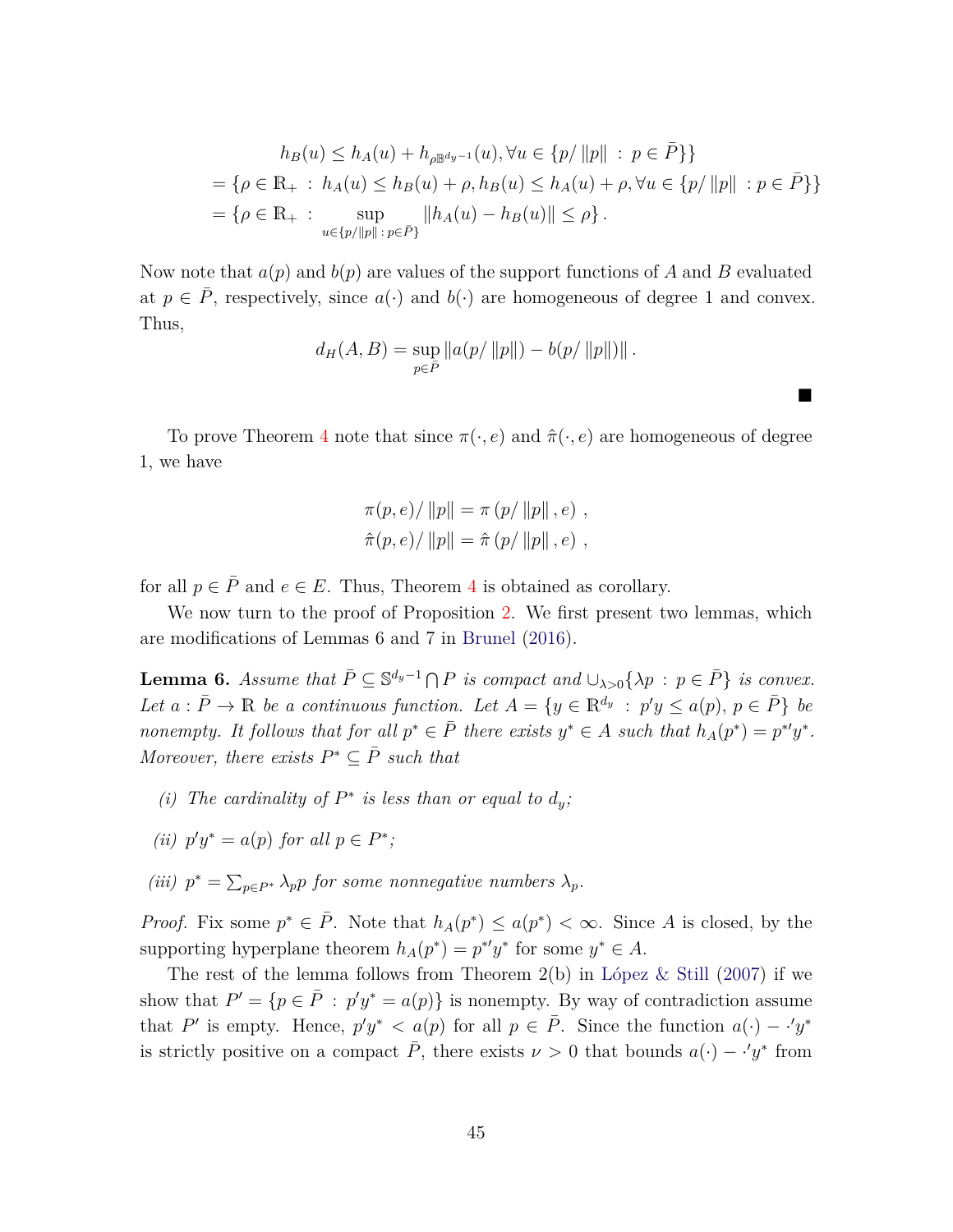$$
\begin{aligned}
& h_B(u) \leq h_A(u) + h_{\rho \mathbb{B}^{d_y-1}}(u), \forall u \in \{p/\|p\| \,:\, p \in \bar{P}\}\} \\
&= \{\rho \in \mathbb{R}_+ \,:\, h_A(u) \leq h_B(u) + \rho, h_B(u) \leq h_A(u) + \rho, \forall u \in \{p/\|p\| \,: p \in \bar{P}\}\} \\
&= \{\rho \in \mathbb{R}_+ \,:\, \sup_{u \in \{p/\|p\| \,:\, p \in \bar{P}\}} \|h_A(u) - h_B(u)\| \leq \rho\}.
\end{aligned}
$$

Now note that $a(p)$ and $b(p)$ are values of the support functions of $A$ and $B$ evaluated at $p \in \bar{P}$, respectively, since $a(\cdot)$ and $b(\cdot)$ are homogeneous of degree 1 and convex. Thus,

$$
d_H(A, B) = \sup_{p \in \bar{P}} \|a(p/\|p\|) - b(p/\|p\|)\|.
$$

■

To prove Theorem 4 note that since $\pi(\cdot, e)$ and $\hat{\pi}(\cdot, e)$ are homogeneous of degree 1, we have

$$
\begin{aligned}
\pi(p, e)/\|p\| &= \pi\left(p/\|p\|, e\right), \\
\hat{\pi}(p, e)/\|p\| &= \hat{\pi}\left(p/\|p\|, e\right),
\end{aligned}
$$

for all $p \in \bar{P}$ and $e \in E$. Thus, Theorem 4 is obtained as corollary.

We now turn to the proof of Proposition 2. We first present two lemmas, which are modifications of Lemmas 6 and 7 in Brunel (2016).

**Lemma 6.** *Assume that $\bar{P} \subseteq \mathbb{S}^{d_y-1} \bigcap P$ is compact and $\cup_{\lambda > 0}\{\lambda p \,:\, p \in \bar{P}\}$ is convex. Let $a : \bar{P} \to \mathbb{R}$ be a continuous function. Let $A = \{y \in \mathbb{R}^{d_y} \,:\, p'y \leq a(p),\, p \in \bar{P}\}$ be nonempty. It follows that for all $p^* \in \bar{P}$ there exists $y^* \in A$ such that $h_A(p^*) = p^{*\prime}y^*$. Moreover, there exists $P^* \subseteq \bar{P}$ such that*

*(i) The cardinality of $P^*$ is less than or equal to $d_y$;*

*(ii) $p'y^* = a(p)$ for all $p \in P^*$;*

*(iii) $p^* = \sum_{p \in P^*} \lambda_p p$ for some nonnegative numbers $\lambda_p$.*

*Proof.* Fix some $p^* \in \bar{P}$. Note that $h_A(p^*) \leq a(p^*) < \infty$. Since $A$ is closed, by the supporting hyperplane theorem $h_A(p^*) = p^{*\prime}y^*$ for some $y^* \in A$.

The rest of the lemma follows from Theorem 2(b) in López & Still (2007) if we show that $P' = \{p \in \bar{P} \,:\, p'y^* = a(p)\}$ is nonempty. By way of contradiction assume that $P'$ is empty. Hence, $p'y^* < a(p)$ for all $p \in \bar{P}$. Since the function $a(\cdot) - \cdot' y^*$ is strictly positive on a compact $\bar{P}$, there exists $\nu > 0$ that bounds $a(\cdot) - \cdot' y^*$ from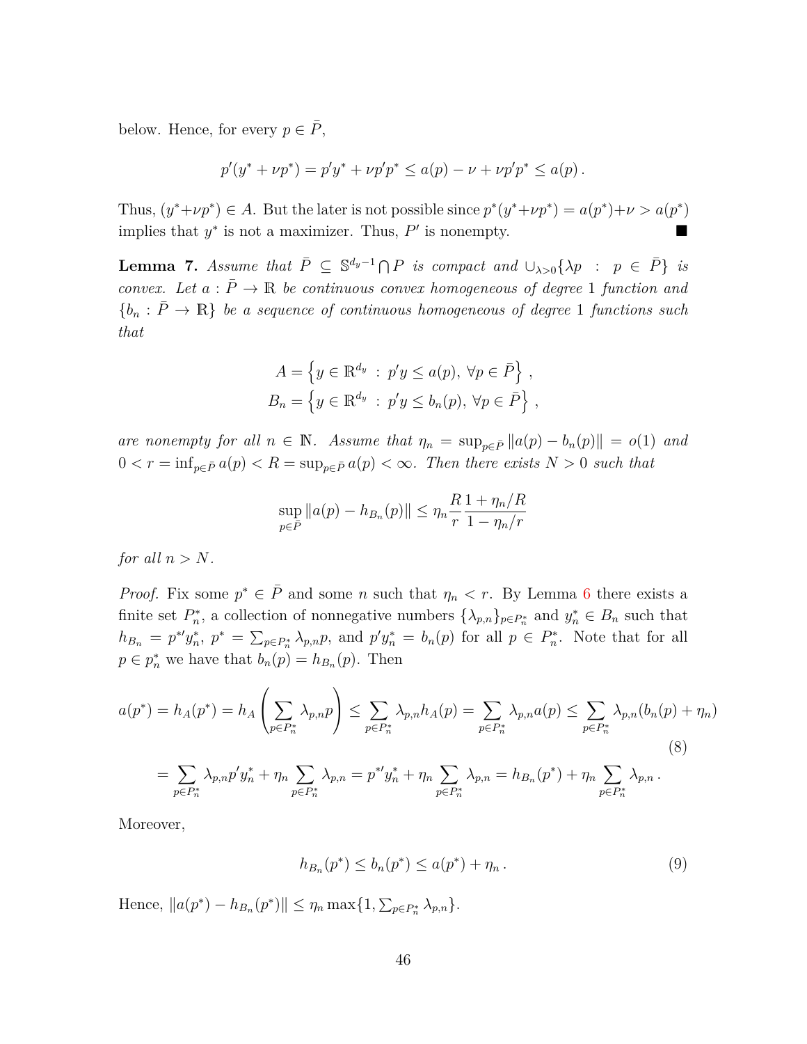below. Hence, for every $p \in \bar{P}$,

$$p'(y^* + \nu p^*) = p'y^* + \nu p'p^* \leq a(p) - \nu + \nu p'p^* \leq a(p)\,.$$

Thus, $(y^* + \nu p^*) \in A$. But the later is not possible since $p^*(y^* + \nu p^*) = a(p^*) + \nu > a(p^*)$ implies that $y^*$ is not a maximizer. Thus, $P'$ is nonempty. ■

**Lemma 7.** *Assume that $\bar{P} \subseteq \mathbb{S}^{d_y - 1} \bigcap P$ is compact and $\cup_{\lambda > 0}\{\lambda p \;:\; p \in \bar{P}\}$ is convex. Let $a : \bar{P} \to \mathbb{R}$ be continuous convex homogeneous of degree 1 function and $\{b_n : \bar{P} \to \mathbb{R}\}$ be a sequence of continuous homogeneous of degree 1 functions such that*

$$A = \left\{ y \in \mathbb{R}^{d_y} \;:\; p'y \leq a(p),\ \forall p \in \bar{P} \right\}\,,$$
$$B_n = \left\{ y \in \mathbb{R}^{d_y} \;:\; p'y \leq b_n(p),\ \forall p \in \bar{P} \right\}\,,$$

*are nonempty for all $n \in \mathbb{N}$. Assume that $\eta_n = \sup_{p \in \bar{P}} \|a(p) - b_n(p)\| = o(1)$ and $0 < r = \inf_{p \in \bar{P}} a(p) < R = \sup_{p \in \bar{P}} a(p) < \infty$. Then there exists $N > 0$ such that*

$$\sup_{p \in \bar{P}} \|a(p) - h_{B_n}(p)\| \leq \eta_n \frac{R}{r} \frac{1 + \eta_n / R}{1 - \eta_n / r}$$

*for all $n > N$.*

*Proof.* Fix some $p^* \in \bar{P}$ and some $n$ such that $\eta_n < r$. By Lemma 6 there exists a finite set $P_n^*$, a collection of nonnegative numbers $\{\lambda_{p,n}\}_{p \in P_n^*}$ and $y_n^* \in B_n$ such that $h_{B_n} = p^{*\prime} y_n^*$, $p^* = \sum_{p \in P_n^*} \lambda_{p,n} p$, and $p'y_n^* = b_n(p)$ for all $p \in P_n^*$. Note that for all $p \in p_n^*$ we have that $b_n(p) = h_{B_n}(p)$. Then

$$\begin{aligned}
a(p^*) = h_A(p^*) = h_A\left(\sum_{p \in P_n^*} \lambda_{p,n} p\right) &\leq \sum_{p \in P_n^*} \lambda_{p,n} h_A(p) = \sum_{p \in P_n^*} \lambda_{p,n} a(p) \leq \sum_{p \in P_n^*} \lambda_{p,n} (b_n(p) + \eta_n) \\
&= \sum_{p \in P_n^*} \lambda_{p,n} p' y_n^* + \eta_n \sum_{p \in P_n^*} \lambda_{p,n} = p^{*\prime} y_n^* + \eta_n \sum_{p \in P_n^*} \lambda_{p,n} = h_{B_n}(p^*) + \eta_n \sum_{p \in P_n^*} \lambda_{p,n}\,.
\end{aligned} \tag{8}$$

Moreover,

$$h_{B_n}(p^*) \leq b_n(p^*) \leq a(p^*) + \eta_n\,. \tag{9}$$

Hence, $\|a(p^*) - h_{B_n}(p^*)\| \leq \eta_n \max\{1, \sum_{p \in P_n^*} \lambda_{p,n}\}$.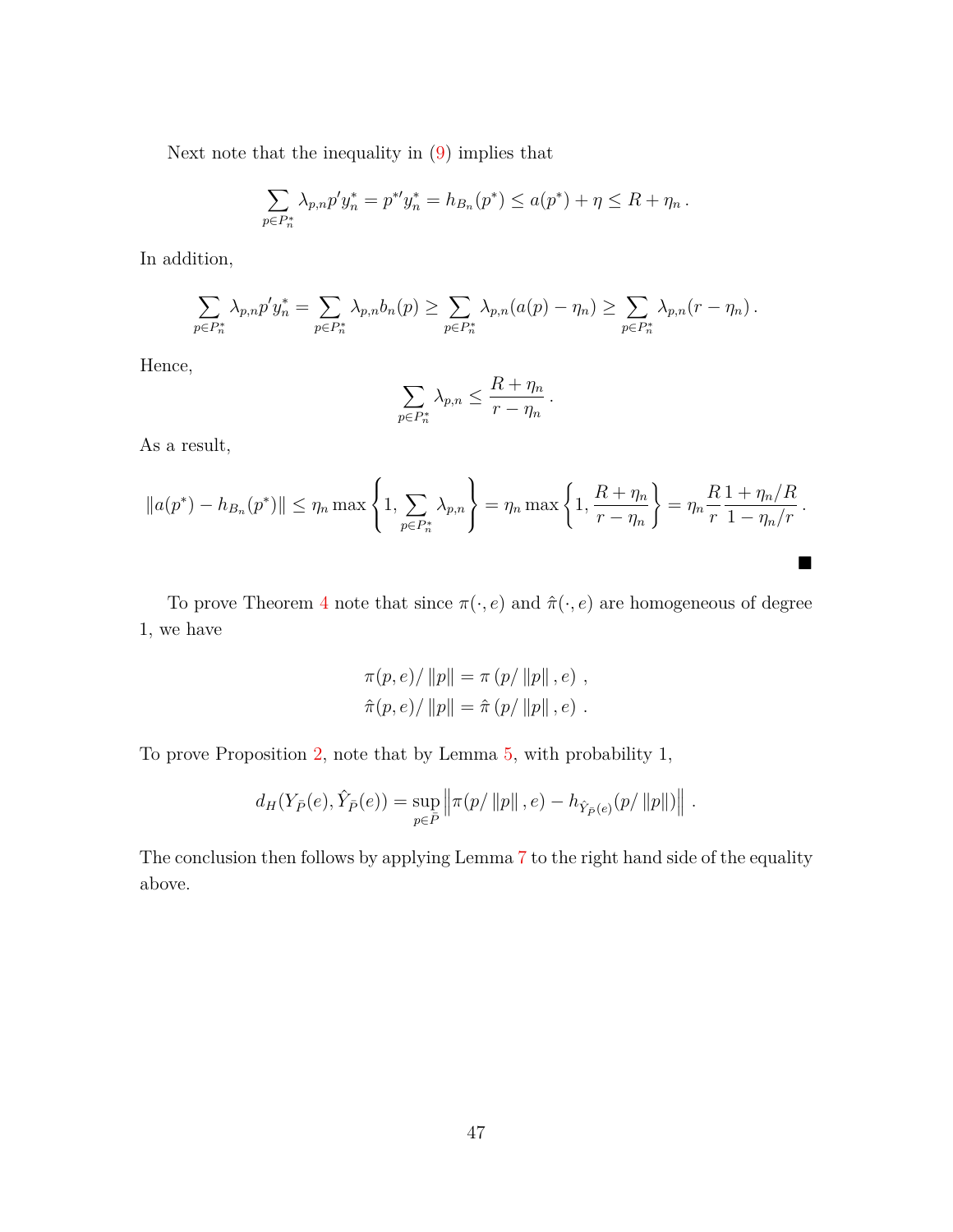Next note that the inequality in (9) implies that

$$\sum_{p \in P_n^*} \lambda_{p,n} p' y_n^* = p^{*\prime} y_n^* = h_{B_n}(p^*) \leq a(p^*) + \eta \leq R + \eta_n \,.$$

In addition,

$$\sum_{p \in P_n^*} \lambda_{p,n} p' y_n^* = \sum_{p \in P_n^*} \lambda_{p,n} b_n(p) \geq \sum_{p \in P_n^*} \lambda_{p,n} (a(p) - \eta_n) \geq \sum_{p \in P_n^*} \lambda_{p,n} (r - \eta_n) \,.$$

Hence,

$$\sum_{p \in P_n^*} \lambda_{p,n} \leq \frac{R + \eta_n}{r - \eta_n} \,.$$

As a result,

$$\|a(p^*) - h_{B_n}(p^*)\| \leq \eta_n \max \left\{ 1, \sum_{p \in P_n^*} \lambda_{p,n} \right\} = \eta_n \max \left\{ 1, \frac{R + \eta_n}{r - \eta_n} \right\} = \eta_n \frac{R}{r} \frac{1 + \eta_n / R}{1 - \eta_n / r} \,.$$

■

To prove Theorem 4 note that since $\pi(\cdot, e)$ and $\hat{\pi}(\cdot, e)$ are homogeneous of degree 1, we have

$$\pi(p, e) / \|p\| = \pi\left(p / \|p\|, e\right) \,,$$
$$\hat{\pi}(p, e) / \|p\| = \hat{\pi}\left(p / \|p\|, e\right) \,.$$

To prove Proposition 2, note that by Lemma 5, with probability 1,

$$d_H(Y_{\bar{P}}(e), \hat{Y}_{\bar{P}}(e)) = \sup_{p \in \bar{P}} \left\| \pi(p / \|p\|, e) - h_{\hat{Y}_{\bar{P}}(e)}(p / \|p\|) \right\| \,.$$

The conclusion then follows by applying Lemma 7 to the right hand side of the equality above.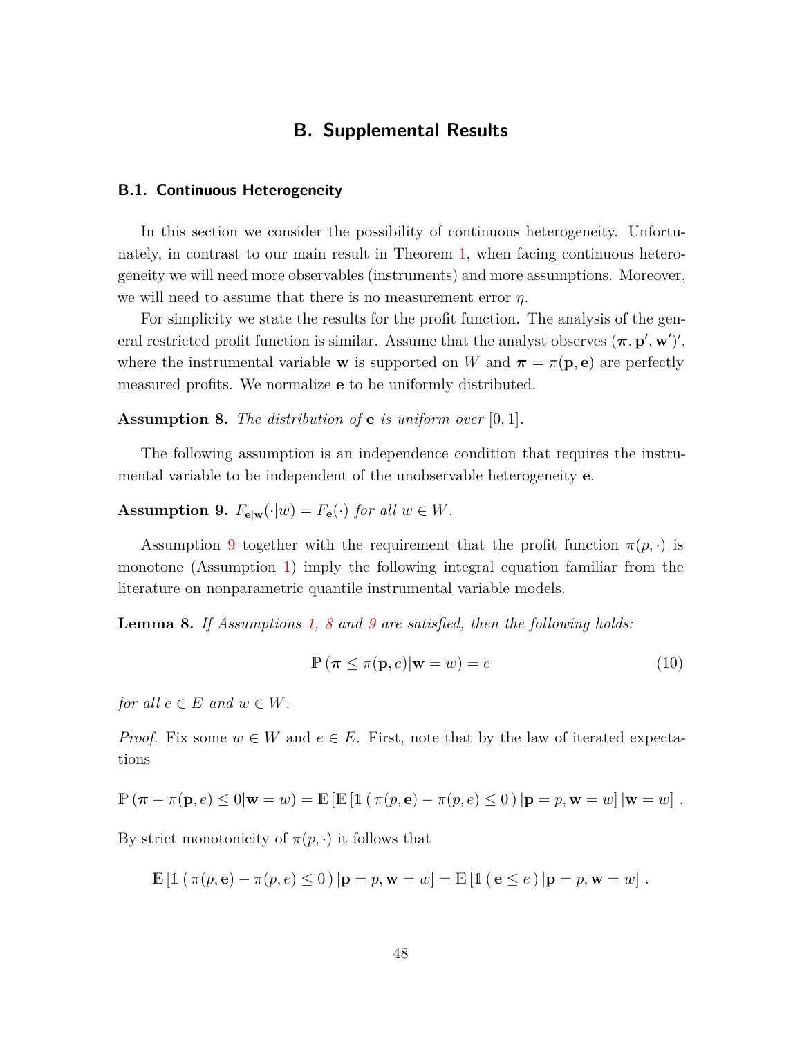# B. Supplemental Results

## B.1. Continuous Heterogeneity

In this section we consider the possibility of continuous heterogeneity. Unfortunately, in contrast to our main result in Theorem 1, when facing continuous heterogeneity we will need more observables (instruments) and more assumptions. Moreover, we will need to assume that there is no measurement error $\eta$.

For simplicity we state the results for the profit function. The analysis of the general restricted profit function is similar. Assume that the analyst observes $(\boldsymbol{\pi}, \mathbf{p}', \mathbf{w}')'$, where the instrumental variable $\mathbf{w}$ is supported on $W$ and $\boldsymbol{\pi} = \pi(\mathbf{p}, \mathbf{e})$ are perfectly measured profits. We normalize $\mathbf{e}$ to be uniformly distributed.

**Assumption 8.** *The distribution of* $\mathbf{e}$ *is uniform over* $[0, 1]$.

The following assumption is an independence condition that requires the instrumental variable to be independent of the unobservable heterogeneity $\mathbf{e}$.

**Assumption 9.** $F_{\mathbf{e}|\mathbf{w}}(\cdot|w) = F_{\mathbf{e}}(\cdot)$ *for all* $w \in W$.

Assumption 9 together with the requirement that the profit function $\pi(p, \cdot)$ is monotone (Assumption 1) imply the following integral equation familiar from the literature on nonparametric quantile instrumental variable models.

**Lemma 8.** *If Assumptions 1, 8 and 9 are satisfied, then the following holds:*

$$\mathbb{P}\left(\boldsymbol{\pi} \leq \pi(\mathbf{p}, e) | \mathbf{w} = w\right) = e \tag{10}$$

*for all* $e \in E$ *and* $w \in W$.

*Proof.* Fix some $w \in W$ and $e \in E$. First, note that by the law of iterated expectations

$$\mathbb{P}\left(\boldsymbol{\pi} - \pi(\mathbf{p}, e) \leq 0 | \mathbf{w} = w\right) = \mathbb{E}\left[\mathbb{E}\left[\mathbb{1}\left(\, \pi(p, \mathbf{e}) - \pi(p, e) \leq 0 \,\right) | \mathbf{p} = p, \mathbf{w} = w\right] | \mathbf{w} = w\right] .$$

By strict monotonicity of $\pi(p, \cdot)$ it follows that

$$\mathbb{E}\left[\mathbb{1}\left(\, \pi(p, \mathbf{e}) - \pi(p, e) \leq 0 \,\right) | \mathbf{p} = p, \mathbf{w} = w\right] = \mathbb{E}\left[\mathbb{1}\left(\, \mathbf{e} \leq e \,\right) | \mathbf{p} = p, \mathbf{w} = w\right] .$$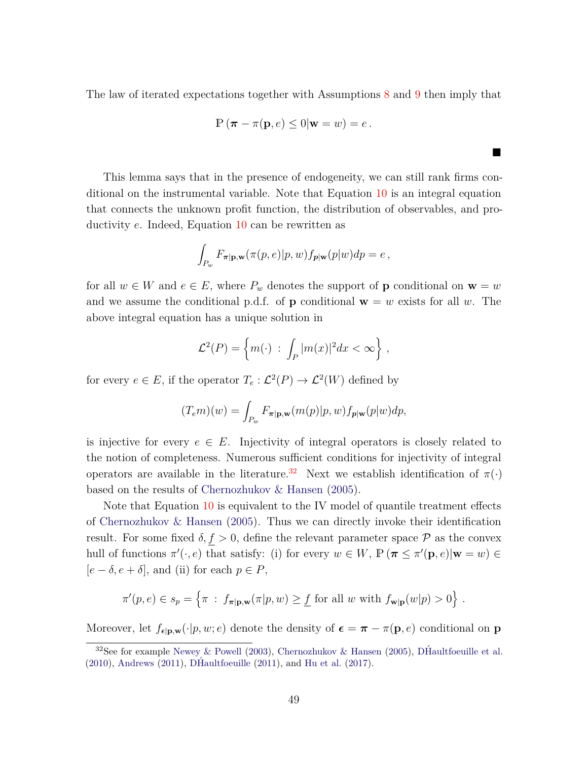The law of iterated expectations together with Assumptions 8 and 9 then imply that

$$\mathbb{P}\left(\boldsymbol{\pi} - \pi(\mathbf{p}, e) \leq 0 | \mathbf{w} = w\right) = e\,.$$

■

This lemma says that in the presence of endogeneity, we can still rank firms conditional on the instrumental variable. Note that Equation 10 is an integral equation that connects the unknown profit function, the distribution of observables, and productivity $e$. Indeed, Equation 10 can be rewritten as

$$\int_{P_w} F_{\boldsymbol{\pi}|\mathbf{p},\mathbf{w}}(\pi(p,e)|p,w) f_{\boldsymbol{p}|\mathbf{w}}(p|w) dp = e\,,$$

for all $w \in W$ and $e \in E$, where $P_w$ denotes the support of $\mathbf{p}$ conditional on $\mathbf{w} = w$ and we assume the conditional p.d.f. of $\mathbf{p}$ conditional $\mathbf{w} = w$ exists for all $w$. The above integral equation has a unique solution in

$$\mathcal{L}^2(P) = \left\{ m(\cdot) \;:\; \int_P |m(x)|^2 dx < \infty \right\}\,,$$

for every $e \in E$, if the operator $T_e : \mathcal{L}^2(P) \to \mathcal{L}^2(W)$ defined by

$$(T_e m)(w) = \int_{P_w} F_{\boldsymbol{\pi}|\mathbf{p},\mathbf{w}}(m(p)|p,w) f_{\boldsymbol{p}|\mathbf{w}}(p|w) dp,$$

is injective for every $e \in E$. Injectivity of integral operators is closely related to the notion of completeness. Numerous sufficient conditions for injectivity of integral operators are available in the literature.[32] Next we establish identification of $\pi(\cdot)$ based on the results of Chernozhukov & Hansen (2005).

Note that Equation 10 is equivalent to the IV model of quantile treatment effects of Chernozhukov & Hansen (2005). Thus we can directly invoke their identification result. For some fixed $\delta, \underline{f} > 0$, define the relevant parameter space $\mathcal{P}$ as the convex hull of functions $\pi'(\cdot, e)$ that satisfy: (i) for every $w \in W$, $\mathbb{P}\left(\boldsymbol{\pi} \leq \pi'(\mathbf{p}, e) | \mathbf{w} = w\right) \in [e - \delta, e + \delta]$, and (ii) for each $p \in P$,

$$\pi'(p, e) \in s_p = \left\{ \pi \;:\; f_{\boldsymbol{\pi}|\mathbf{p},\mathbf{w}}(\pi|p,w) \geq \underline{f} \text{ for all } w \text{ with } f_{\mathbf{w}|\mathbf{p}}(w|p) > 0 \right\}\,.$$

Moreover, let $f_{\boldsymbol{\epsilon}|\mathbf{p},\mathbf{w}}(\cdot|p,w;e)$ denote the density of $\boldsymbol{\epsilon} = \boldsymbol{\pi} - \pi(\mathbf{p}, e)$ conditional on $\mathbf{p}$

[32] See for example Newey & Powell (2003), Chernozhukov & Hansen (2005), DH́aultfoeuille et al. (2010), Andrews (2011), DH́aultfoeuille (2011), and Hu et al. (2017).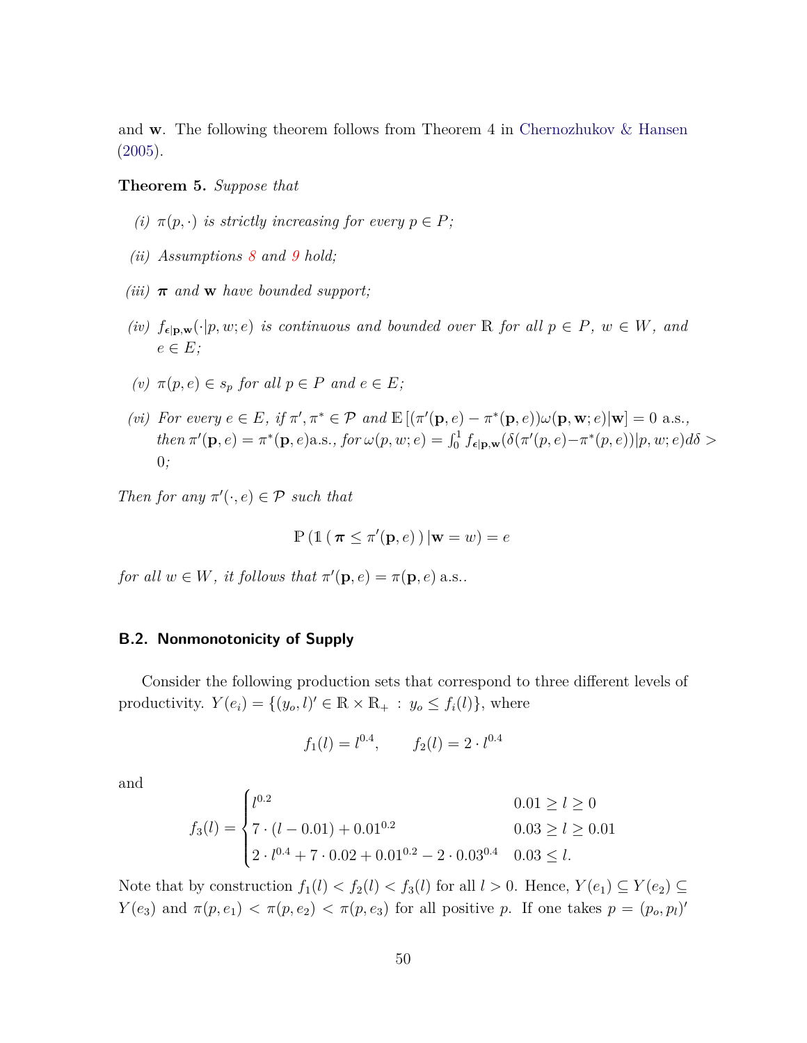and $\mathbf{w}$. The following theorem follows from Theorem 4 in Chernozhukov & Hansen (2005).

**Theorem 5.** *Suppose that*

*(i)* $\pi(p, \cdot)$ *is strictly increasing for every* $p \in P$*;*

*(ii) Assumptions 8 and 9 hold;*

*(iii)* $\boldsymbol{\pi}$ *and* $\mathbf{w}$ *have bounded support;*

*(iv)* $f_{\boldsymbol{\epsilon}|\mathbf{p},\mathbf{w}}(\cdot|p, w; e)$ *is continuous and bounded over* $\mathbb{R}$ *for all* $p \in P$*,* $w \in W$*, and* $e \in E$*;*

*(v)* $\pi(p, e) \in s_p$ *for all* $p \in P$ *and* $e \in E$*;*

*(vi) For every* $e \in E$*, if* $\pi', \pi^* \in \mathcal{P}$ *and* $\mathbb{E}\left[(\pi'(\mathbf{p}, e) - \pi^*(\mathbf{p}, e))\omega(\mathbf{p}, \mathbf{w}; e)|\mathbf{w}\right] = 0$ a.s.*, then* $\pi'(\mathbf{p}, e) = \pi^*(\mathbf{p}, e)$a.s.*, for* $\omega(p, w; e) = \int_0^1 f_{\boldsymbol{\epsilon}|\mathbf{p},\mathbf{w}}(\delta(\pi'(p, e) - \pi^*(p, e))|p, w; e)d\delta > 0$*;*

*Then for any* $\pi'(\cdot, e) \in \mathcal{P}$ *such that*

$$\mathbb{P}\left(\mathbb{1}\left(\,\boldsymbol{\pi} \leq \pi'(\mathbf{p}, e)\,\right)|\mathbf{w} = w\right) = e$$

*for all* $w \in W$*, it follows that* $\pi'(\mathbf{p}, e) = \pi(\mathbf{p}, e)$ a.s..

### B.2. Nonmonotonicity of Supply

Consider the following production sets that correspond to three different levels of productivity. $Y(e_i) = \{(y_o, l)' \in \mathbb{R} \times \mathbb{R}_+ \,:\, y_o \leq f_i(l)\}$, where

$$f_1(l) = l^{0.4}, \qquad f_2(l) = 2 \cdot l^{0.4}$$

and

$$f_3(l) = \begin{cases} l^{0.2} & 0.01 \geq l \geq 0 \\ 7 \cdot (l - 0.01) + 0.01^{0.2} & 0.03 \geq l \geq 0.01 \\ 2 \cdot l^{0.4} + 7 \cdot 0.02 + 0.01^{0.2} - 2 \cdot 0.03^{0.4} & 0.03 \leq l. \end{cases}$$

Note that by construction $f_1(l) < f_2(l) < f_3(l)$ for all $l > 0$. Hence, $Y(e_1) \subseteq Y(e_2) \subseteq Y(e_3)$ and $\pi(p, e_1) < \pi(p, e_2) < \pi(p, e_3)$ for all positive $p$. If one takes $p = (p_o, p_l)'$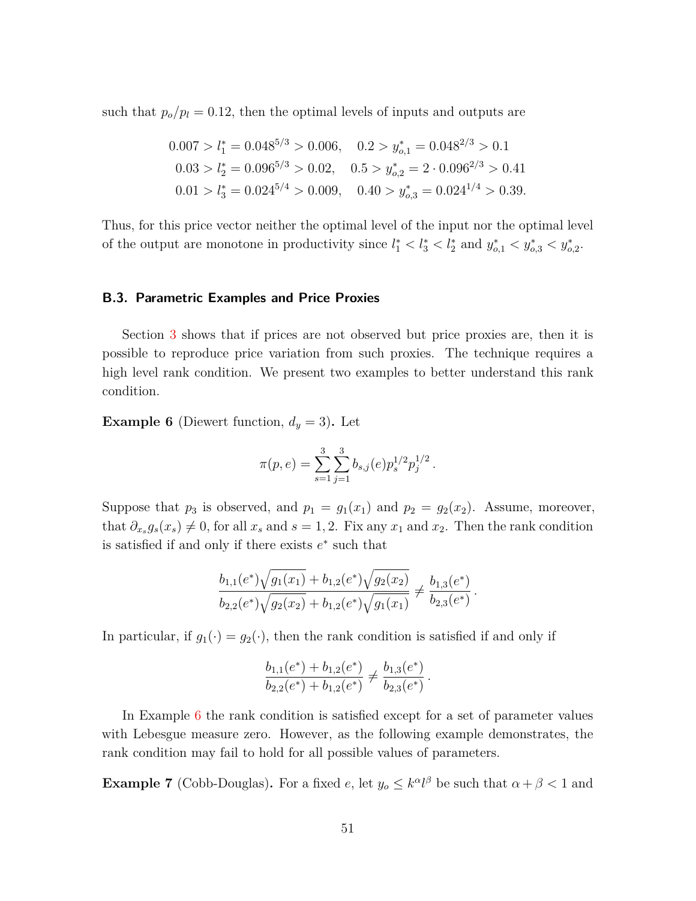such that $p_o/p_l = 0.12$, then the optimal levels of inputs and outputs are

$$
\begin{aligned}
0.007 > l_1^* = 0.048^{5/3} > 0.006, &\quad 0.2 > y_{o,1}^* = 0.048^{2/3} > 0.1 \\
0.03 > l_2^* = 0.096^{5/3} > 0.02, &\quad 0.5 > y_{o,2}^* = 2 \cdot 0.096^{2/3} > 0.41 \\
0.01 > l_3^* = 0.024^{5/4} > 0.009, &\quad 0.40 > y_{o,3}^* = 0.024^{1/4} > 0.39.
\end{aligned}
$$

Thus, for this price vector neither the optimal level of the input nor the optimal level of the output are monotone in productivity since $l_1^* < l_3^* < l_2^*$ and $y_{o,1}^* < y_{o,3}^* < y_{o,2}^*$.

### B.3. Parametric Examples and Price Proxies

Section 3 shows that if prices are not observed but price proxies are, then it is possible to reproduce price variation from such proxies. The technique requires a high level rank condition. We present two examples to better understand this rank condition.

**Example 6** (Diewert function, $d_y = 3$)**.** Let

$$
\pi(p, e) = \sum_{s=1}^{3} \sum_{j=1}^{3} b_{s,j}(e) p_s^{1/2} p_j^{1/2} .
$$

Suppose that $p_3$ is observed, and $p_1 = g_1(x_1)$ and $p_2 = g_2(x_2)$. Assume, moreover, that $\partial_{x_s} g_s(x_s) \neq 0$, for all $x_s$ and $s = 1, 2$. Fix any $x_1$ and $x_2$. Then the rank condition is satisfied if and only if there exists $e^*$ such that

$$
\frac{b_{1,1}(e^*)\sqrt{g_1(x_1)} + b_{1,2}(e^*)\sqrt{g_2(x_2)}}{b_{2,2}(e^*)\sqrt{g_2(x_2)} + b_{1,2}(e^*)\sqrt{g_1(x_1)}} \neq \frac{b_{1,3}(e^*)}{b_{2,3}(e^*)} .
$$

In particular, if $g_1(\cdot) = g_2(\cdot)$, then the rank condition is satisfied if and only if

$$
\frac{b_{1,1}(e^*) + b_{1,2}(e^*)}{b_{2,2}(e^*) + b_{1,2}(e^*)} \neq \frac{b_{1,3}(e^*)}{b_{2,3}(e^*)} .
$$

In Example 6 the rank condition is satisfied except for a set of parameter values with Lebesgue measure zero. However, as the following example demonstrates, the rank condition may fail to hold for all possible values of parameters.

**Example 7** (Cobb-Douglas)**.** For a fixed $e$, let $y_o \leq k^\alpha l^\beta$ be such that $\alpha + \beta < 1$ and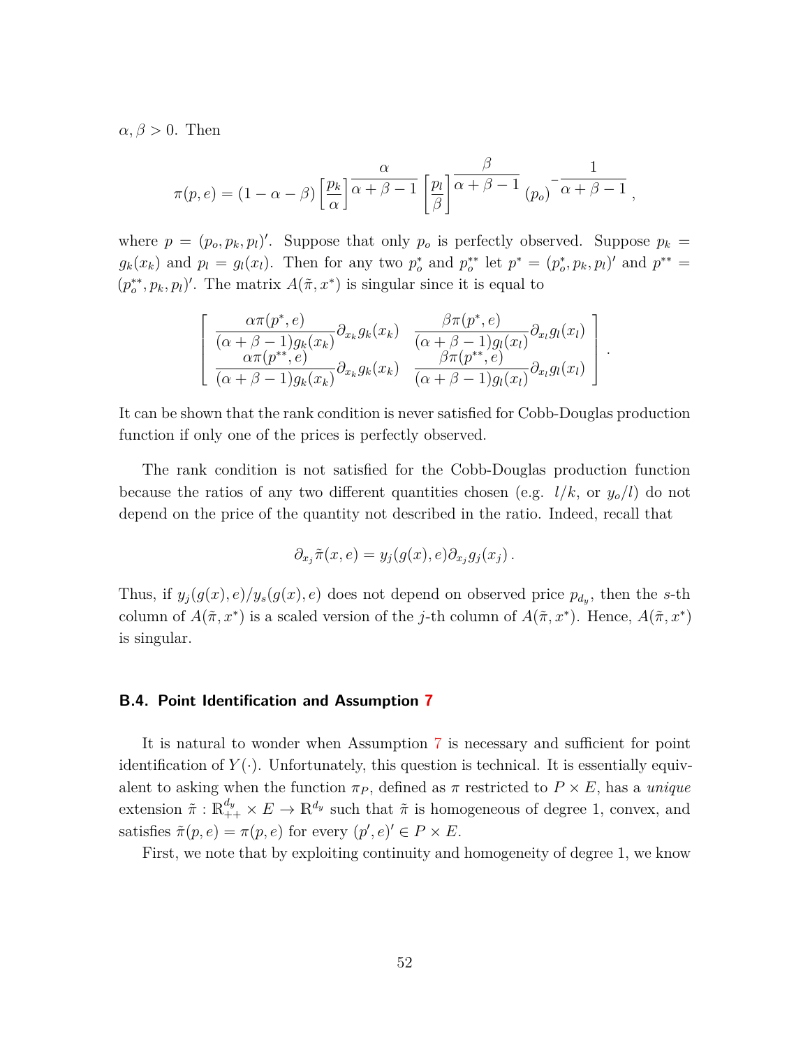$\alpha, \beta > 0$. Then

$$\pi(p, e) = (1 - \alpha - \beta) \left[\frac{p_k}{\alpha}\right]^{\dfrac{\alpha}{\alpha + \beta - 1}} \left[\frac{p_l}{\beta}\right]^{\dfrac{\beta}{\alpha + \beta - 1}} (p_o)^{-\dfrac{1}{\alpha + \beta - 1}},$$

where $p = (p_o, p_k, p_l)'$. Suppose that only $p_o$ is perfectly observed. Suppose $p_k = g_k(x_k)$ and $p_l = g_l(x_l)$. Then for any two $p_o^*$ and $p_o^{**}$ let $p^* = (p_o^*, p_k, p_l)'$ and $p^{**} = (p_o^{**}, p_k, p_l)'$. The matrix $A(\tilde{\pi}, x^*)$ is singular since it is equal to

$$\begin{bmatrix} \dfrac{\alpha \pi(p^*, e)}{(\alpha + \beta - 1) g_k(x_k)} \partial_{x_k} g_k(x_k) & \dfrac{\beta \pi(p^*, e)}{(\alpha + \beta - 1) g_l(x_l)} \partial_{x_l} g_l(x_l) \\ \dfrac{\alpha \pi(p^{**}, e)}{(\alpha + \beta - 1) g_k(x_k)} \partial_{x_k} g_k(x_k) & \dfrac{\beta \pi(p^{**}, e)}{(\alpha + \beta - 1) g_l(x_l)} \partial_{x_l} g_l(x_l) \end{bmatrix}.$$

It can be shown that the rank condition is never satisfied for Cobb-Douglas production function if only one of the prices is perfectly observed.

The rank condition is not satisfied for the Cobb-Douglas production function because the ratios of any two different quantities chosen (e.g. $l/k$, or $y_o/l$) do not depend on the price of the quantity not described in the ratio. Indeed, recall that

$$\partial_{x_j} \tilde{\pi}(x, e) = y_j(g(x), e) \partial_{x_j} g_j(x_j).$$

Thus, if $y_j(g(x), e)/y_s(g(x), e)$ does not depend on observed price $p_{d_y}$, then the $s$-th column of $A(\tilde{\pi}, x^*)$ is a scaled version of the $j$-th column of $A(\tilde{\pi}, x^*)$. Hence, $A(\tilde{\pi}, x^*)$ is singular.

### B.4. Point Identification and Assumption 7

It is natural to wonder when Assumption 7 is necessary and sufficient for point identification of $Y(\cdot)$. Unfortunately, this question is technical. It is essentially equivalent to asking when the function $\pi_P$, defined as $\pi$ restricted to $P \times E$, has a *unique* extension $\tilde{\pi} : \mathbb{R}^{d_y}_{++} \times E \to \mathbb{R}^{d_y}$ such that $\tilde{\pi}$ is homogeneous of degree 1, convex, and satisfies $\tilde{\pi}(p, e) = \pi(p, e)$ for every $(p', e)' \in P \times E$.

First, we note that by exploiting continuity and homogeneity of degree 1, we know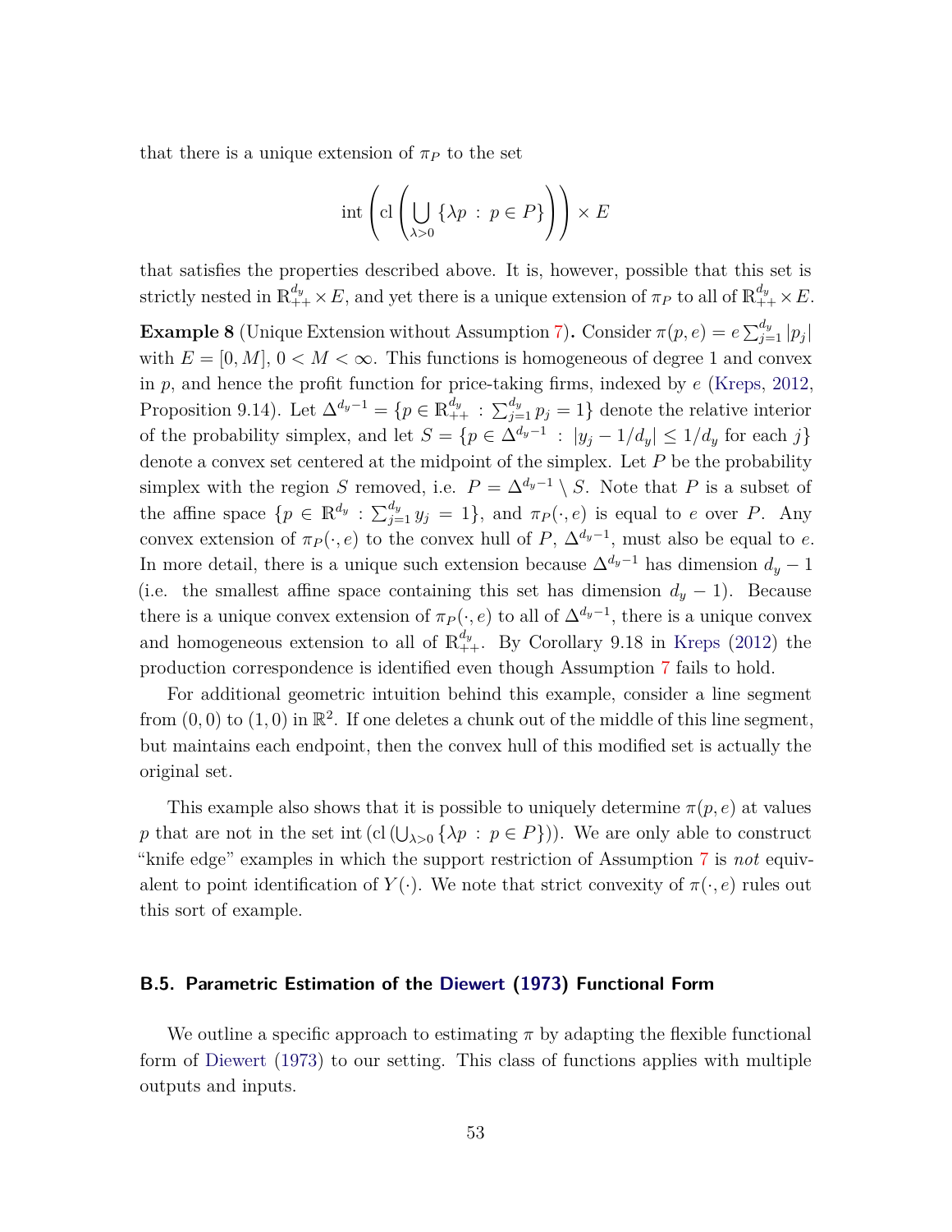that there is a unique extension of $\pi_P$ to the set

$$\text{int}\left(\text{cl}\left(\bigcup_{\lambda>0}\{\lambda p \,:\, p \in P\}\right)\right) \times E$$

that satisfies the properties described above. It is, however, possible that this set is strictly nested in $\mathbb{R}^{d_y}_{++} \times E$, and yet there is a unique extension of $\pi_P$ to all of $\mathbb{R}^{d_y}_{++} \times E$.

**Example 8** (Unique Extension without Assumption 7)**.** Consider $\pi(p, e) = e \sum_{j=1}^{d_y} |p_j|$ with $E = [0, M]$, $0 < M < \infty$. This functions is homogeneous of degree 1 and convex in $p$, and hence the profit function for price-taking firms, indexed by $e$ (Kreps, 2012, Proposition 9.14). Let $\Delta^{d_y-1} = \{p \in \mathbb{R}^{d_y}_{++} \,:\, \sum_{j=1}^{d_y} p_j = 1\}$ denote the relative interior of the probability simplex, and let $S = \{p \in \Delta^{d_y-1} \,:\, |y_j - 1/d_y| \leq 1/d_y \text{ for each } j\}$ denote a convex set centered at the midpoint of the simplex. Let $P$ be the probability simplex with the region $S$ removed, i.e. $P = \Delta^{d_y-1} \setminus S$. Note that $P$ is a subset of the affine space $\{p \in \mathbb{R}^{d_y} \,:\, \sum_{j=1}^{d_y} y_j = 1\}$, and $\pi_P(\cdot, e)$ is equal to $e$ over $P$. Any convex extension of $\pi_P(\cdot, e)$ to the convex hull of $P$, $\Delta^{d_y-1}$, must also be equal to $e$. In more detail, there is a unique such extension because $\Delta^{d_y-1}$ has dimension $d_y - 1$ (i.e. the smallest affine space containing this set has dimension $d_y - 1$). Because there is a unique convex extension of $\pi_P(\cdot, e)$ to all of $\Delta^{d_y-1}$, there is a unique convex and homogeneous extension to all of $\mathbb{R}^{d_y}_{++}$. By Corollary 9.18 in Kreps (2012) the production correspondence is identified even though Assumption 7 fails to hold.

For additional geometric intuition behind this example, consider a line segment from $(0, 0)$ to $(1, 0)$ in $\mathbb{R}^2$. If one deletes a chunk out of the middle of this line segment, but maintains each endpoint, then the convex hull of this modified set is actually the original set.

This example also shows that it is possible to uniquely determine $\pi(p, e)$ at values $p$ that are not in the set $\text{int}\left(\text{cl}\left(\bigcup_{\lambda>0}\{\lambda p \,:\, p \in P\}\right)\right)$. We are only able to construct "knife edge" examples in which the support restriction of Assumption 7 is *not* equivalent to point identification of $Y(\cdot)$. We note that strict convexity of $\pi(\cdot, e)$ rules out this sort of example.

### B.5. Parametric Estimation of the Diewert (1973) Functional Form

We outline a specific approach to estimating $\pi$ by adapting the flexible functional form of Diewert (1973) to our setting. This class of functions applies with multiple outputs and inputs.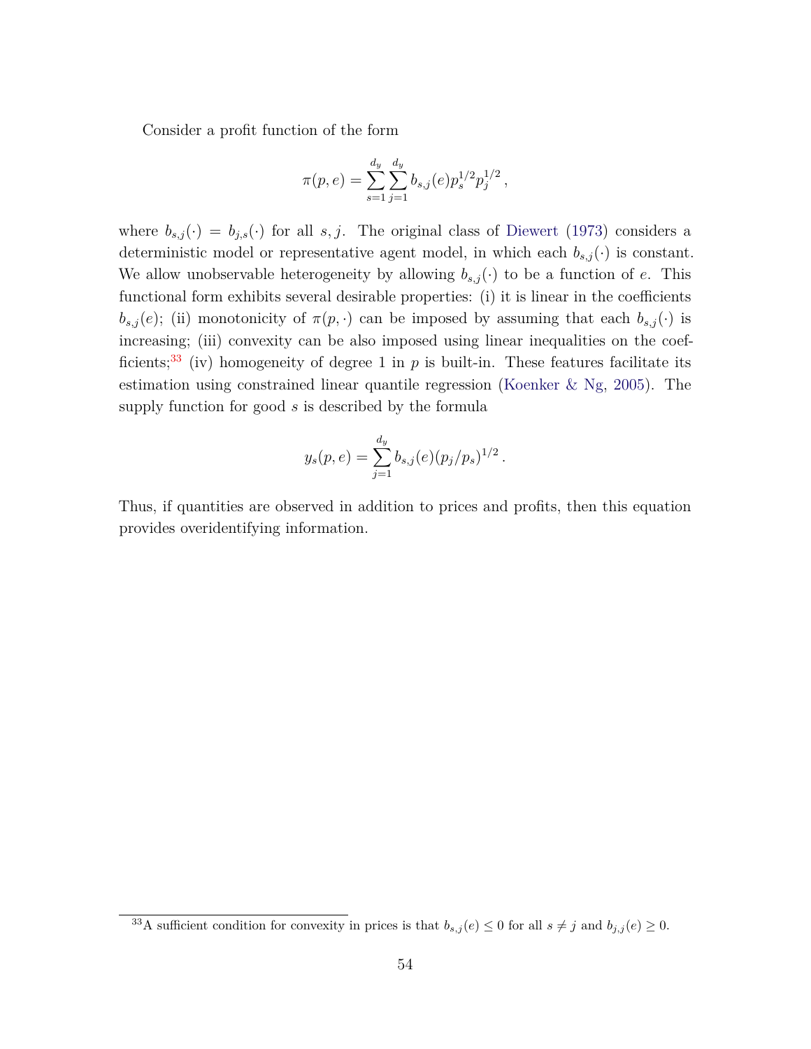Consider a profit function of the form

$$\pi(p, e) = \sum_{s=1}^{d_y} \sum_{j=1}^{d_y} b_{s,j}(e) p_s^{1/2} p_j^{1/2} ,$$

where $b_{s,j}(\cdot) = b_{j,s}(\cdot)$ for all $s, j$. The original class of Diewert (1973) considers a deterministic model or representative agent model, in which each $b_{s,j}(\cdot)$ is constant. We allow unobservable heterogeneity by allowing $b_{s,j}(\cdot)$ to be a function of $e$. This functional form exhibits several desirable properties: (i) it is linear in the coefficients $b_{s,j}(e)$; (ii) monotonicity of $\pi(p, \cdot)$ can be imposed by assuming that each $b_{s,j}(\cdot)$ is increasing; (iii) convexity can be also imposed using linear inequalities on the coefficients;[33] (iv) homogeneity of degree 1 in $p$ is built-in. These features facilitate its estimation using constrained linear quantile regression (Koenker & Ng, 2005). The supply function for good $s$ is described by the formula

$$y_s(p, e) = \sum_{j=1}^{d_y} b_{s,j}(e) (p_j / p_s)^{1/2} .$$

Thus, if quantities are observed in addition to prices and profits, then this equation provides overidentifying information.

[33] A sufficient condition for convexity in prices is that $b_{s,j}(e) \leq 0$ for all $s \neq j$ and $b_{j,j}(e) \geq 0$.